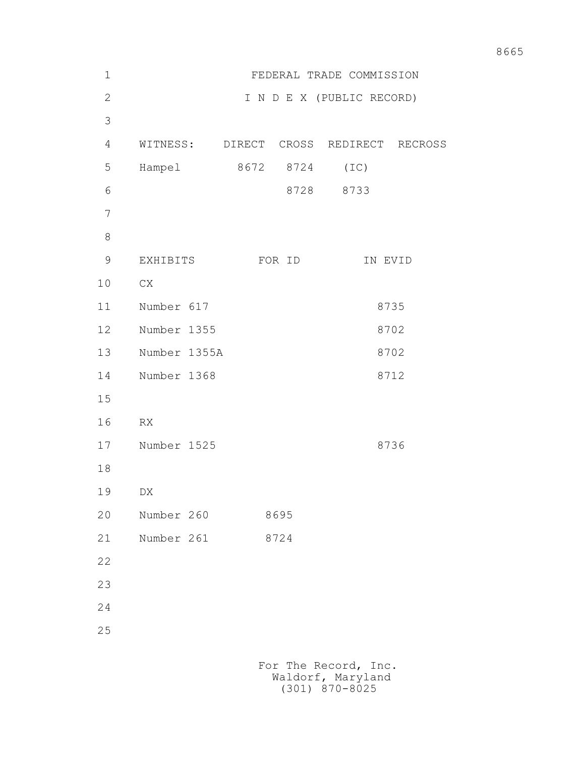# FEDERAL TRADE COMMISSION

## I N D E X (PUBLIC RECORD)

| WITNESS: | DIRECT | CROSS | REDIRECT | RECROSS |
|---|---|---|---|---|
| Hampel | 8672 | 8724 | (IC) | |
| | | 8728 | 8733 | |

| EXHIBITS | FOR ID | IN EVID |
|---|---|---|
| CX | | |
| Number 617 | | 8735 |
| Number 1355 | | 8702 |
| Number 1355A | | 8702 |
| Number 1368 | | 8712 |
| | | |
| RX | | |
| Number 1525 | | 8736 |
| | | |
| DX | | |
| Number 260 | 8695 | |
| Number 261 | 8724 | |

For The Record, Inc.
Waldorf, Maryland
(301) 870-8025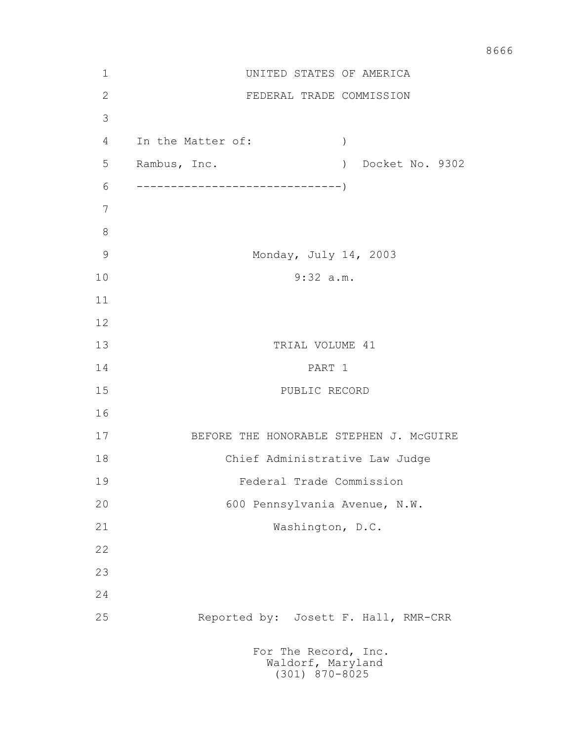UNITED STATES OF AMERICA

FEDERAL TRADE COMMISSION

In the Matter of: )

Rambus, Inc. ) Docket No. 9302

------------------------------)

Monday, July 14, 2003

9:32 a.m.

TRIAL VOLUME 41

PART 1

PUBLIC RECORD

BEFORE THE HONORABLE STEPHEN J. McGUIRE

Chief Administrative Law Judge

Federal Trade Commission

600 Pennsylvania Avenue, N.W.

Washington, D.C.

Reported by: Josett F. Hall, RMR-CRR

For The Record, Inc.
Waldorf, Maryland
(301) 870-8025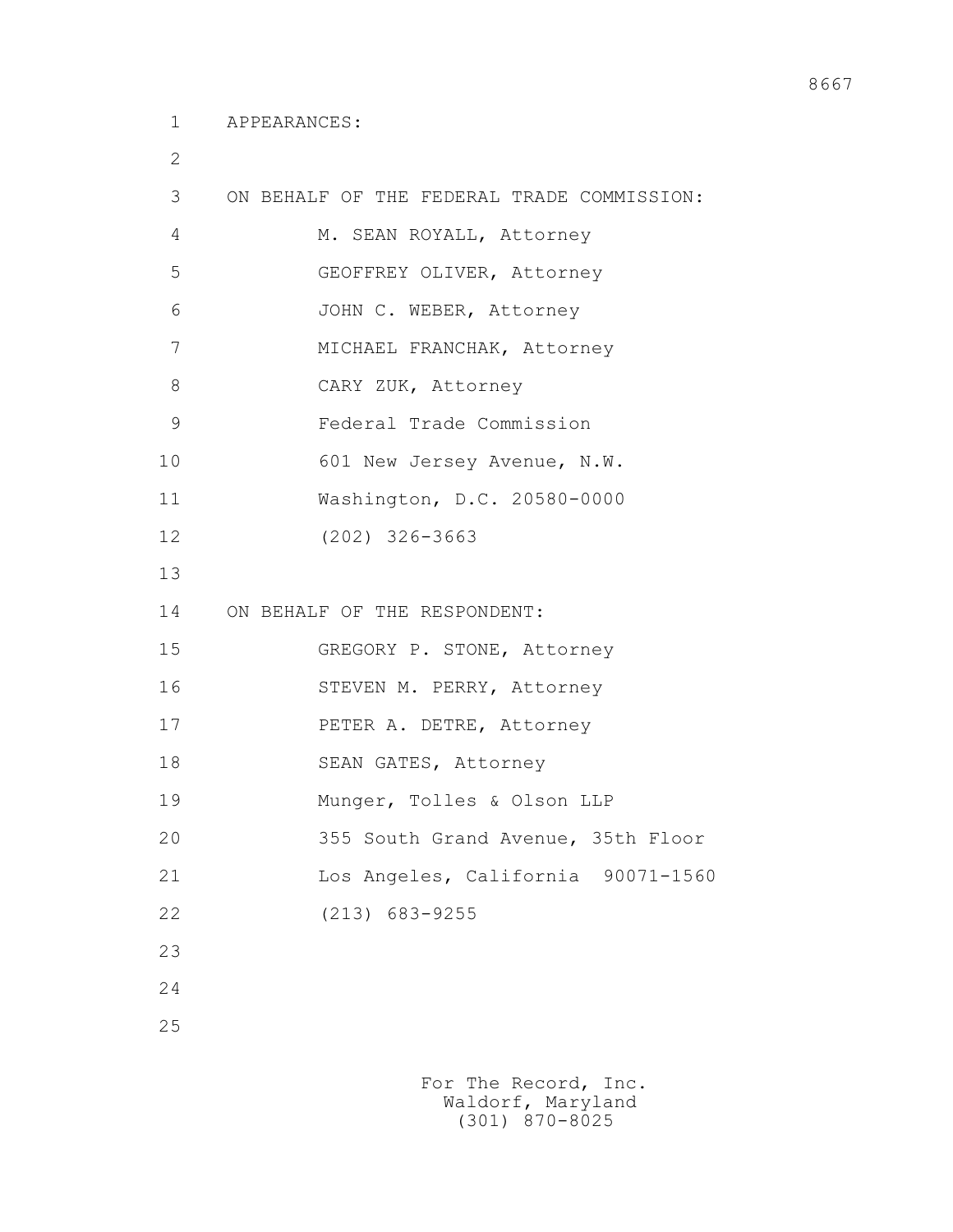APPEARANCES:

ON BEHALF OF THE FEDERAL TRADE COMMISSION:

M. SEAN ROYALL, Attorney
GEOFFREY OLIVER, Attorney
JOHN C. WEBER, Attorney
MICHAEL FRANCHAK, Attorney
CARY ZUK, Attorney
Federal Trade Commission
601 New Jersey Avenue, N.W.
Washington, D.C. 20580-0000
(202) 326-3663

ON BEHALF OF THE RESPONDENT:

GREGORY P. STONE, Attorney
STEVEN M. PERRY, Attorney
PETER A. DETRE, Attorney
SEAN GATES, Attorney
Munger, Tolles & Olson LLP
355 South Grand Avenue, 35th Floor
Los Angeles, California 90071-1560
(213) 683-9255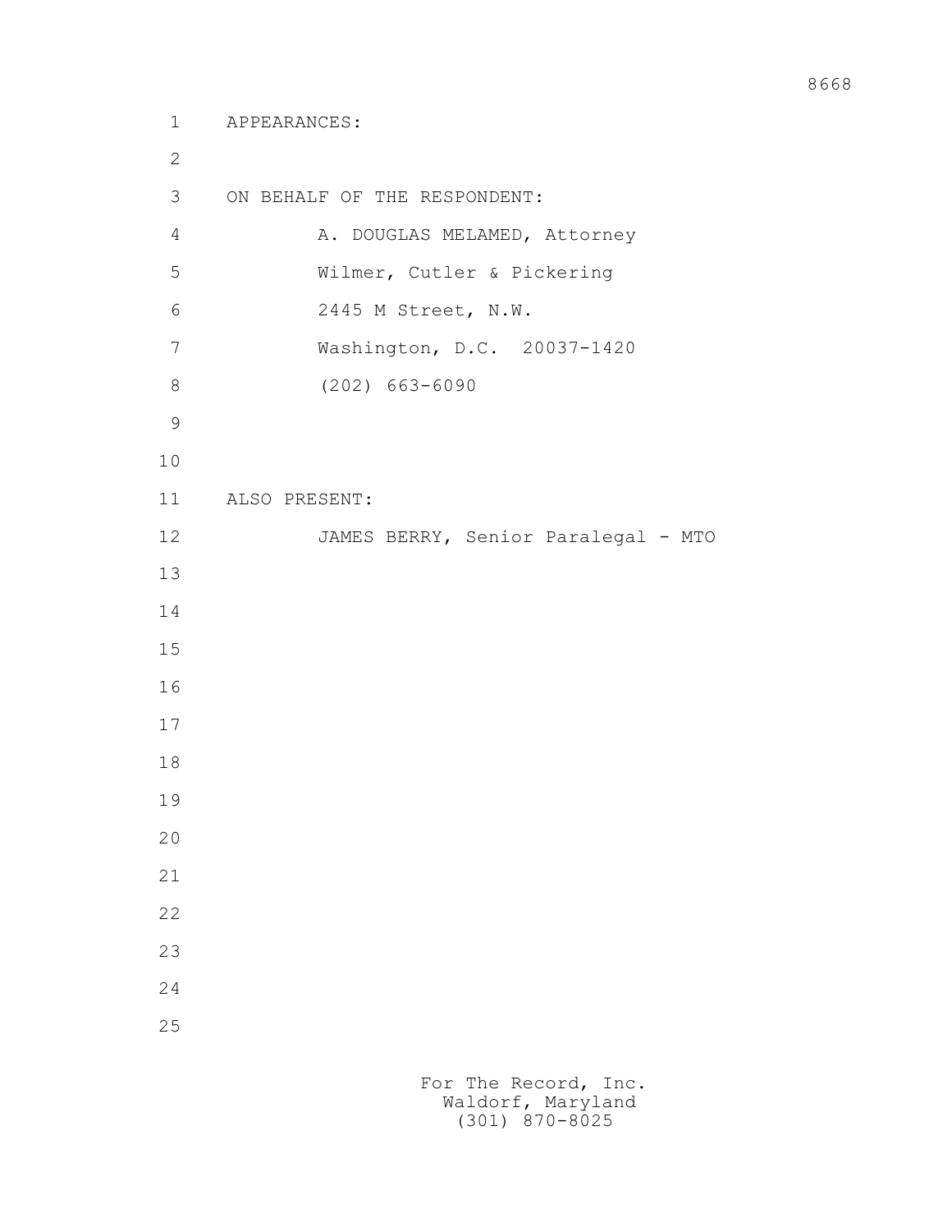APPEARANCES:

ON BEHALF OF THE RESPONDENT:

A. DOUGLAS MELAMED, Attorney
Wilmer, Cutler & Pickering
2445 M Street, N.W.
Washington, D.C. 20037-1420
(202) 663-6090

ALSO PRESENT:

JAMES BERRY, Senior Paralegal - MTO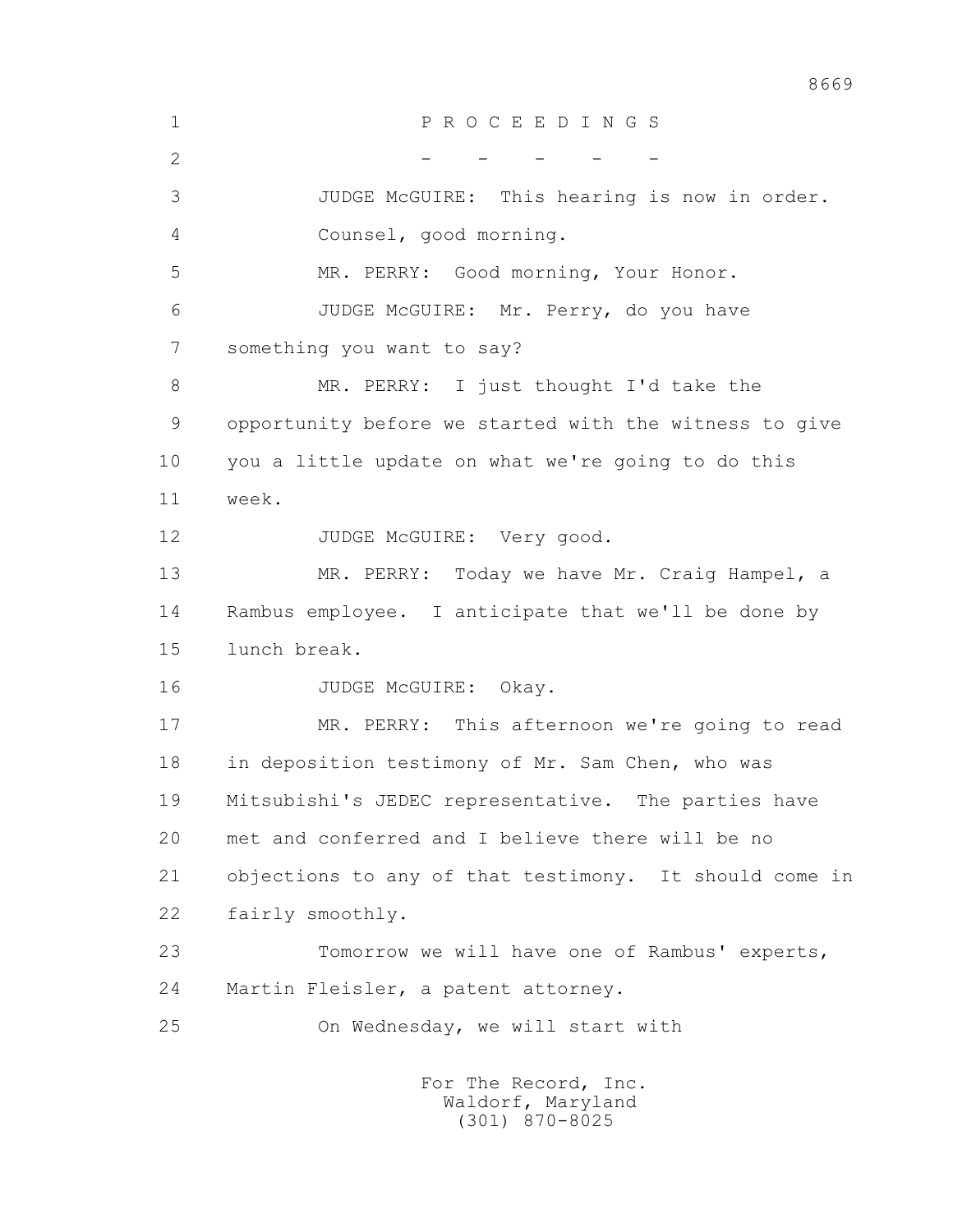P R O C E E D I N G S

\- - - - -

JUDGE McGUIRE: This hearing is now in order. Counsel, good morning.

MR. PERRY: Good morning, Your Honor.

JUDGE McGUIRE: Mr. Perry, do you have something you want to say?

MR. PERRY: I just thought I'd take the opportunity before we started with the witness to give you a little update on what we're going to do this week.

JUDGE McGUIRE: Very good.

MR. PERRY: Today we have Mr. Craig Hampel, a Rambus employee. I anticipate that we'll be done by lunch break.

JUDGE McGUIRE: Okay.

MR. PERRY: This afternoon we're going to read in deposition testimony of Mr. Sam Chen, who was Mitsubishi's JEDEC representative. The parties have met and conferred and I believe there will be no objections to any of that testimony. It should come in fairly smoothly.

Tomorrow we will have one of Rambus' experts, Martin Fleisler, a patent attorney.

On Wednesday, we will start with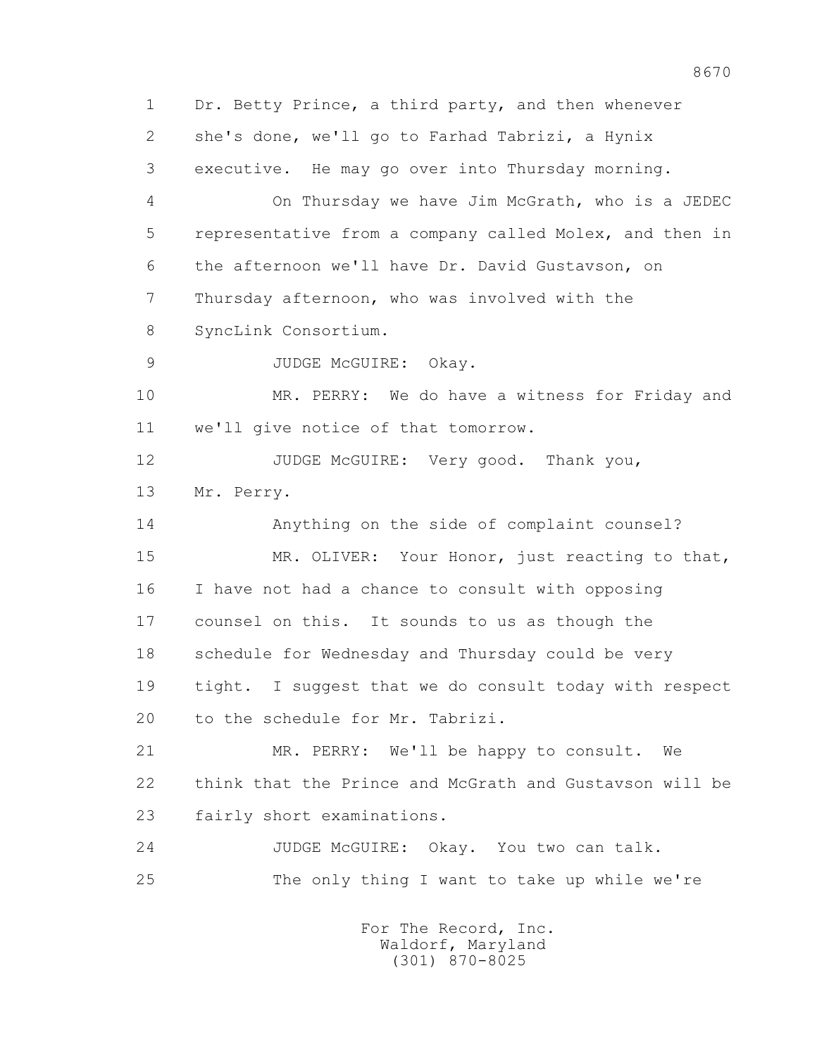1 Dr. Betty Prince, a third party, and then whenever
2 she's done, we'll go to Farhad Tabrizi, a Hynix
3 executive. He may go over into Thursday morning.
4 On Thursday we have Jim McGrath, who is a JEDEC
5 representative from a company called Molex, and then in
6 the afternoon we'll have Dr. David Gustavson, on
7 Thursday afternoon, who was involved with the
8 SyncLink Consortium.
9 JUDGE McGUIRE: Okay.
10 MR. PERRY: We do have a witness for Friday and
11 we'll give notice of that tomorrow.
12 JUDGE McGUIRE: Very good. Thank you,
13 Mr. Perry.
14 Anything on the side of complaint counsel?
15 MR. OLIVER: Your Honor, just reacting to that,
16 I have not had a chance to consult with opposing
17 counsel on this. It sounds to us as though the
18 schedule for Wednesday and Thursday could be very
19 tight. I suggest that we do consult today with respect
20 to the schedule for Mr. Tabrizi.
21 MR. PERRY: We'll be happy to consult. We
22 think that the Prince and McGrath and Gustavson will be
23 fairly short examinations.
24 JUDGE McGUIRE: Okay. You two can talk.
25 The only thing I want to take up while we're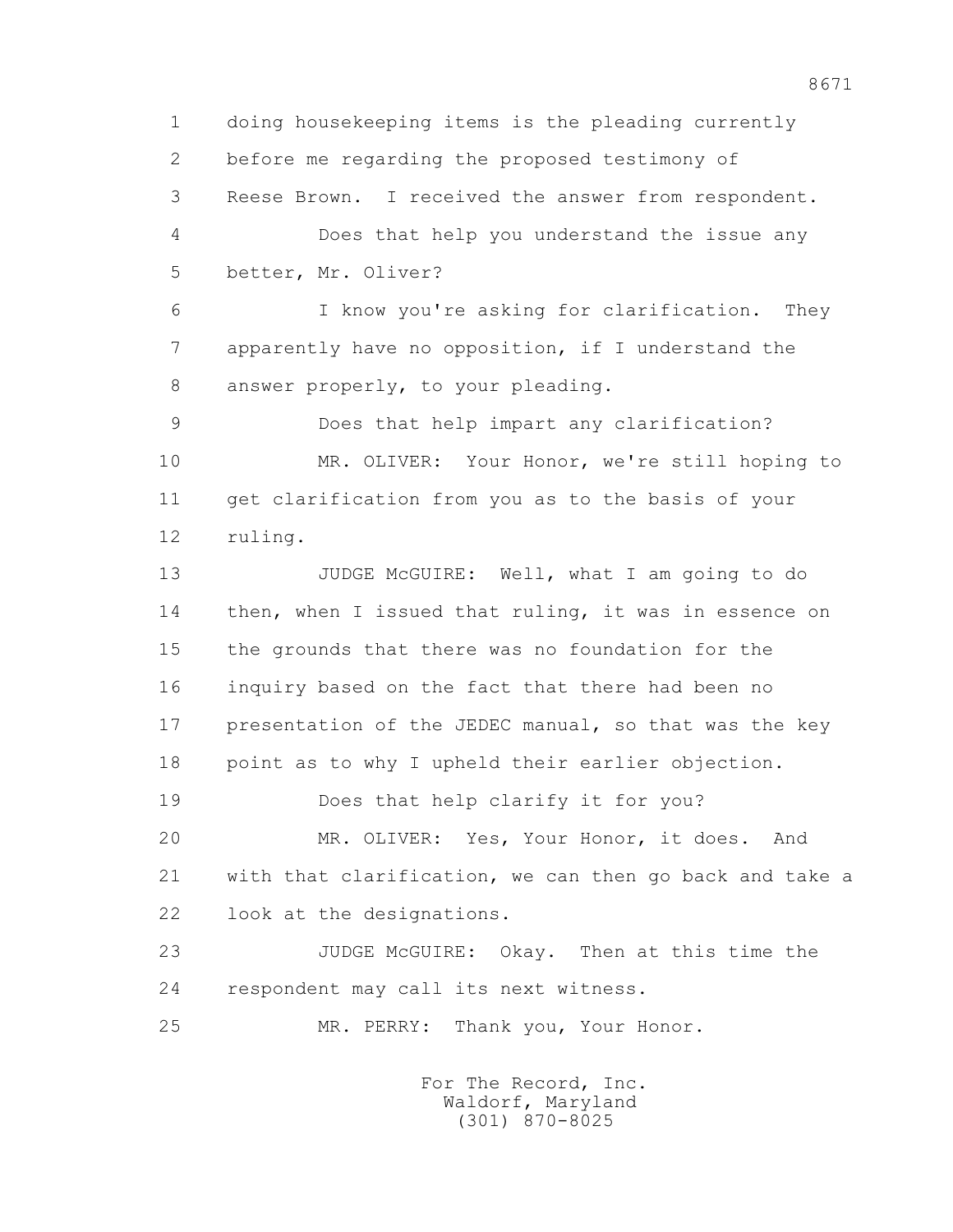1 doing housekeeping items is the pleading currently
2 before me regarding the proposed testimony of
3 Reese Brown. I received the answer from respondent.
4 Does that help you understand the issue any
5 better, Mr. Oliver?
6 I know you're asking for clarification. They
7 apparently have no opposition, if I understand the
8 answer properly, to your pleading.
9 Does that help impart any clarification?
10 MR. OLIVER: Your Honor, we're still hoping to
11 get clarification from you as to the basis of your
12 ruling.
13 JUDGE McGUIRE: Well, what I am going to do
14 then, when I issued that ruling, it was in essence on
15 the grounds that there was no foundation for the
16 inquiry based on the fact that there had been no
17 presentation of the JEDEC manual, so that was the key
18 point as to why I upheld their earlier objection.
19 Does that help clarify it for you?
20 MR. OLIVER: Yes, Your Honor, it does. And
21 with that clarification, we can then go back and take a
22 look at the designations.
23 JUDGE McGUIRE: Okay. Then at this time the
24 respondent may call its next witness.
25 MR. PERRY: Thank you, Your Honor.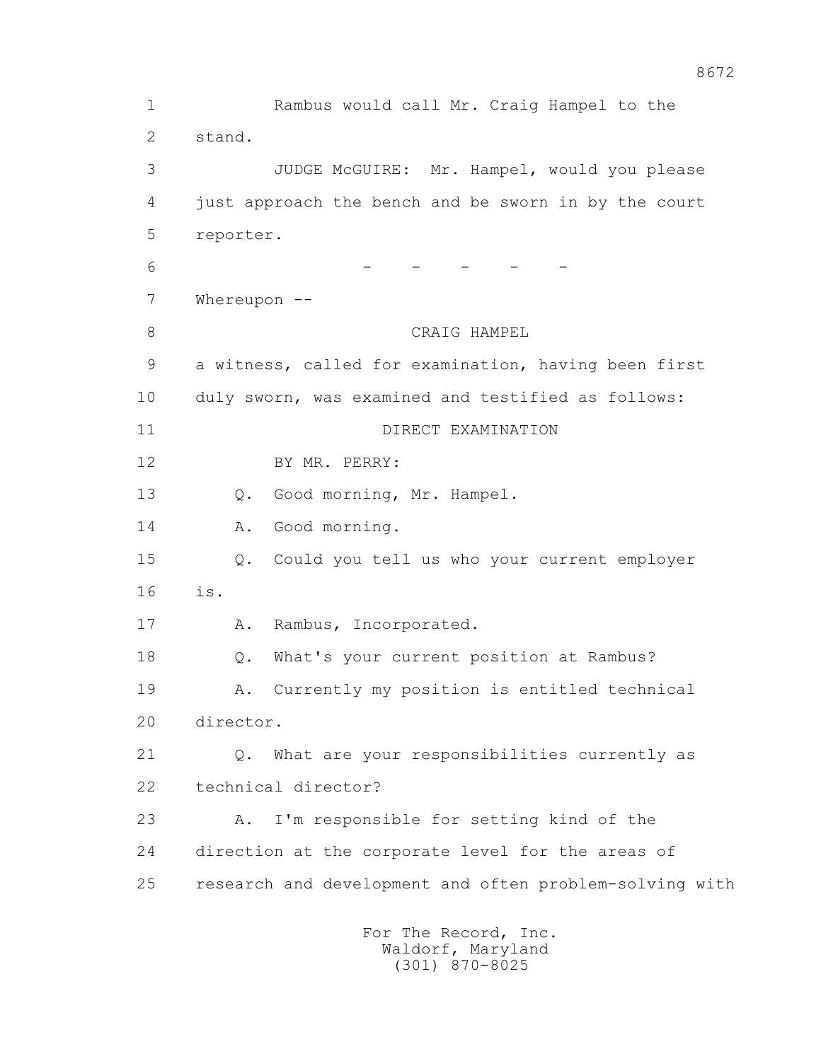1 Rambus would call Mr. Craig Hampel to the
2 stand.
3 JUDGE McGUIRE: Mr. Hampel, would you please
4 just approach the bench and be sworn in by the court
5 reporter.
6 - - - - -
7 Whereupon --
8 CRAIG HAMPEL
9 a witness, called for examination, having been first
10 duly sworn, was examined and testified as follows:
11 DIRECT EXAMINATION
12 BY MR. PERRY:
13 Q. Good morning, Mr. Hampel.
14 A. Good morning.
15 Q. Could you tell us who your current employer
16 is.
17 A. Rambus, Incorporated.
18 Q. What's your current position at Rambus?
19 A. Currently my position is entitled technical
20 director.
21 Q. What are your responsibilities currently as
22 technical director?
23 A. I'm responsible for setting kind of the
24 direction at the corporate level for the areas of
25 research and development and often problem-solving with

For The Record, Inc.
Waldorf, Maryland
(301) 870-8025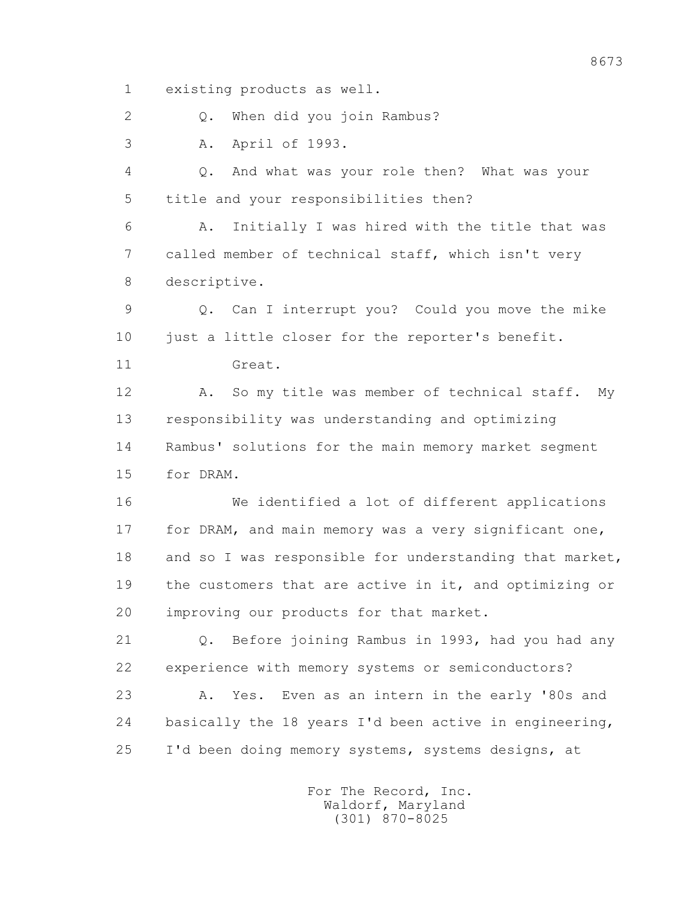1 existing products as well.

2 Q. When did you join Rambus?

3 A. April of 1993.

4 Q. And what was your role then? What was your

5 title and your responsibilities then?

6 A. Initially I was hired with the title that was

7 called member of technical staff, which isn't very

8 descriptive.

9 Q. Can I interrupt you? Could you move the mike

10 just a little closer for the reporter's benefit.

11 Great.

12 A. So my title was member of technical staff. My

13 responsibility was understanding and optimizing

14 Rambus' solutions for the main memory market segment

15 for DRAM.

16 We identified a lot of different applications

17 for DRAM, and main memory was a very significant one,

18 and so I was responsible for understanding that market,

19 the customers that are active in it, and optimizing or

20 improving our products for that market.

21 Q. Before joining Rambus in 1993, had you had any

22 experience with memory systems or semiconductors?

23 A. Yes. Even as an intern in the early '80s and

24 basically the 18 years I'd been active in engineering,

25 I'd been doing memory systems, systems designs, at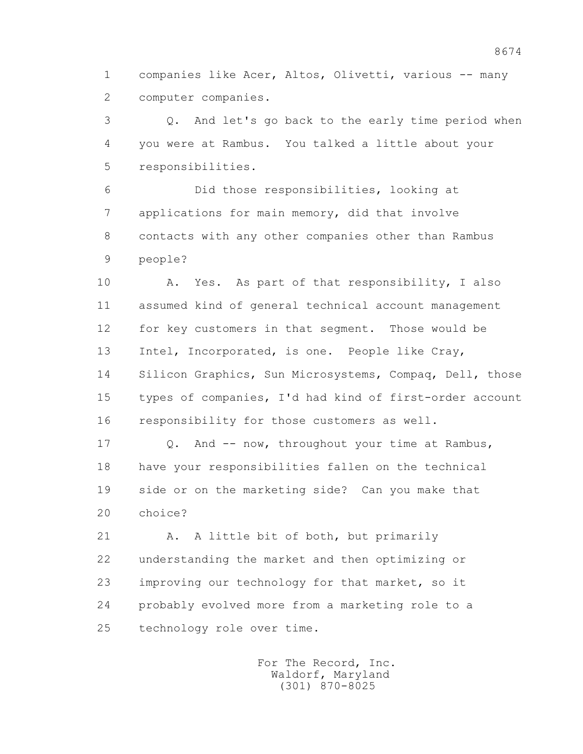1 companies like Acer, Altos, Olivetti, various -- many
2 computer companies.

3 Q. And let's go back to the early time period when
4 you were at Rambus. You talked a little about your
5 responsibilities.

6 Did those responsibilities, looking at
7 applications for main memory, did that involve
8 contacts with any other companies other than Rambus
9 people?

10 A. Yes. As part of that responsibility, I also
11 assumed kind of general technical account management
12 for key customers in that segment. Those would be
13 Intel, Incorporated, is one. People like Cray,
14 Silicon Graphics, Sun Microsystems, Compaq, Dell, those
15 types of companies, I'd had kind of first-order account
16 responsibility for those customers as well.

17 Q. And -- now, throughout your time at Rambus,
18 have your responsibilities fallen on the technical
19 side or on the marketing side? Can you make that
20 choice?

21 A. A little bit of both, but primarily
22 understanding the market and then optimizing or
23 improving our technology for that market, so it
24 probably evolved more from a marketing role to a
25 technology role over time.

For The Record, Inc.
Waldorf, Maryland
(301) 870-8025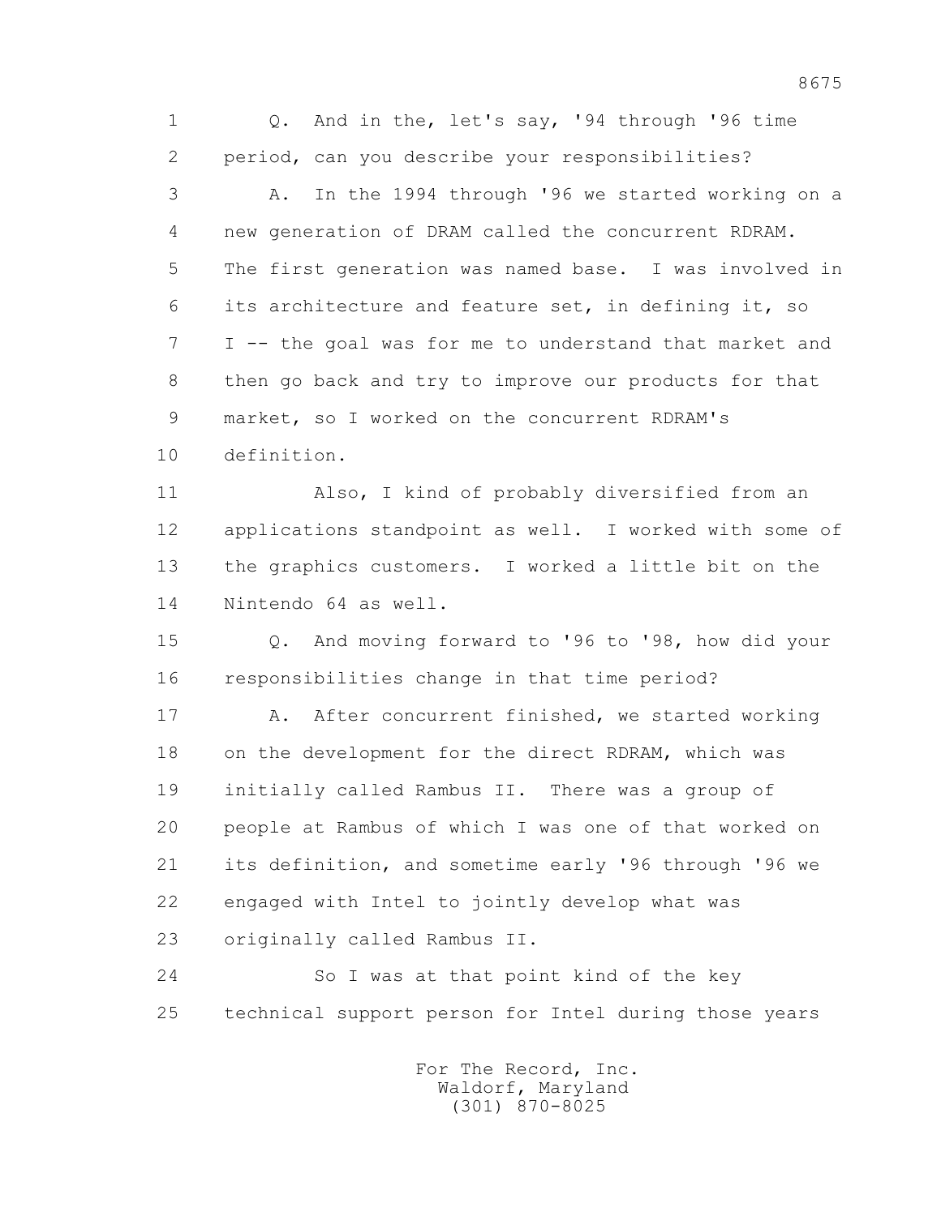1 Q. And in the, let's say, '94 through '96 time
2 period, can you describe your responsibilities?
3 A. In the 1994 through '96 we started working on a
4 new generation of DRAM called the concurrent RDRAM.
5 The first generation was named base. I was involved in
6 its architecture and feature set, in defining it, so
7 I -- the goal was for me to understand that market and
8 then go back and try to improve our products for that
9 market, so I worked on the concurrent RDRAM's
10 definition.
11 Also, I kind of probably diversified from an
12 applications standpoint as well. I worked with some of
13 the graphics customers. I worked a little bit on the
14 Nintendo 64 as well.
15 Q. And moving forward to '96 to '98, how did your
16 responsibilities change in that time period?
17 A. After concurrent finished, we started working
18 on the development for the direct RDRAM, which was
19 initially called Rambus II. There was a group of
20 people at Rambus of which I was one of that worked on
21 its definition, and sometime early '96 through '96 we
22 engaged with Intel to jointly develop what was
23 originally called Rambus II.
24 So I was at that point kind of the key
25 technical support person for Intel during those years

For The Record, Inc.
Waldorf, Maryland
(301) 870-8025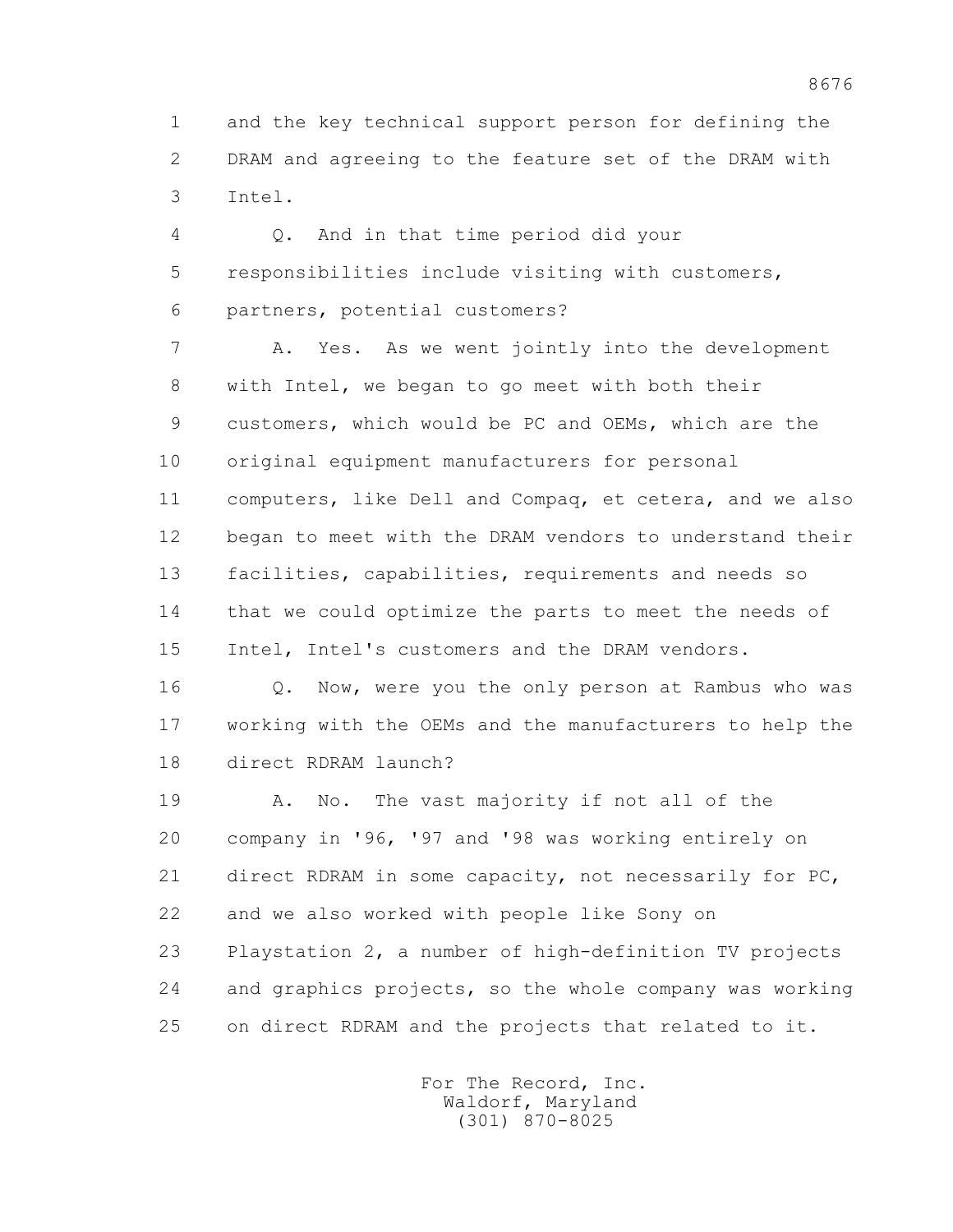1 and the key technical support person for defining the
2 DRAM and agreeing to the feature set of the DRAM with
3 Intel.

4 Q. And in that time period did your
5 responsibilities include visiting with customers,
6 partners, potential customers?

7 A. Yes. As we went jointly into the development
8 with Intel, we began to go meet with both their
9 customers, which would be PC and OEMs, which are the
10 original equipment manufacturers for personal
11 computers, like Dell and Compaq, et cetera, and we also
12 began to meet with the DRAM vendors to understand their
13 facilities, capabilities, requirements and needs so
14 that we could optimize the parts to meet the needs of
15 Intel, Intel's customers and the DRAM vendors.

16 Q. Now, were you the only person at Rambus who was
17 working with the OEMs and the manufacturers to help the
18 direct RDRAM launch?

19 A. No. The vast majority if not all of the
20 company in '96, '97 and '98 was working entirely on
21 direct RDRAM in some capacity, not necessarily for PC,
22 and we also worked with people like Sony on
23 Playstation 2, a number of high-definition TV projects
24 and graphics projects, so the whole company was working
25 on direct RDRAM and the projects that related to it.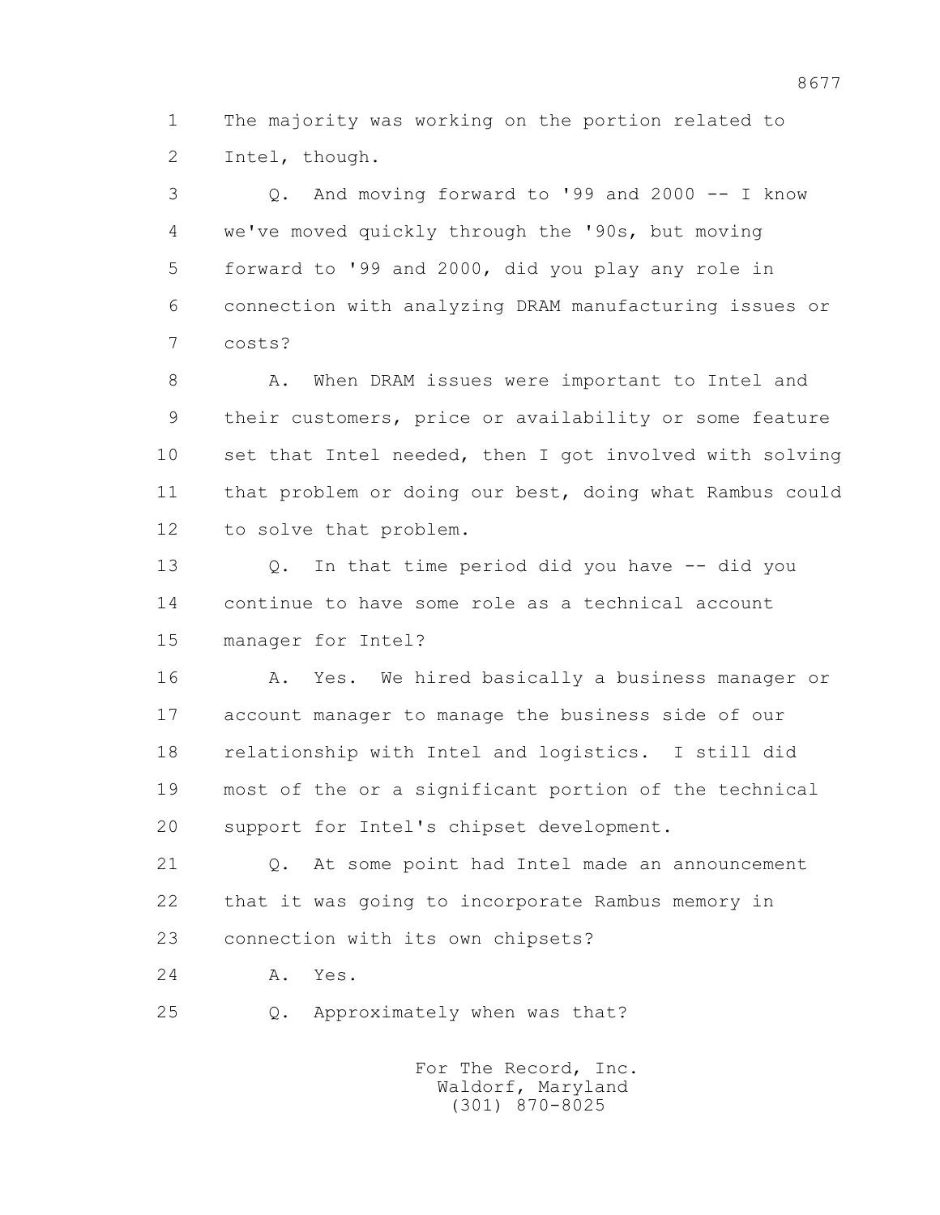1 The majority was working on the portion related to
2 Intel, though.

3 Q. And moving forward to '99 and 2000 -- I know
4 we've moved quickly through the '90s, but moving
5 forward to '99 and 2000, did you play any role in
6 connection with analyzing DRAM manufacturing issues or
7 costs?

8 A. When DRAM issues were important to Intel and
9 their customers, price or availability or some feature
10 set that Intel needed, then I got involved with solving
11 that problem or doing our best, doing what Rambus could
12 to solve that problem.

13 Q. In that time period did you have -- did you
14 continue to have some role as a technical account
15 manager for Intel?

16 A. Yes. We hired basically a business manager or
17 account manager to manage the business side of our
18 relationship with Intel and logistics. I still did
19 most of the or a significant portion of the technical
20 support for Intel's chipset development.

21 Q. At some point had Intel made an announcement
22 that it was going to incorporate Rambus memory in
23 connection with its own chipsets?

24 A. Yes.

25 Q. Approximately when was that?

For The Record, Inc.
Waldorf, Maryland
(301) 870-8025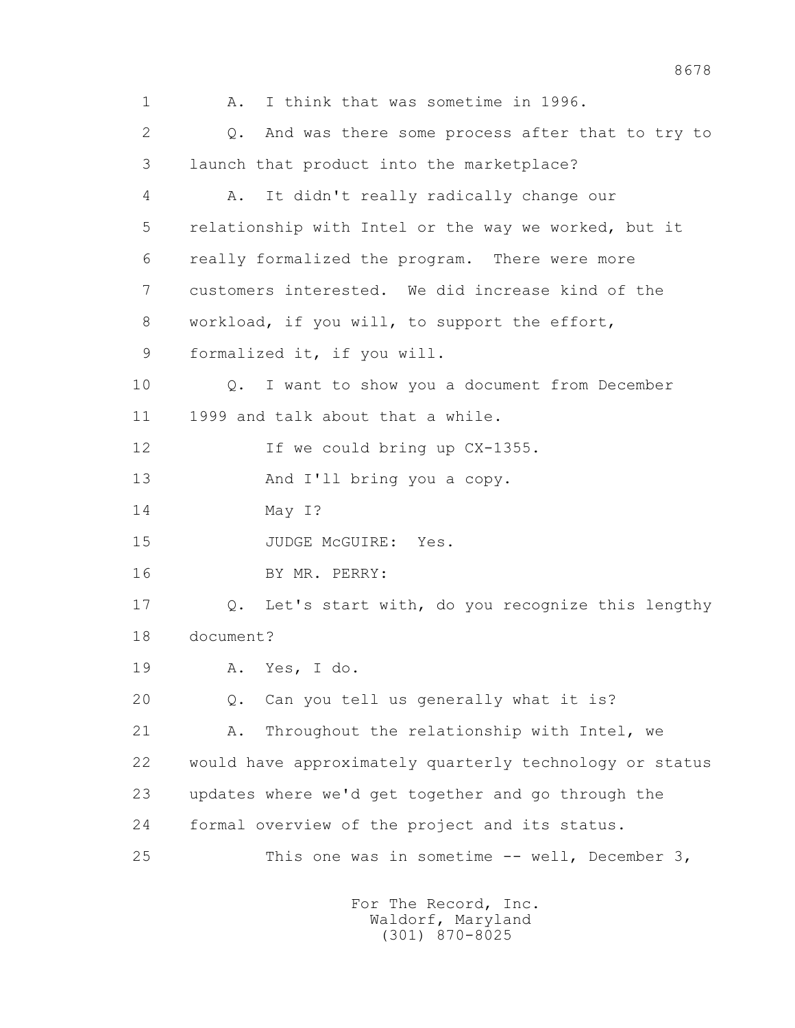1 A. I think that was sometime in 1996.

2 Q. And was there some process after that to try to

3 launch that product into the marketplace?

4 A. It didn't really radically change our

5 relationship with Intel or the way we worked, but it

6 really formalized the program. There were more

7 customers interested. We did increase kind of the

8 workload, if you will, to support the effort,

9 formalized it, if you will.

10 Q. I want to show you a document from December

11 1999 and talk about that a while.

12 If we could bring up CX-1355.

13 And I'll bring you a copy.

14 May I?

15 JUDGE McGUIRE: Yes.

16 BY MR. PERRY:

17 Q. Let's start with, do you recognize this lengthy

18 document?

19 A. Yes, I do.

20 Q. Can you tell us generally what it is?

21 A. Throughout the relationship with Intel, we

22 would have approximately quarterly technology or status

23 updates where we'd get together and go through the

24 formal overview of the project and its status.

25 This one was in sometime -- well, December 3,

For The Record, Inc.
Waldorf, Maryland
(301) 870-8025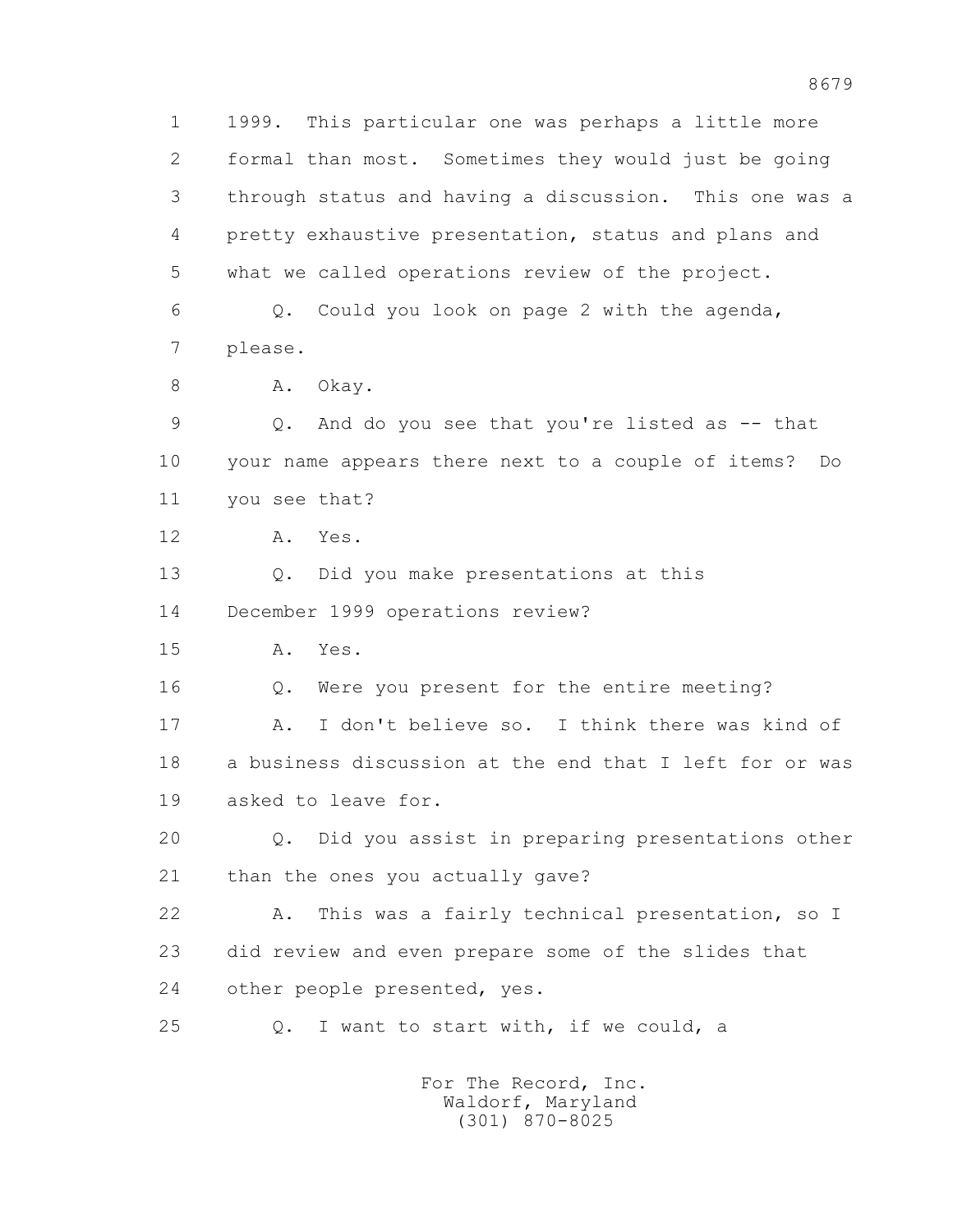1 1999. This particular one was perhaps a little more
2 formal than most. Sometimes they would just be going
3 through status and having a discussion. This one was a
4 pretty exhaustive presentation, status and plans and
5 what we called operations review of the project.

6 Q. Could you look on page 2 with the agenda,
7 please.

8 A. Okay.

9 Q. And do you see that you're listed as -- that
10 your name appears there next to a couple of items? Do
11 you see that?

12 A. Yes.

13 Q. Did you make presentations at this
14 December 1999 operations review?

15 A. Yes.

16 Q. Were you present for the entire meeting?

17 A. I don't believe so. I think there was kind of
18 a business discussion at the end that I left for or was
19 asked to leave for.

20 Q. Did you assist in preparing presentations other
21 than the ones you actually gave?

22 A. This was a fairly technical presentation, so I
23 did review and even prepare some of the slides that
24 other people presented, yes.

25 Q. I want to start with, if we could, a

For The Record, Inc.
Waldorf, Maryland
(301) 870-8025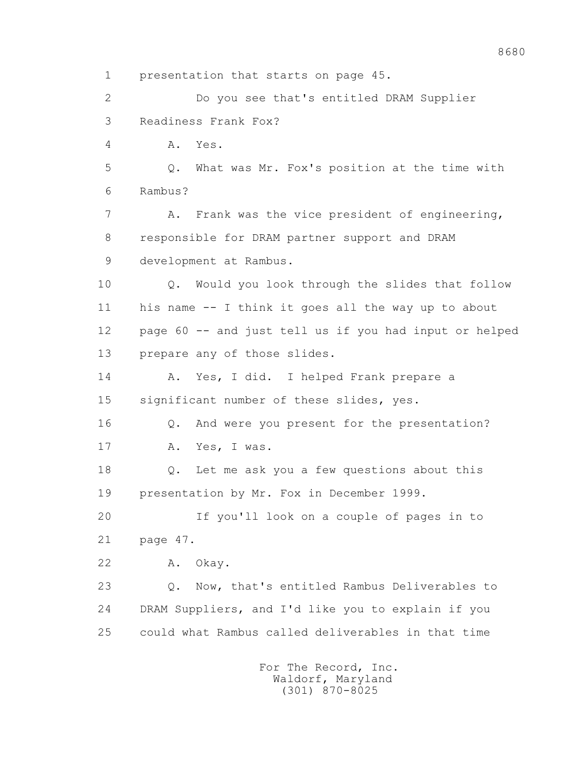1 presentation that starts on page 45.

2 Do you see that's entitled DRAM Supplier

3 Readiness Frank Fox?

4 A. Yes.

5 Q. What was Mr. Fox's position at the time with

6 Rambus?

7 A. Frank was the vice president of engineering,

8 responsible for DRAM partner support and DRAM

9 development at Rambus.

10 Q. Would you look through the slides that follow

11 his name -- I think it goes all the way up to about

12 page 60 -- and just tell us if you had input or helped

13 prepare any of those slides.

14 A. Yes, I did. I helped Frank prepare a

15 significant number of these slides, yes.

16 Q. And were you present for the presentation?

17 A. Yes, I was.

18 Q. Let me ask you a few questions about this

19 presentation by Mr. Fox in December 1999.

20 If you'll look on a couple of pages in to

21 page 47.

22 A. Okay.

23 Q. Now, that's entitled Rambus Deliverables to

24 DRAM Suppliers, and I'd like you to explain if you

25 could what Rambus called deliverables in that time

For The Record, Inc.
Waldorf, Maryland
(301) 870-8025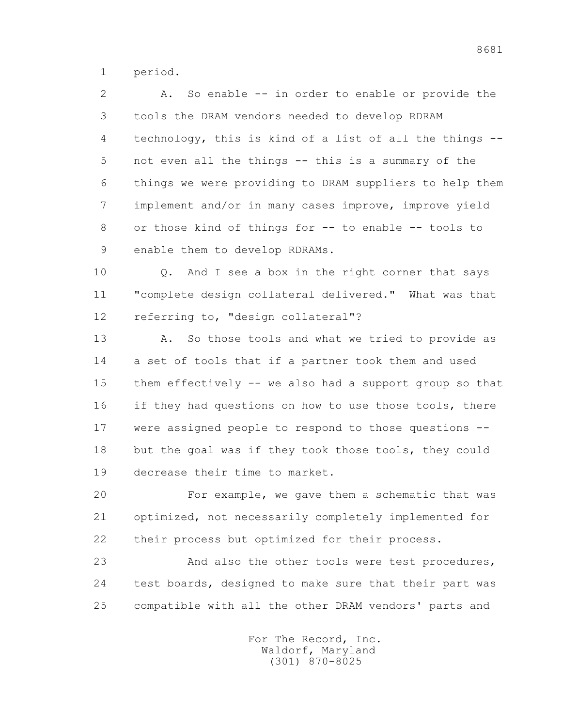1 period.

2 A. So enable -- in order to enable or provide the
3 tools the DRAM vendors needed to develop RDRAM
4 technology, this is kind of a list of all the things --
5 not even all the things -- this is a summary of the
6 things we were providing to DRAM suppliers to help them
7 implement and/or in many cases improve, improve yield
8 or those kind of things for -- to enable -- tools to
9 enable them to develop RDRAMs.

10 Q. And I see a box in the right corner that says
11 "complete design collateral delivered." What was that
12 referring to, "design collateral"?

13 A. So those tools and what we tried to provide as
14 a set of tools that if a partner took them and used
15 them effectively -- we also had a support group so that
16 if they had questions on how to use those tools, there
17 were assigned people to respond to those questions --
18 but the goal was if they took those tools, they could
19 decrease their time to market.

20 For example, we gave them a schematic that was
21 optimized, not necessarily completely implemented for
22 their process but optimized for their process.

23 And also the other tools were test procedures,
24 test boards, designed to make sure that their part was
25 compatible with all the other DRAM vendors' parts and

For The Record, Inc.
Waldorf, Maryland
(301) 870-8025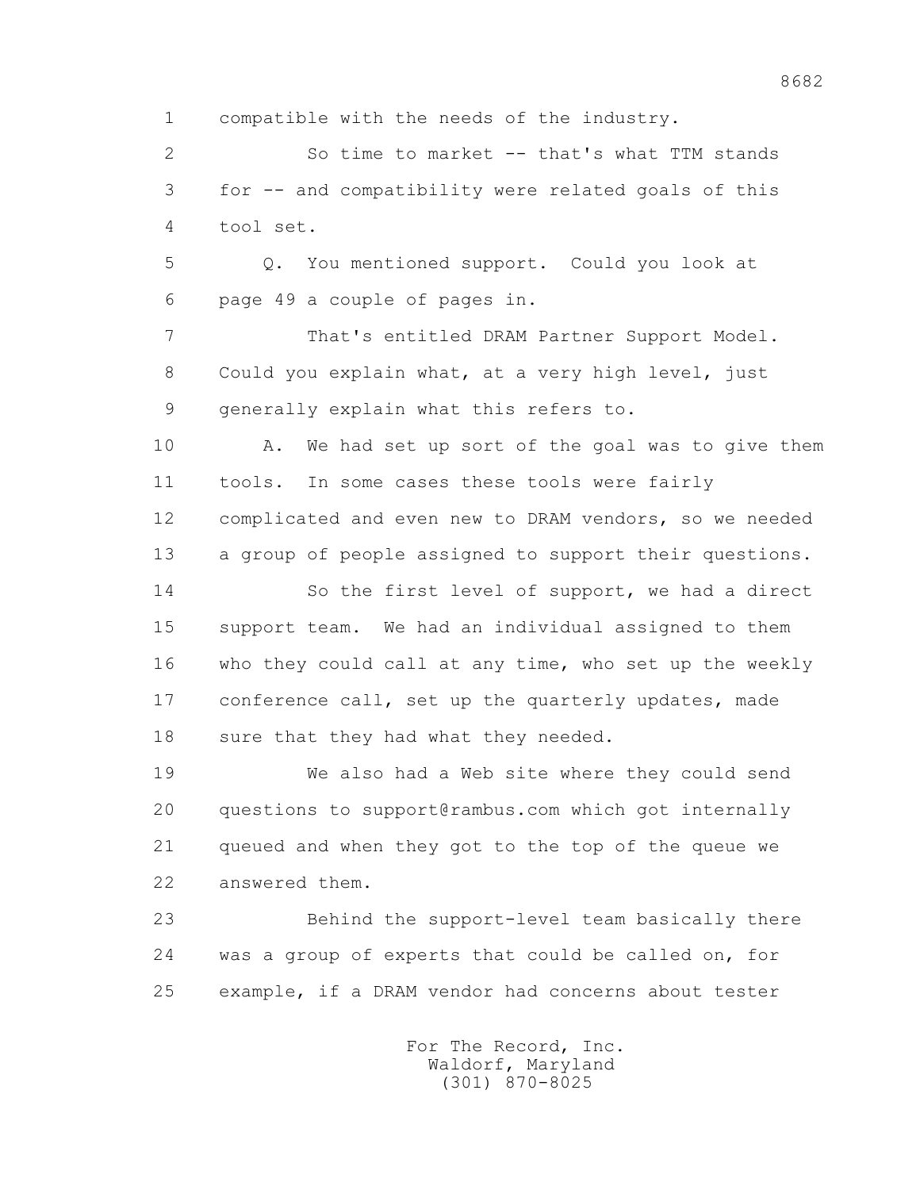1 compatible with the needs of the industry.

2 So time to market -- that's what TTM stands

3 for -- and compatibility were related goals of this

4 tool set.

5 Q. You mentioned support. Could you look at

6 page 49 a couple of pages in.

7 That's entitled DRAM Partner Support Model.

8 Could you explain what, at a very high level, just

9 generally explain what this refers to.

10 A. We had set up sort of the goal was to give them

11 tools. In some cases these tools were fairly

12 complicated and even new to DRAM vendors, so we needed

13 a group of people assigned to support their questions.

14 So the first level of support, we had a direct

15 support team. We had an individual assigned to them

16 who they could call at any time, who set up the weekly

17 conference call, set up the quarterly updates, made

18 sure that they had what they needed.

19 We also had a Web site where they could send

20 questions to support@rambus.com which got internally

21 queued and when they got to the top of the queue we

22 answered them.

23 Behind the support-level team basically there

24 was a group of experts that could be called on, for

25 example, if a DRAM vendor had concerns about tester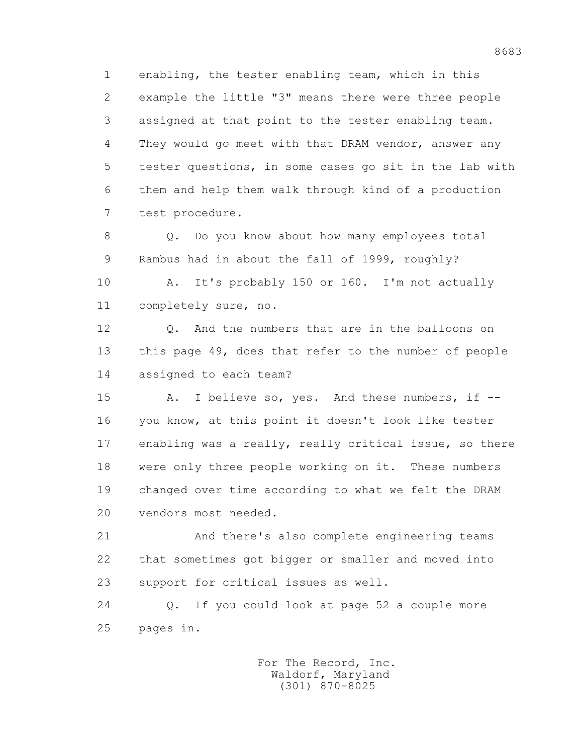1 enabling, the tester enabling team, which in this
2 example the little "3" means there were three people
3 assigned at that point to the tester enabling team.
4 They would go meet with that DRAM vendor, answer any
5 tester questions, in some cases go sit in the lab with
6 them and help them walk through kind of a production
7 test procedure.

8 Q. Do you know about how many employees total
9 Rambus had in about the fall of 1999, roughly?

10 A. It's probably 150 or 160. I'm not actually
11 completely sure, no.

12 Q. And the numbers that are in the balloons on
13 this page 49, does that refer to the number of people
14 assigned to each team?

15 A. I believe so, yes. And these numbers, if --
16 you know, at this point it doesn't look like tester
17 enabling was a really, really critical issue, so there
18 were only three people working on it. These numbers
19 changed over time according to what we felt the DRAM
20 vendors most needed.

21 And there's also complete engineering teams
22 that sometimes got bigger or smaller and moved into
23 support for critical issues as well.

24 Q. If you could look at page 52 a couple more
25 pages in.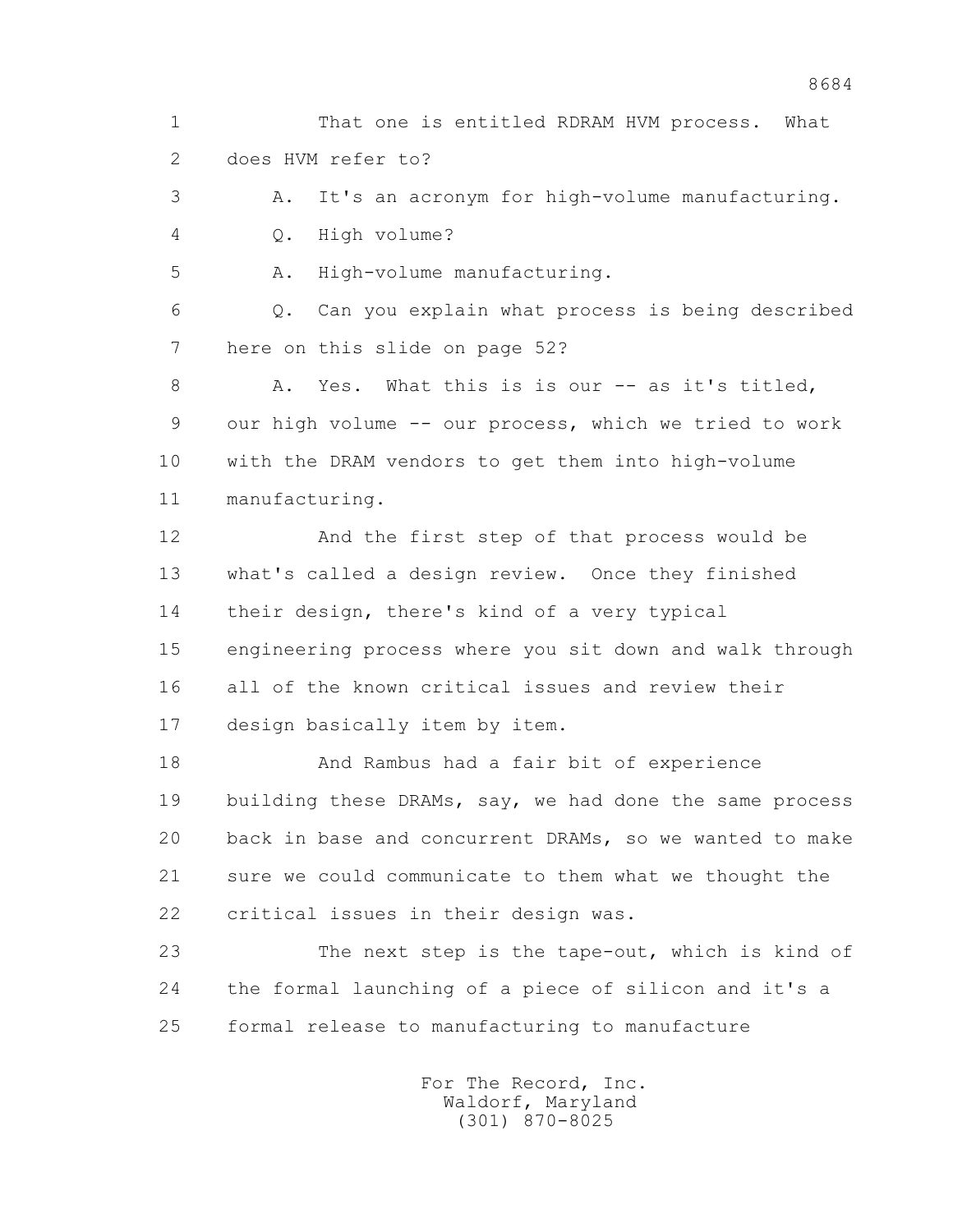1 That one is entitled RDRAM HVM process. What
2 does HVM refer to?
3 A. It's an acronym for high-volume manufacturing.
4 Q. High volume?
5 A. High-volume manufacturing.
6 Q. Can you explain what process is being described
7 here on this slide on page 52?
8 A. Yes. What this is is our -- as it's titled,
9 our high volume -- our process, which we tried to work
10 with the DRAM vendors to get them into high-volume
11 manufacturing.
12 And the first step of that process would be
13 what's called a design review. Once they finished
14 their design, there's kind of a very typical
15 engineering process where you sit down and walk through
16 all of the known critical issues and review their
17 design basically item by item.
18 And Rambus had a fair bit of experience
19 building these DRAMs, say, we had done the same process
20 back in base and concurrent DRAMs, so we wanted to make
21 sure we could communicate to them what we thought the
22 critical issues in their design was.
23 The next step is the tape-out, which is kind of
24 the formal launching of a piece of silicon and it's a
25 formal release to manufacturing to manufacture

For The Record, Inc.
Waldorf, Maryland
(301) 870-8025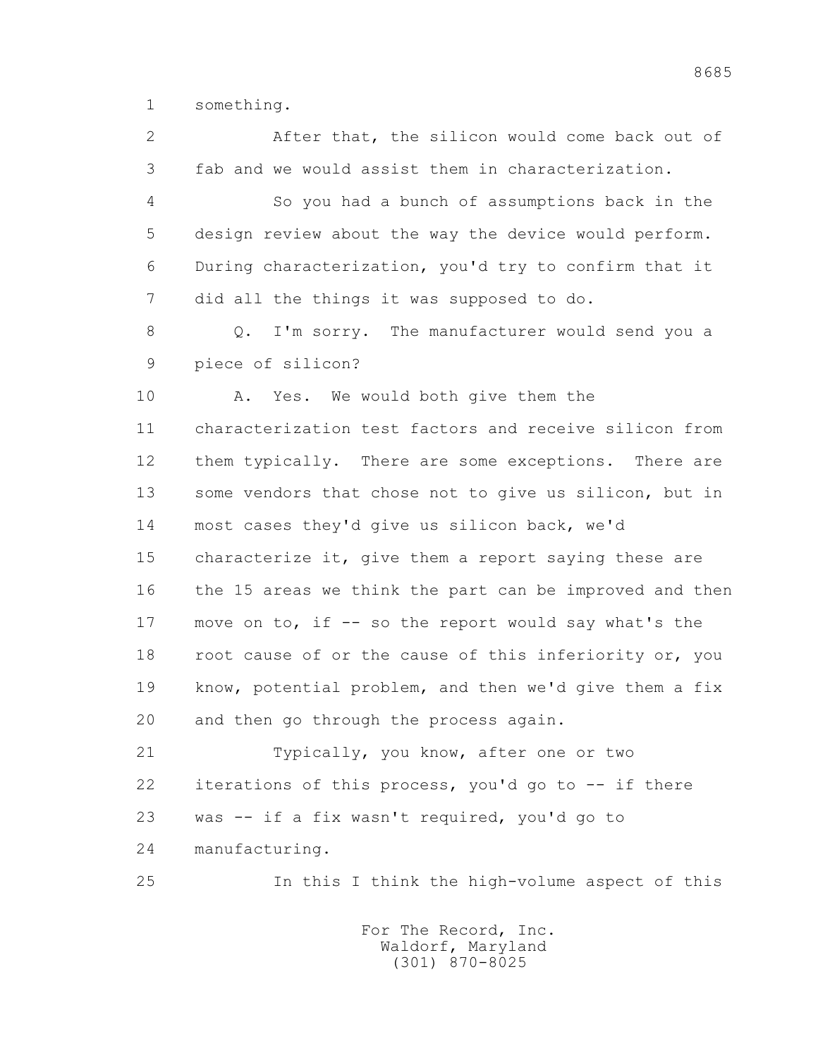1 something.

2 After that, the silicon would come back out of

3 fab and we would assist them in characterization.

4 So you had a bunch of assumptions back in the

5 design review about the way the device would perform.

6 During characterization, you'd try to confirm that it

7 did all the things it was supposed to do.

8 Q. I'm sorry. The manufacturer would send you a

9 piece of silicon?

10 A. Yes. We would both give them the

11 characterization test factors and receive silicon from

12 them typically. There are some exceptions. There are

13 some vendors that chose not to give us silicon, but in

14 most cases they'd give us silicon back, we'd

15 characterize it, give them a report saying these are

16 the 15 areas we think the part can be improved and then

17 move on to, if -- so the report would say what's the

18 root cause of or the cause of this inferiority or, you

19 know, potential problem, and then we'd give them a fix

20 and then go through the process again.

21 Typically, you know, after one or two

22 iterations of this process, you'd go to -- if there

23 was -- if a fix wasn't required, you'd go to

24 manufacturing.

25 In this I think the high-volume aspect of this

For The Record, Inc.
Waldorf, Maryland
(301) 870-8025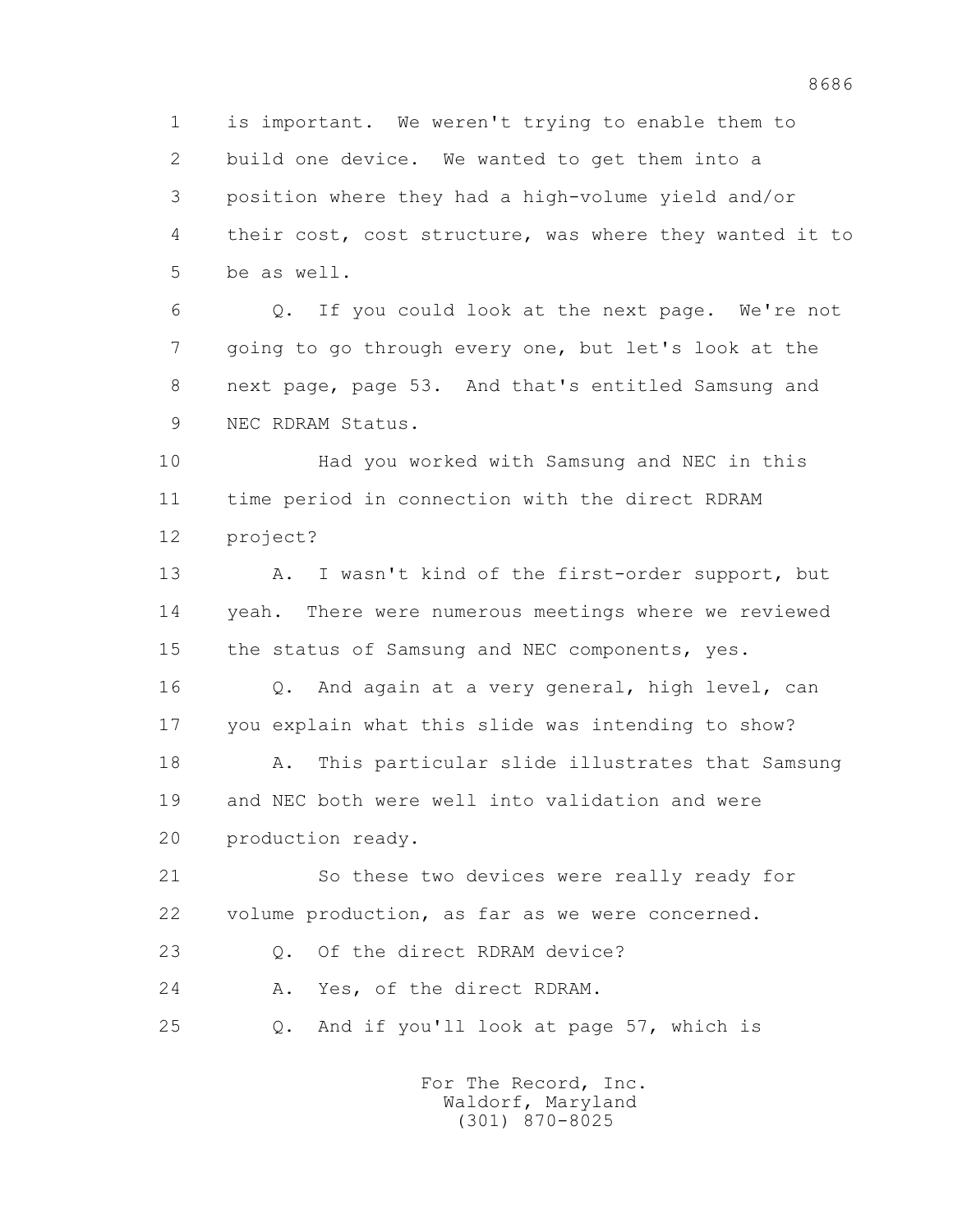1 is important. We weren't trying to enable them to
2 build one device. We wanted to get them into a
3 position where they had a high-volume yield and/or
4 their cost, cost structure, was where they wanted it to
5 be as well.

6 Q. If you could look at the next page. We're not
7 going to go through every one, but let's look at the
8 next page, page 53. And that's entitled Samsung and
9 NEC RDRAM Status.

10 Had you worked with Samsung and NEC in this
11 time period in connection with the direct RDRAM
12 project?

13 A. I wasn't kind of the first-order support, but
14 yeah. There were numerous meetings where we reviewed
15 the status of Samsung and NEC components, yes.

16 Q. And again at a very general, high level, can
17 you explain what this slide was intending to show?

18 A. This particular slide illustrates that Samsung
19 and NEC both were well into validation and were
20 production ready.

21 So these two devices were really ready for
22 volume production, as far as we were concerned.

23 Q. Of the direct RDRAM device?

24 A. Yes, of the direct RDRAM.

25 Q. And if you'll look at page 57, which is

For The Record, Inc.
Waldorf, Maryland
(301) 870-8025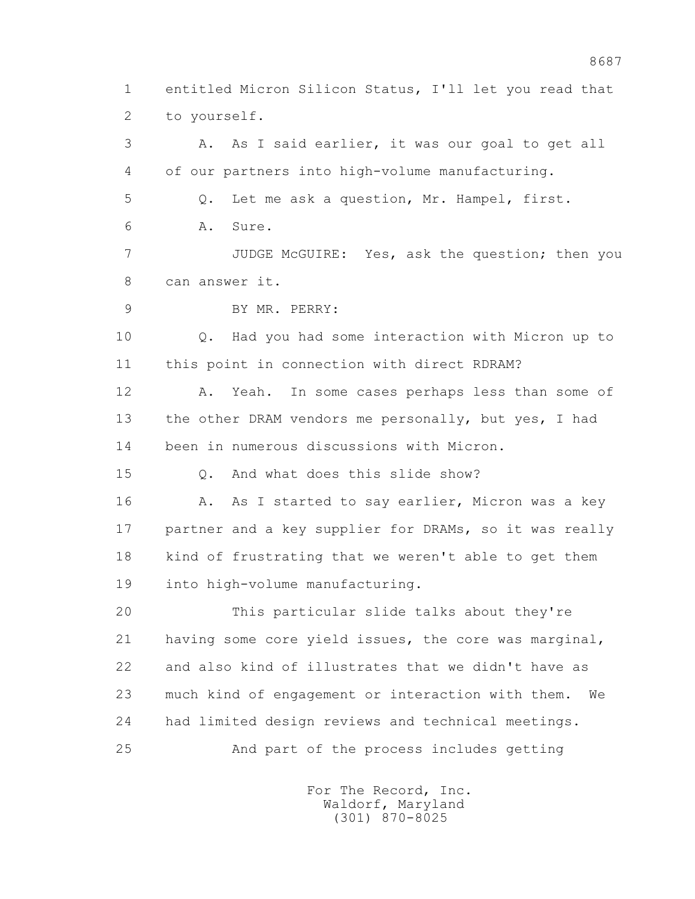1 entitled Micron Silicon Status, I'll let you read that
2 to yourself.
3 A. As I said earlier, it was our goal to get all
4 of our partners into high-volume manufacturing.
5 Q. Let me ask a question, Mr. Hampel, first.
6 A. Sure.
7 JUDGE McGUIRE: Yes, ask the question; then you
8 can answer it.
9 BY MR. PERRY:
10 Q. Had you had some interaction with Micron up to
11 this point in connection with direct RDRAM?
12 A. Yeah. In some cases perhaps less than some of
13 the other DRAM vendors me personally, but yes, I had
14 been in numerous discussions with Micron.
15 Q. And what does this slide show?
16 A. As I started to say earlier, Micron was a key
17 partner and a key supplier for DRAMs, so it was really
18 kind of frustrating that we weren't able to get them
19 into high-volume manufacturing.
20 This particular slide talks about they're
21 having some core yield issues, the core was marginal,
22 and also kind of illustrates that we didn't have as
23 much kind of engagement or interaction with them. We
24 had limited design reviews and technical meetings.
25 And part of the process includes getting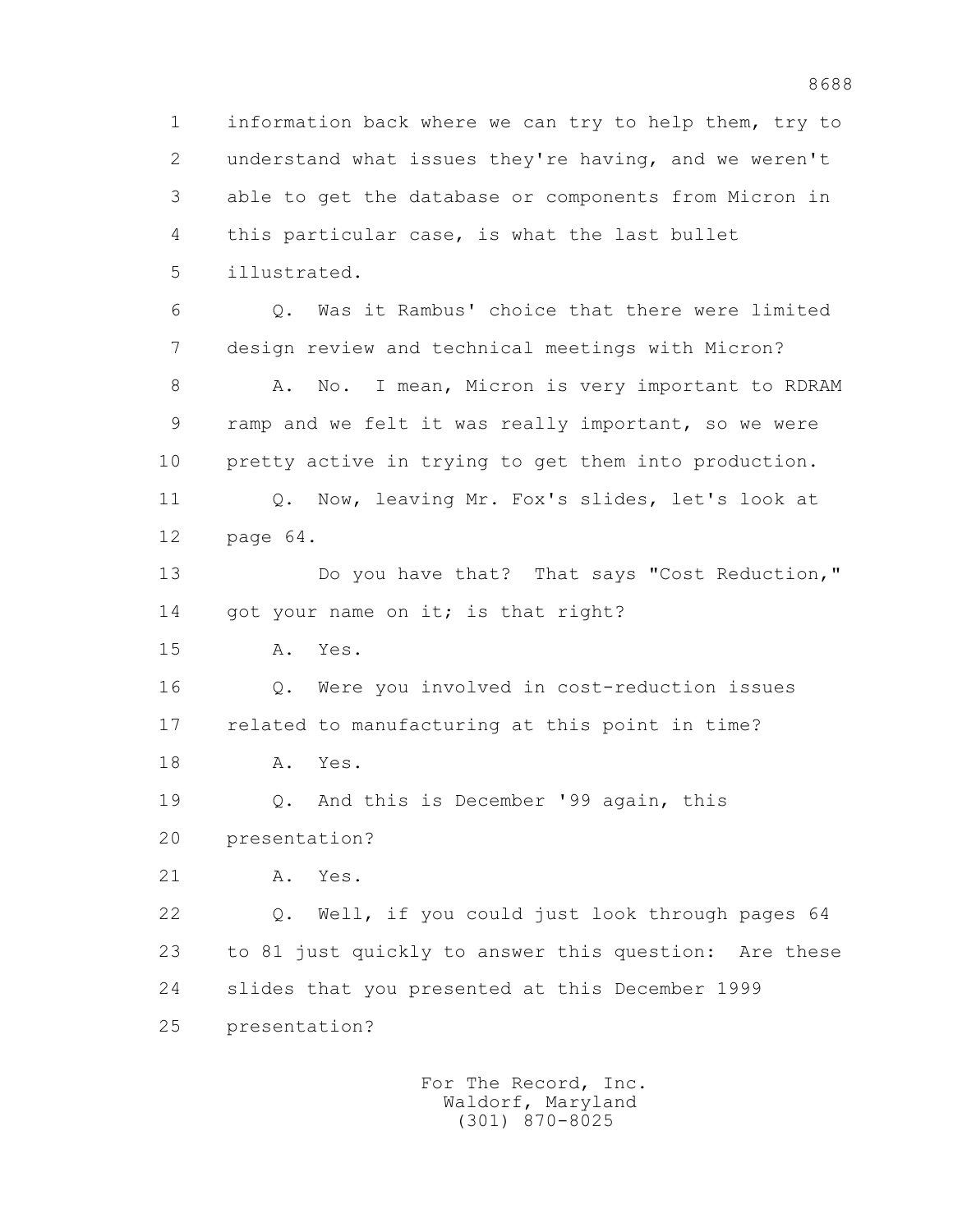1 information back where we can try to help them, try to
2 understand what issues they're having, and we weren't
3 able to get the database or components from Micron in
4 this particular case, is what the last bullet
5 illustrated.

6 Q. Was it Rambus' choice that there were limited
7 design review and technical meetings with Micron?

8 A. No. I mean, Micron is very important to RDRAM
9 ramp and we felt it was really important, so we were
10 pretty active in trying to get them into production.

11 Q. Now, leaving Mr. Fox's slides, let's look at
12 page 64.

13 Do you have that? That says "Cost Reduction,"
14 got your name on it; is that right?

15 A. Yes.

16 Q. Were you involved in cost-reduction issues
17 related to manufacturing at this point in time?

18 A. Yes.

19 Q. And this is December '99 again, this
20 presentation?

21 A. Yes.

22 Q. Well, if you could just look through pages 64
23 to 81 just quickly to answer this question: Are these
24 slides that you presented at this December 1999
25 presentation?

For The Record, Inc.
Waldorf, Maryland
(301) 870-8025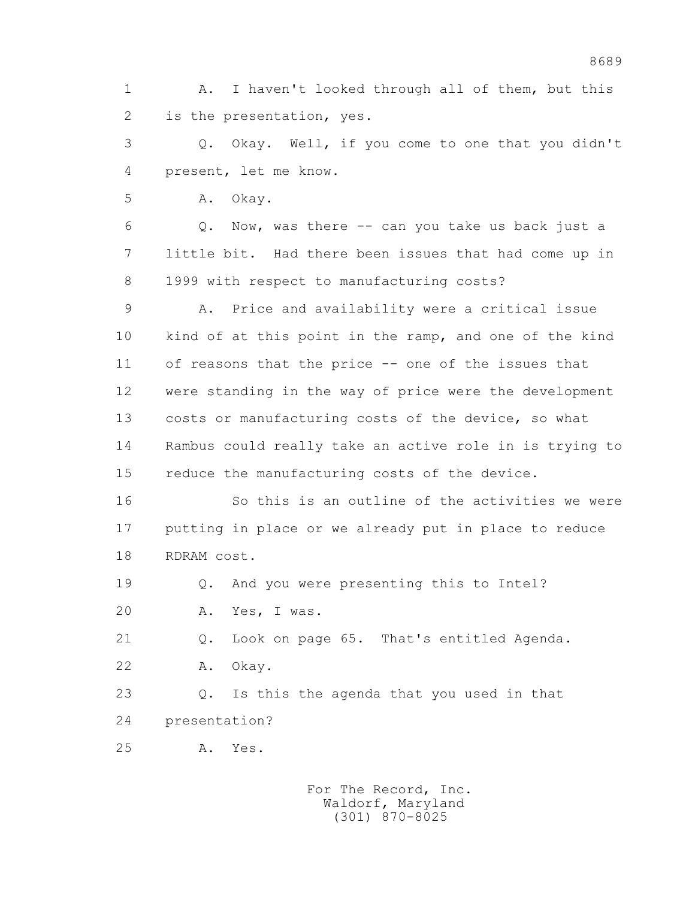1 A. I haven't looked through all of them, but this
2 is the presentation, yes.

3 Q. Okay. Well, if you come to one that you didn't
4 present, let me know.

5 A. Okay.

6 Q. Now, was there -- can you take us back just a
7 little bit. Had there been issues that had come up in
8 1999 with respect to manufacturing costs?

9 A. Price and availability were a critical issue
10 kind of at this point in the ramp, and one of the kind
11 of reasons that the price -- one of the issues that
12 were standing in the way of price were the development
13 costs or manufacturing costs of the device, so what
14 Rambus could really take an active role in is trying to
15 reduce the manufacturing costs of the device.

16 So this is an outline of the activities we were
17 putting in place or we already put in place to reduce
18 RDRAM cost.

19 Q. And you were presenting this to Intel?

20 A. Yes, I was.

21 Q. Look on page 65. That's entitled Agenda.

22 A. Okay.

23 Q. Is this the agenda that you used in that
24 presentation?

25 A. Yes.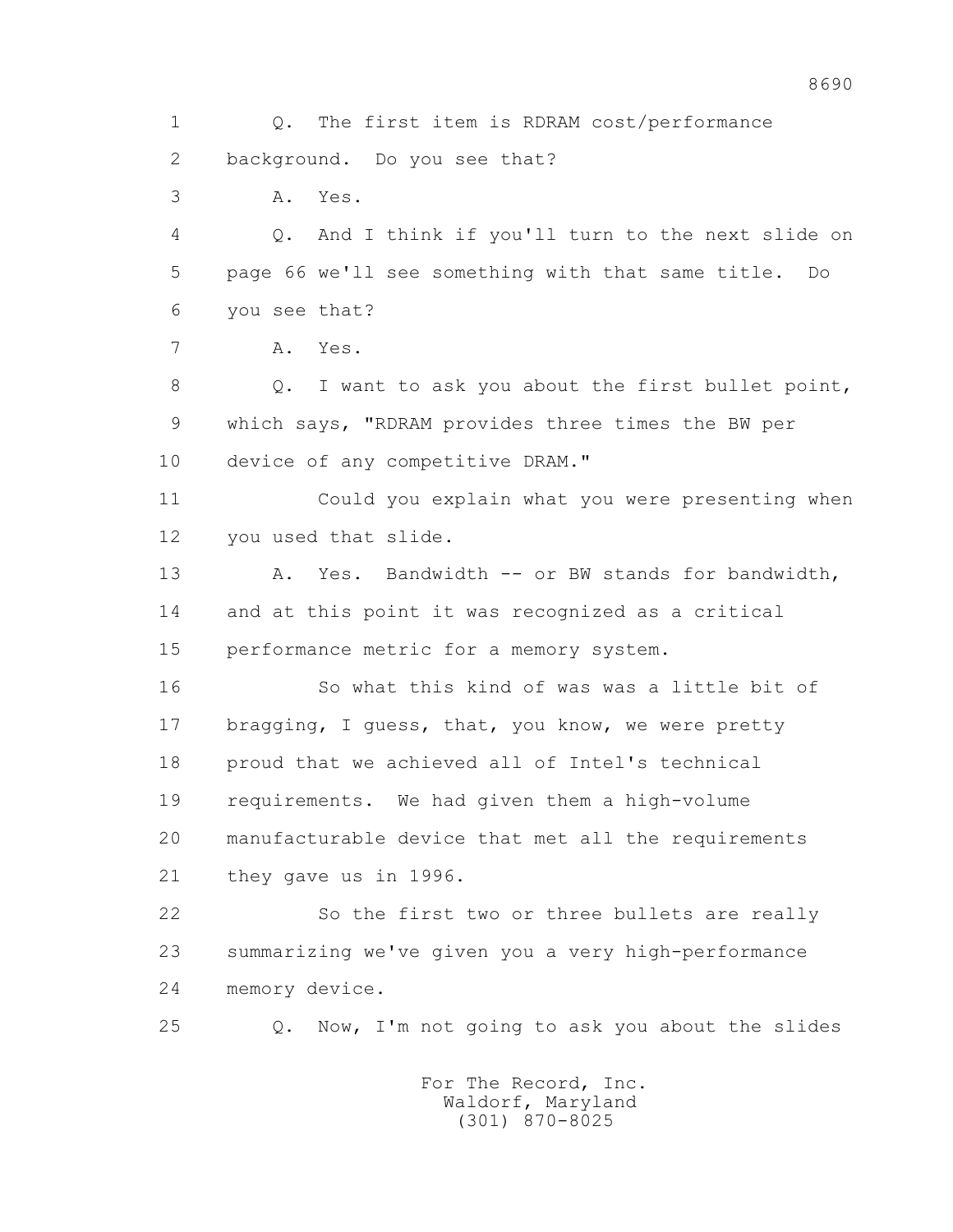Q. The first item is RDRAM cost/performance background. Do you see that?

A. Yes.

Q. And I think if you'll turn to the next slide on page 66 we'll see something with that same title. Do you see that?

A. Yes.

Q. I want to ask you about the first bullet point, which says, "RDRAM provides three times the BW per device of any competitive DRAM."

Could you explain what you were presenting when you used that slide.

A. Yes. Bandwidth -- or BW stands for bandwidth, and at this point it was recognized as a critical performance metric for a memory system.

So what this kind of was was a little bit of bragging, I guess, that, you know, we were pretty proud that we achieved all of Intel's technical requirements. We had given them a high-volume manufacturable device that met all the requirements they gave us in 1996.

So the first two or three bullets are really summarizing we've given you a very high-performance memory device.

Q. Now, I'm not going to ask you about the slides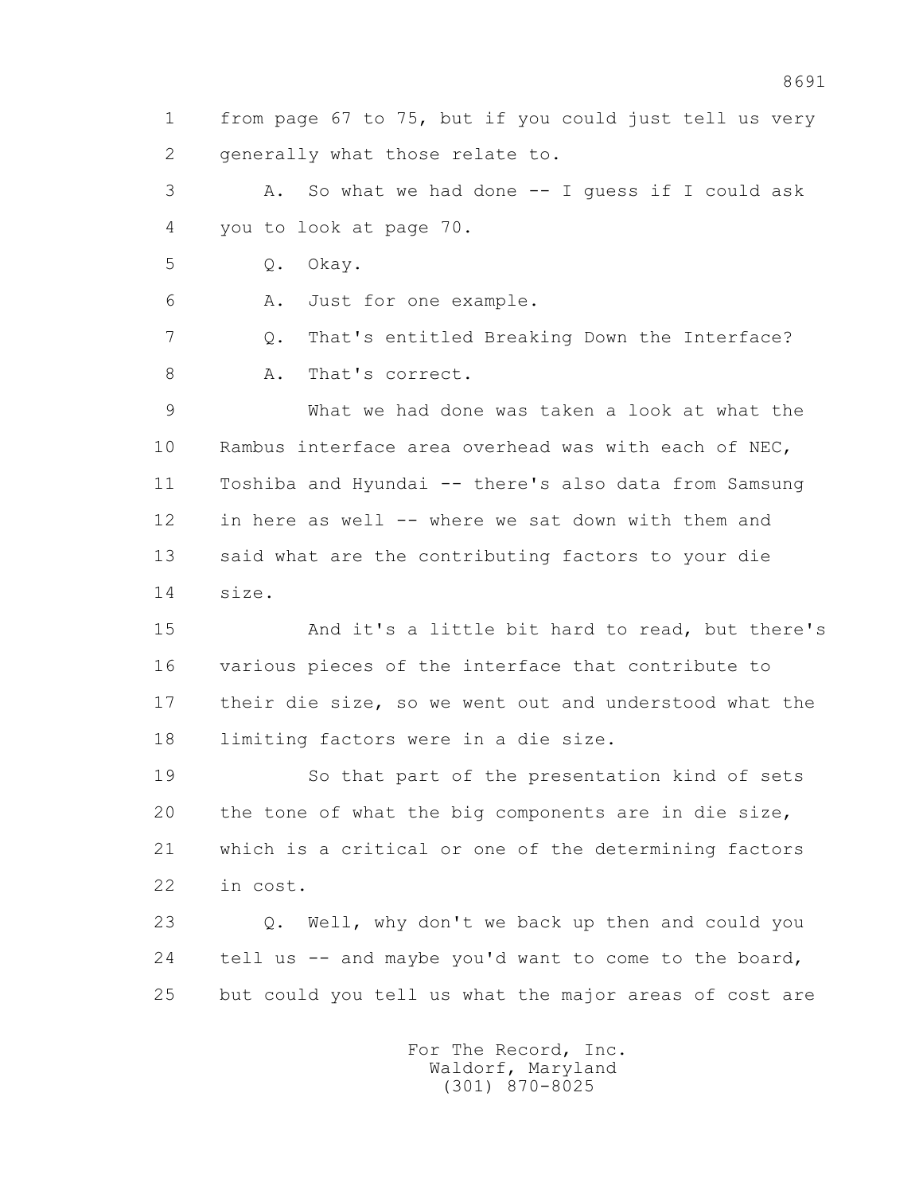1 from page 67 to 75, but if you could just tell us very
2 generally what those relate to.
3 A. So what we had done -- I guess if I could ask
4 you to look at page 70.
5 Q. Okay.
6 A. Just for one example.
7 Q. That's entitled Breaking Down the Interface?
8 A. That's correct.
9 What we had done was taken a look at what the
10 Rambus interface area overhead was with each of NEC,
11 Toshiba and Hyundai -- there's also data from Samsung
12 in here as well -- where we sat down with them and
13 said what are the contributing factors to your die
14 size.
15 And it's a little bit hard to read, but there's
16 various pieces of the interface that contribute to
17 their die size, so we went out and understood what the
18 limiting factors were in a die size.
19 So that part of the presentation kind of sets
20 the tone of what the big components are in die size,
21 which is a critical or one of the determining factors
22 in cost.
23 Q. Well, why don't we back up then and could you
24 tell us -- and maybe you'd want to come to the board,
25 but could you tell us what the major areas of cost are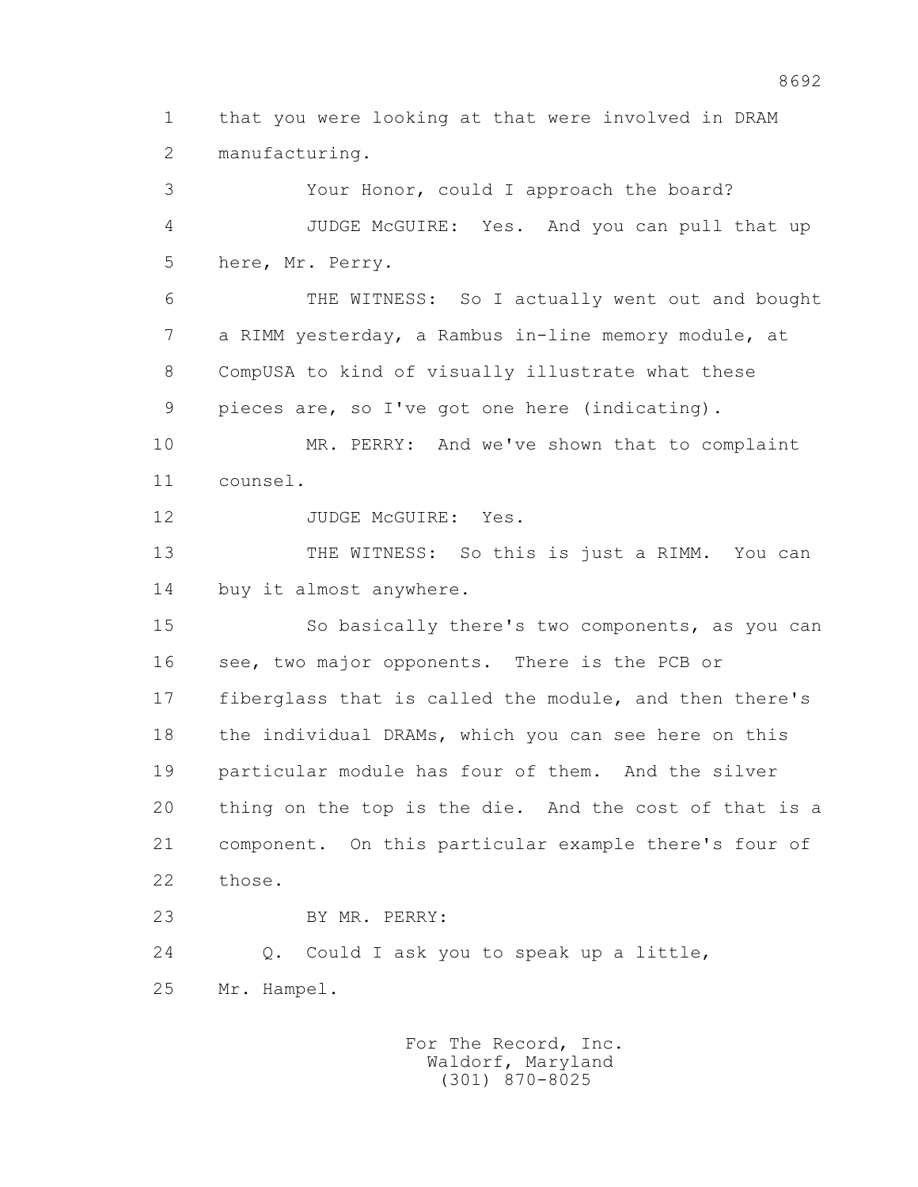1 that you were looking at that were involved in DRAM
2 manufacturing.

3 Your Honor, could I approach the board?

4 JUDGE McGUIRE: Yes. And you can pull that up
5 here, Mr. Perry.

6 THE WITNESS: So I actually went out and bought
7 a RIMM yesterday, a Rambus in-line memory module, at
8 CompUSA to kind of visually illustrate what these
9 pieces are, so I've got one here (indicating).

10 MR. PERRY: And we've shown that to complaint
11 counsel.

12 JUDGE McGUIRE: Yes.

13 THE WITNESS: So this is just a RIMM. You can
14 buy it almost anywhere.

15 So basically there's two components, as you can
16 see, two major opponents. There is the PCB or
17 fiberglass that is called the module, and then there's
18 the individual DRAMs, which you can see here on this
19 particular module has four of them. And the silver
20 thing on the top is the die. And the cost of that is a
21 component. On this particular example there's four of
22 those.

23 BY MR. PERRY:

24 Q. Could I ask you to speak up a little,
25 Mr. Hampel.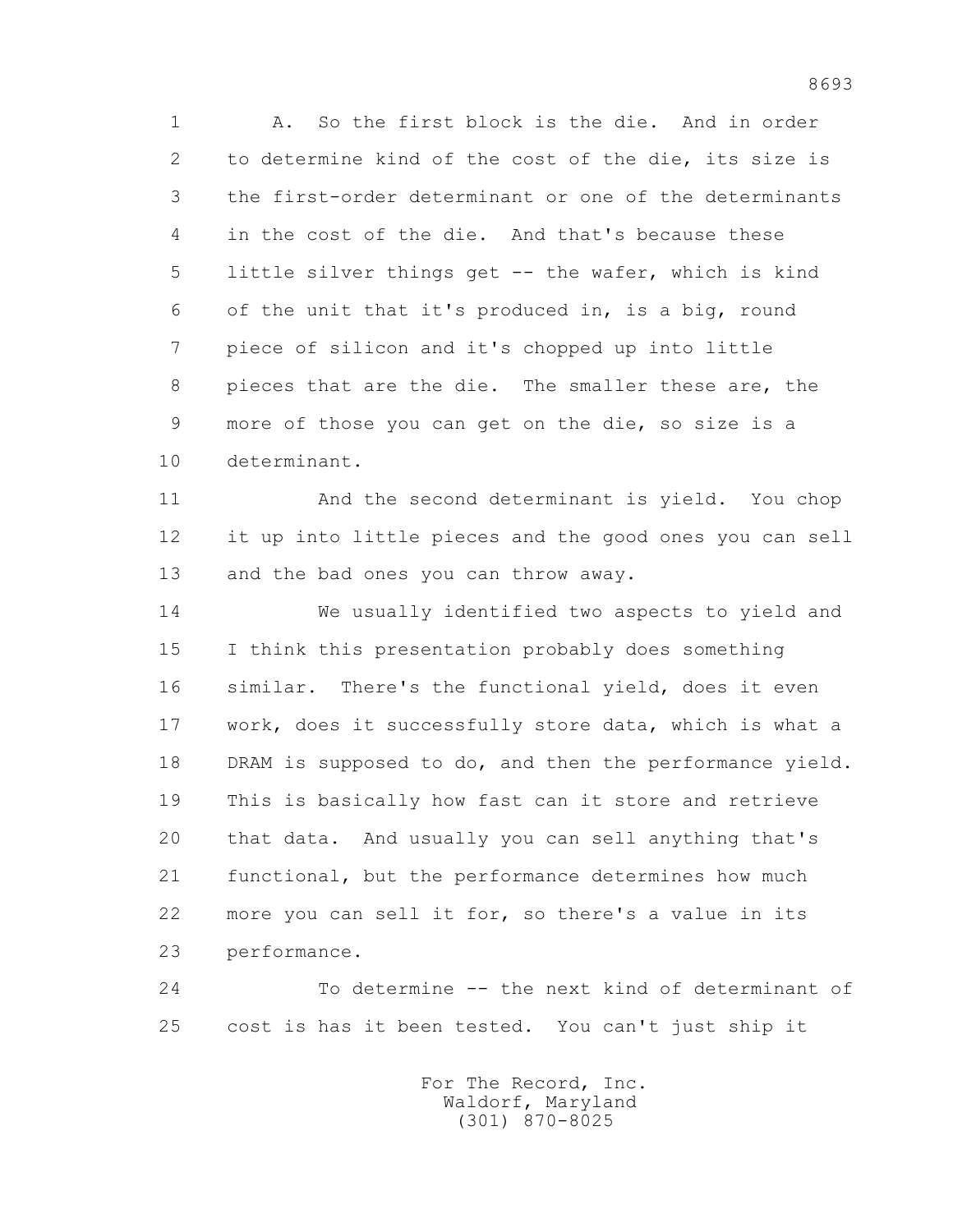A. So the first block is the die. And in order to determine kind of the cost of the die, its size is the first-order determinant or one of the determinants in the cost of the die. And that's because these little silver things get -- the wafer, which is kind of the unit that it's produced in, is a big, round piece of silicon and it's chopped up into little pieces that are the die. The smaller these are, the more of those you can get on the die, so size is a determinant.

And the second determinant is yield. You chop it up into little pieces and the good ones you can sell and the bad ones you can throw away.

We usually identified two aspects to yield and I think this presentation probably does something similar. There's the functional yield, does it even work, does it successfully store data, which is what a DRAM is supposed to do, and then the performance yield. This is basically how fast can it store and retrieve that data. And usually you can sell anything that's functional, but the performance determines how much more you can sell it for, so there's a value in its performance.

To determine -- the next kind of determinant of cost is has it been tested. You can't just ship it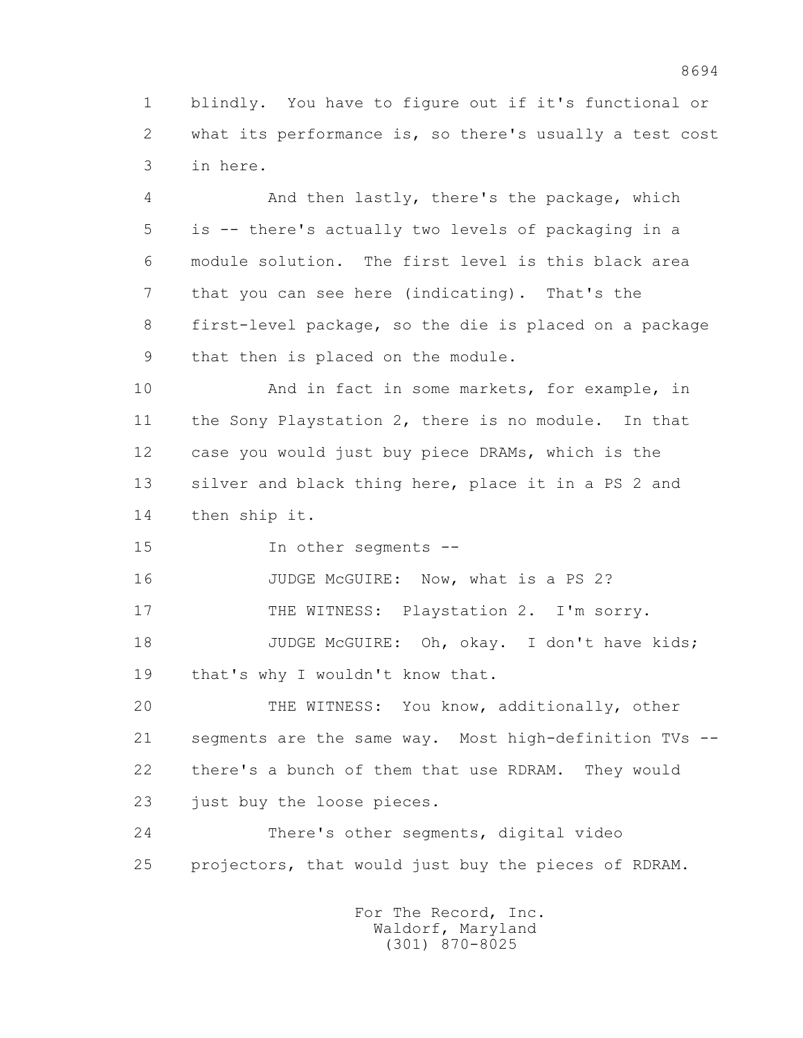1 blindly. You have to figure out if it's functional or
2 what its performance is, so there's usually a test cost
3 in here.

4 And then lastly, there's the package, which
5 is -- there's actually two levels of packaging in a
6 module solution. The first level is this black area
7 that you can see here (indicating). That's the
8 first-level package, so the die is placed on a package
9 that then is placed on the module.

10 And in fact in some markets, for example, in
11 the Sony Playstation 2, there is no module. In that
12 case you would just buy piece DRAMs, which is the
13 silver and black thing here, place it in a PS 2 and
14 then ship it.

15 In other segments --

16 JUDGE McGUIRE: Now, what is a PS 2?

17 THE WITNESS: Playstation 2. I'm sorry.

18 JUDGE McGUIRE: Oh, okay. I don't have kids;
19 that's why I wouldn't know that.

20 THE WITNESS: You know, additionally, other
21 segments are the same way. Most high-definition TVs --
22 there's a bunch of them that use RDRAM. They would
23 just buy the loose pieces.

24 There's other segments, digital video
25 projectors, that would just buy the pieces of RDRAM.

For The Record, Inc.
Waldorf, Maryland
(301) 870-8025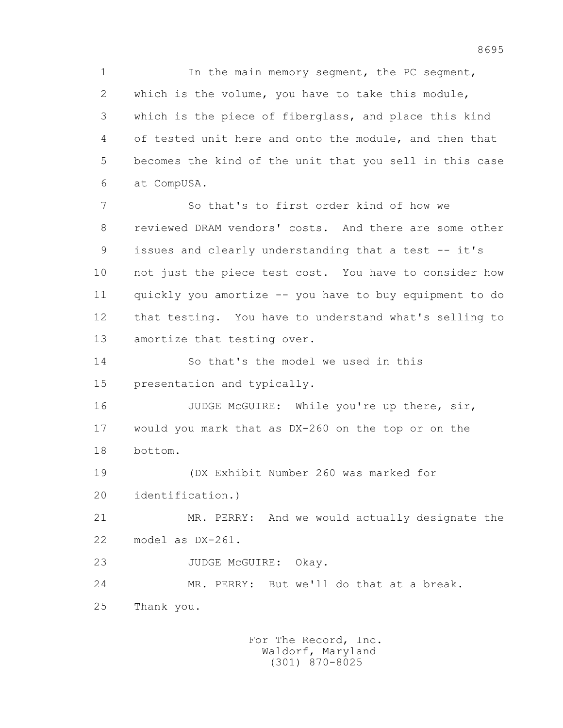In the main memory segment, the PC segment, which is the volume, you have to take this module, which is the piece of fiberglass, and place this kind of tested unit here and onto the module, and then that becomes the kind of the unit that you sell in this case at CompUSA.

So that's to first order kind of how we reviewed DRAM vendors' costs. And there are some other issues and clearly understanding that a test -- it's not just the piece test cost. You have to consider how quickly you amortize -- you have to buy equipment to do that testing. You have to understand what's selling to amortize that testing over.

So that's the model we used in this presentation and typically.

JUDGE McGUIRE: While you're up there, sir, would you mark that as DX-260 on the top or on the bottom.

(DX Exhibit Number 260 was marked for identification.)

MR. PERRY: And we would actually designate the model as DX-261.

JUDGE McGUIRE: Okay.

MR. PERRY: But we'll do that at a break. Thank you.

For The Record, Inc.
Waldorf, Maryland
(301) 870-8025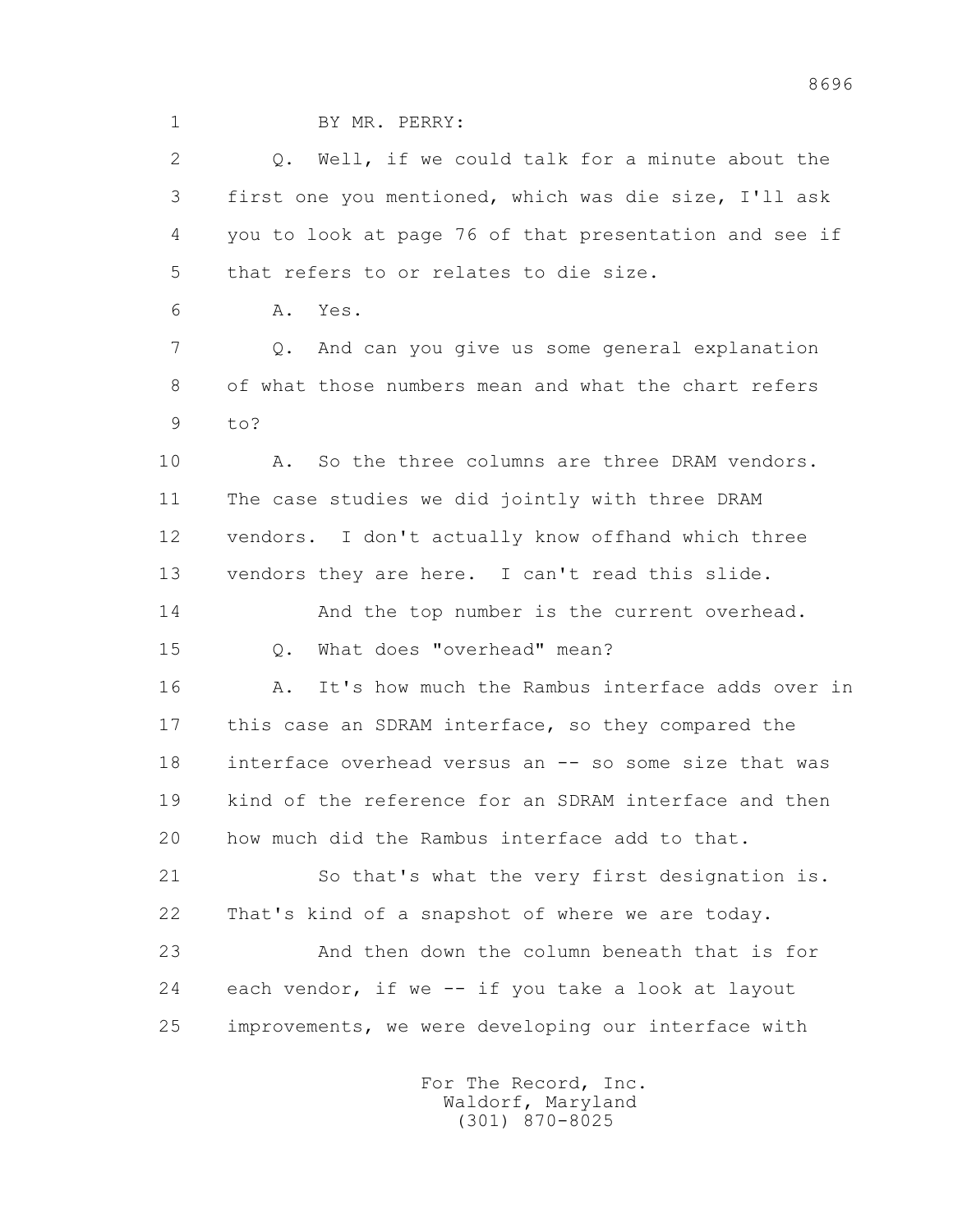BY MR. PERRY:

Q. Well, if we could talk for a minute about the first one you mentioned, which was die size, I'll ask you to look at page 76 of that presentation and see if that refers to or relates to die size.

A. Yes.

Q. And can you give us some general explanation of what those numbers mean and what the chart refers to?

A. So the three columns are three DRAM vendors. The case studies we did jointly with three DRAM vendors. I don't actually know offhand which three vendors they are here. I can't read this slide.

And the top number is the current overhead.

Q. What does "overhead" mean?

A. It's how much the Rambus interface adds over in this case an SDRAM interface, so they compared the interface overhead versus an -- so some size that was kind of the reference for an SDRAM interface and then how much did the Rambus interface add to that.

So that's what the very first designation is. That's kind of a snapshot of where we are today.

And then down the column beneath that is for each vendor, if we -- if you take a look at layout improvements, we were developing our interface with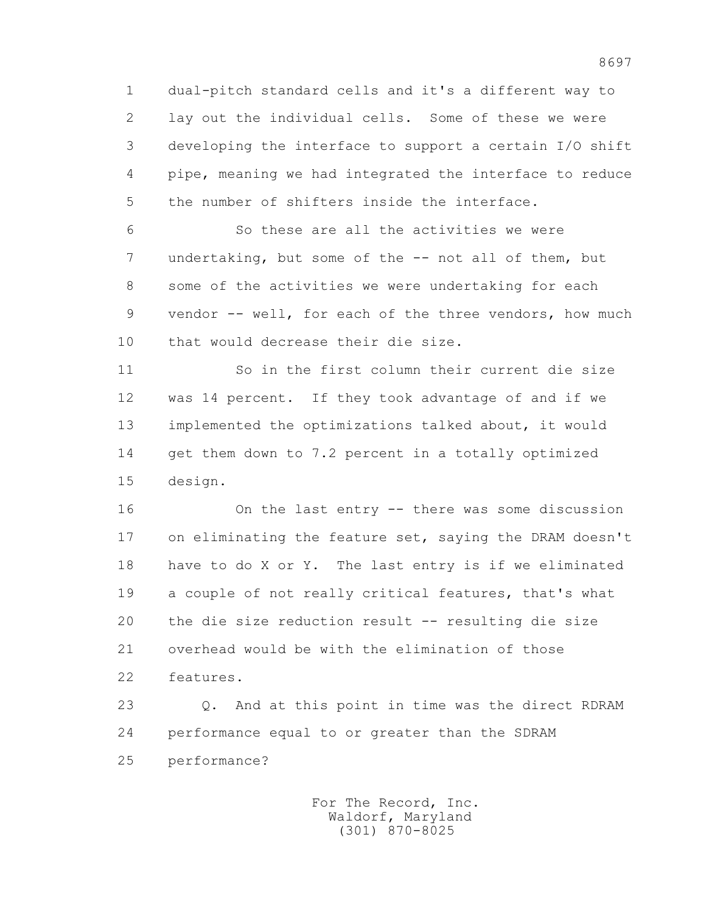dual-pitch standard cells and it's a different way to lay out the individual cells. Some of these we were developing the interface to support a certain I/O shift pipe, meaning we had integrated the interface to reduce the number of shifters inside the interface.

So these are all the activities we were undertaking, but some of the -- not all of them, but some of the activities we were undertaking for each vendor -- well, for each of the three vendors, how much that would decrease their die size.

So in the first column their current die size was 14 percent. If they took advantage of and if we implemented the optimizations talked about, it would get them down to 7.2 percent in a totally optimized design.

On the last entry -- there was some discussion on eliminating the feature set, saying the DRAM doesn't have to do X or Y. The last entry is if we eliminated a couple of not really critical features, that's what the die size reduction result -- resulting die size overhead would be with the elimination of those features.

Q. And at this point in time was the direct RDRAM performance equal to or greater than the SDRAM performance?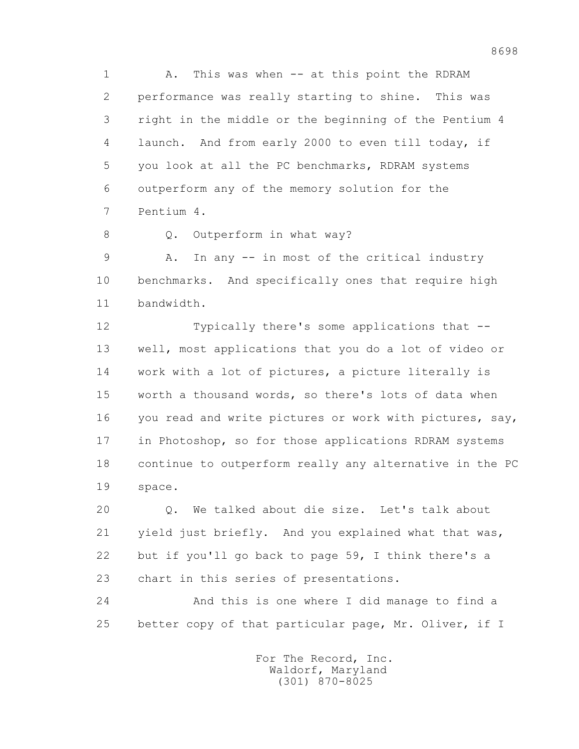1 A. This was when -- at this point the RDRAM
2 performance was really starting to shine. This was
3 right in the middle or the beginning of the Pentium 4
4 launch. And from early 2000 to even till today, if
5 you look at all the PC benchmarks, RDRAM systems
6 outperform any of the memory solution for the
7 Pentium 4.

8 Q. Outperform in what way?

9 A. In any -- in most of the critical industry
10 benchmarks. And specifically ones that require high
11 bandwidth.

12 Typically there's some applications that --
13 well, most applications that you do a lot of video or
14 work with a lot of pictures, a picture literally is
15 worth a thousand words, so there's lots of data when
16 you read and write pictures or work with pictures, say,
17 in Photoshop, so for those applications RDRAM systems
18 continue to outperform really any alternative in the PC
19 space.

20 Q. We talked about die size. Let's talk about
21 yield just briefly. And you explained what that was,
22 but if you'll go back to page 59, I think there's a
23 chart in this series of presentations.

24 And this is one where I did manage to find a
25 better copy of that particular page, Mr. Oliver, if I

For The Record, Inc.
Waldorf, Maryland
(301) 870-8025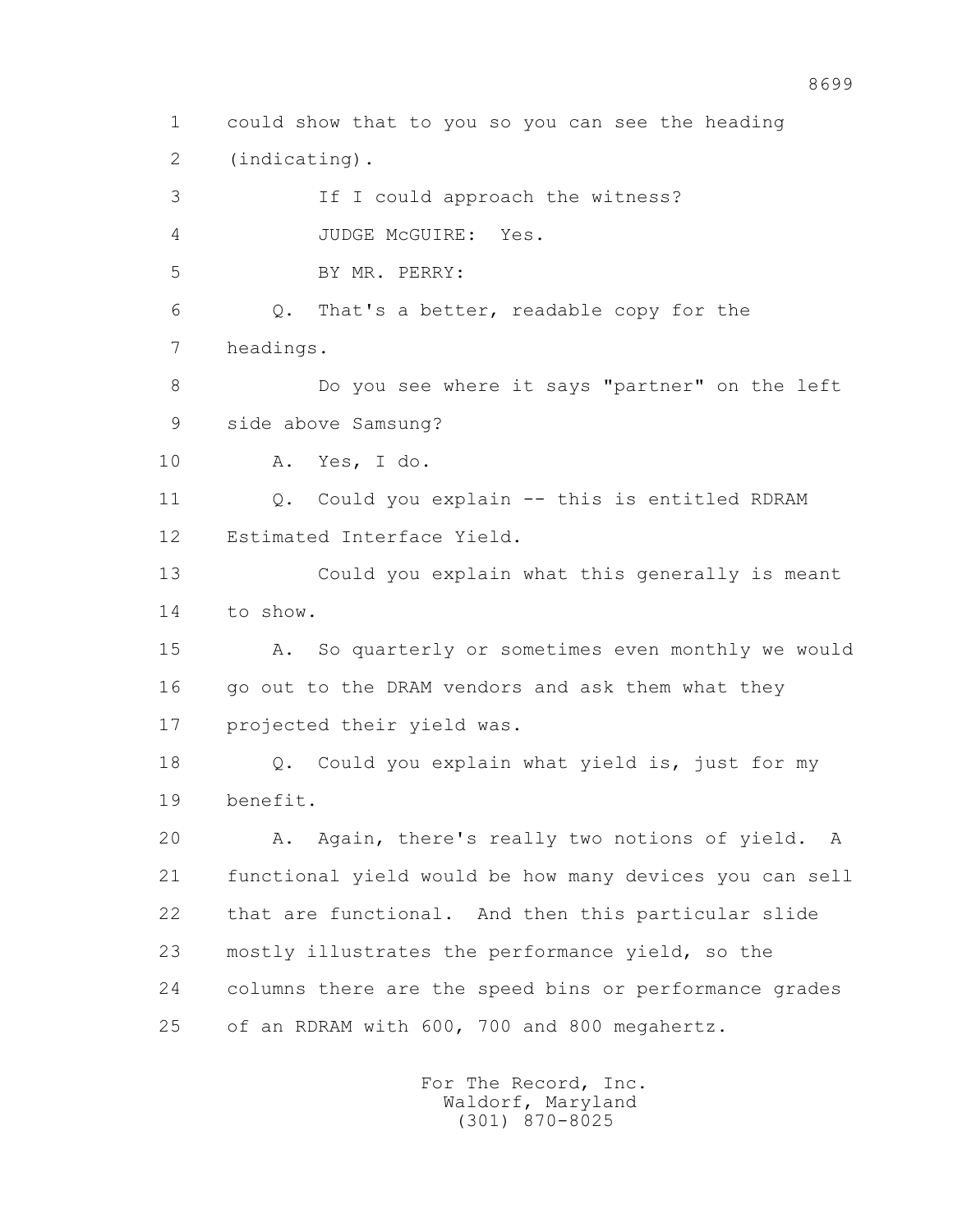1 could show that to you so you can see the heading
2 (indicating).
3 If I could approach the witness?
4 JUDGE McGUIRE: Yes.
5 BY MR. PERRY:
6 Q. That's a better, readable copy for the
7 headings.
8 Do you see where it says "partner" on the left
9 side above Samsung?
10 A. Yes, I do.
11 Q. Could you explain -- this is entitled RDRAM
12 Estimated Interface Yield.
13 Could you explain what this generally is meant
14 to show.
15 A. So quarterly or sometimes even monthly we would
16 go out to the DRAM vendors and ask them what they
17 projected their yield was.
18 Q. Could you explain what yield is, just for my
19 benefit.
20 A. Again, there's really two notions of yield. A
21 functional yield would be how many devices you can sell
22 that are functional. And then this particular slide
23 mostly illustrates the performance yield, so the
24 columns there are the speed bins or performance grades
25 of an RDRAM with 600, 700 and 800 megahertz.

For The Record, Inc.
Waldorf, Maryland
(301) 870-8025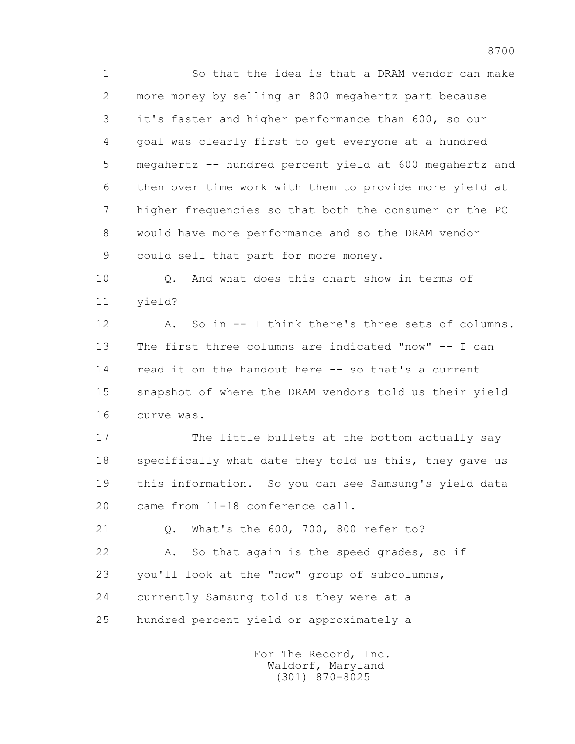So that the idea is that a DRAM vendor can make more money by selling an 800 megahertz part because it's faster and higher performance than 600, so our goal was clearly first to get everyone at a hundred megahertz -- hundred percent yield at 600 megahertz and then over time work with them to provide more yield at higher frequencies so that both the consumer or the PC would have more performance and so the DRAM vendor could sell that part for more money.

Q. And what does this chart show in terms of yield?

A. So in -- I think there's three sets of columns. The first three columns are indicated "now" -- I can read it on the handout here -- so that's a current snapshot of where the DRAM vendors told us their yield curve was.

The little bullets at the bottom actually say specifically what date they told us this, they gave us this information. So you can see Samsung's yield data came from 11-18 conference call.

Q. What's the 600, 700, 800 refer to?

A. So that again is the speed grades, so if you'll look at the "now" group of subcolumns, currently Samsung told us they were at a hundred percent yield or approximately a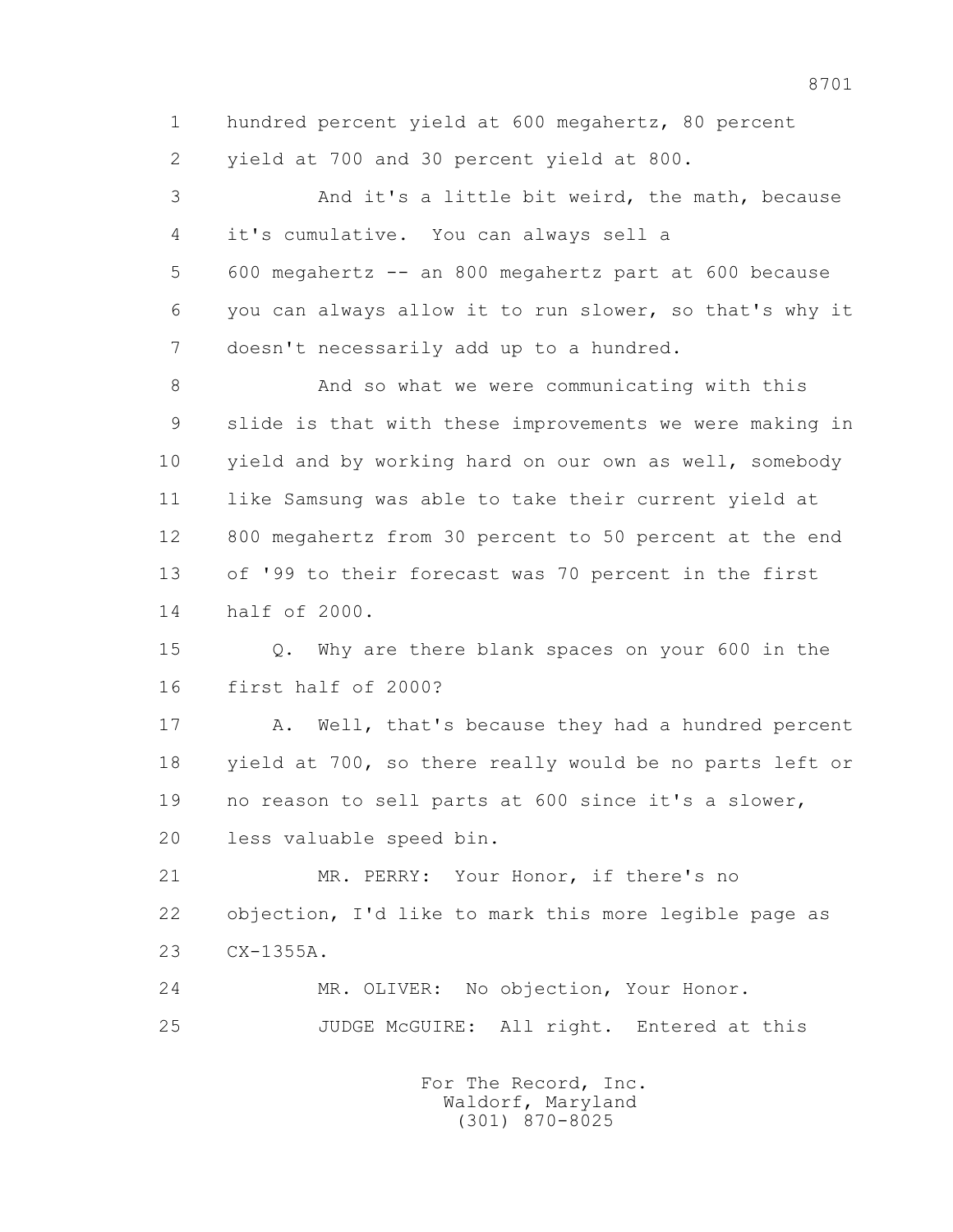1 hundred percent yield at 600 megahertz, 80 percent
2 yield at 700 and 30 percent yield at 800.
3 And it's a little bit weird, the math, because
4 it's cumulative. You can always sell a
5 600 megahertz -- an 800 megahertz part at 600 because
6 you can always allow it to run slower, so that's why it
7 doesn't necessarily add up to a hundred.
8 And so what we were communicating with this
9 slide is that with these improvements we were making in
10 yield and by working hard on our own as well, somebody
11 like Samsung was able to take their current yield at
12 800 megahertz from 30 percent to 50 percent at the end
13 of '99 to their forecast was 70 percent in the first
14 half of 2000.
15 Q. Why are there blank spaces on your 600 in the
16 first half of 2000?
17 A. Well, that's because they had a hundred percent
18 yield at 700, so there really would be no parts left or
19 no reason to sell parts at 600 since it's a slower,
20 less valuable speed bin.
21 MR. PERRY: Your Honor, if there's no
22 objection, I'd like to mark this more legible page as
23 CX-1355A.
24 MR. OLIVER: No objection, Your Honor.
25 JUDGE McGUIRE: All right. Entered at this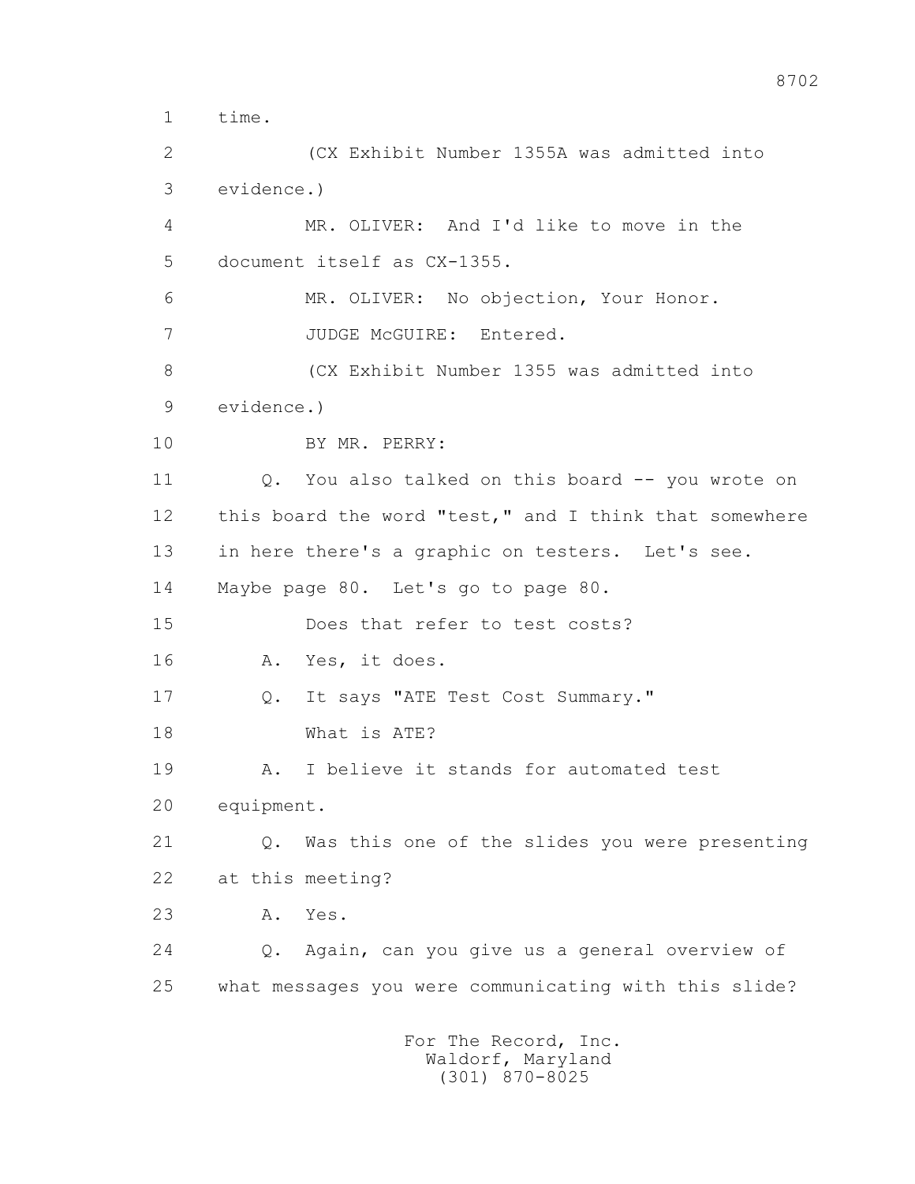1 time.

2 (CX Exhibit Number 1355A was admitted into

3 evidence.)

4 MR. OLIVER: And I'd like to move in the

5 document itself as CX-1355.

6 MR. OLIVER: No objection, Your Honor.

7 JUDGE McGUIRE: Entered.

8 (CX Exhibit Number 1355 was admitted into

9 evidence.)

10 BY MR. PERRY:

11 Q. You also talked on this board -- you wrote on

12 this board the word "test," and I think that somewhere

13 in here there's a graphic on testers. Let's see.

14 Maybe page 80. Let's go to page 80.

15 Does that refer to test costs?

16 A. Yes, it does.

17 Q. It says "ATE Test Cost Summary."

18 What is ATE?

19 A. I believe it stands for automated test

20 equipment.

21 Q. Was this one of the slides you were presenting

22 at this meeting?

23 A. Yes.

24 Q. Again, can you give us a general overview of

25 what messages you were communicating with this slide?

For The Record, Inc.
Waldorf, Maryland
(301) 870-8025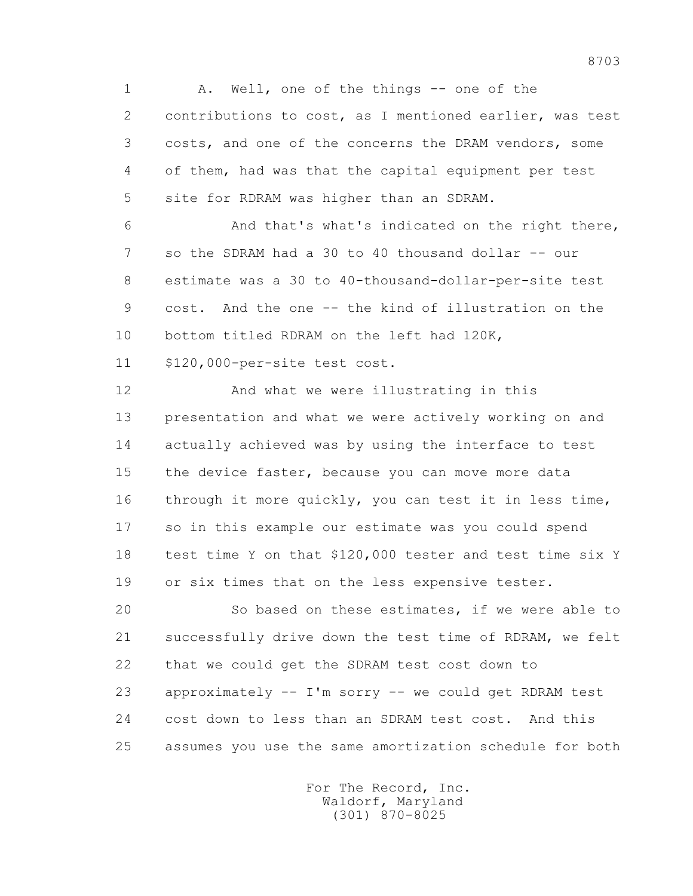1 A. Well, one of the things -- one of the
2 contributions to cost, as I mentioned earlier, was test
3 costs, and one of the concerns the DRAM vendors, some
4 of them, had was that the capital equipment per test
5 site for RDRAM was higher than an SDRAM.

6 And that's what's indicated on the right there,
7 so the SDRAM had a 30 to 40 thousand dollar -- our
8 estimate was a 30 to 40-thousand-dollar-per-site test
9 cost. And the one -- the kind of illustration on the
10 bottom titled RDRAM on the left had 120K,
11 $120,000-per-site test cost.

12 And what we were illustrating in this
13 presentation and what we were actively working on and
14 actually achieved was by using the interface to test
15 the device faster, because you can move more data
16 through it more quickly, you can test it in less time,
17 so in this example our estimate was you could spend
18 test time Y on that $120,000 tester and test time six Y
19 or six times that on the less expensive tester.

20 So based on these estimates, if we were able to
21 successfully drive down the test time of RDRAM, we felt
22 that we could get the SDRAM test cost down to
23 approximately -- I'm sorry -- we could get RDRAM test
24 cost down to less than an SDRAM test cost. And this
25 assumes you use the same amortization schedule for both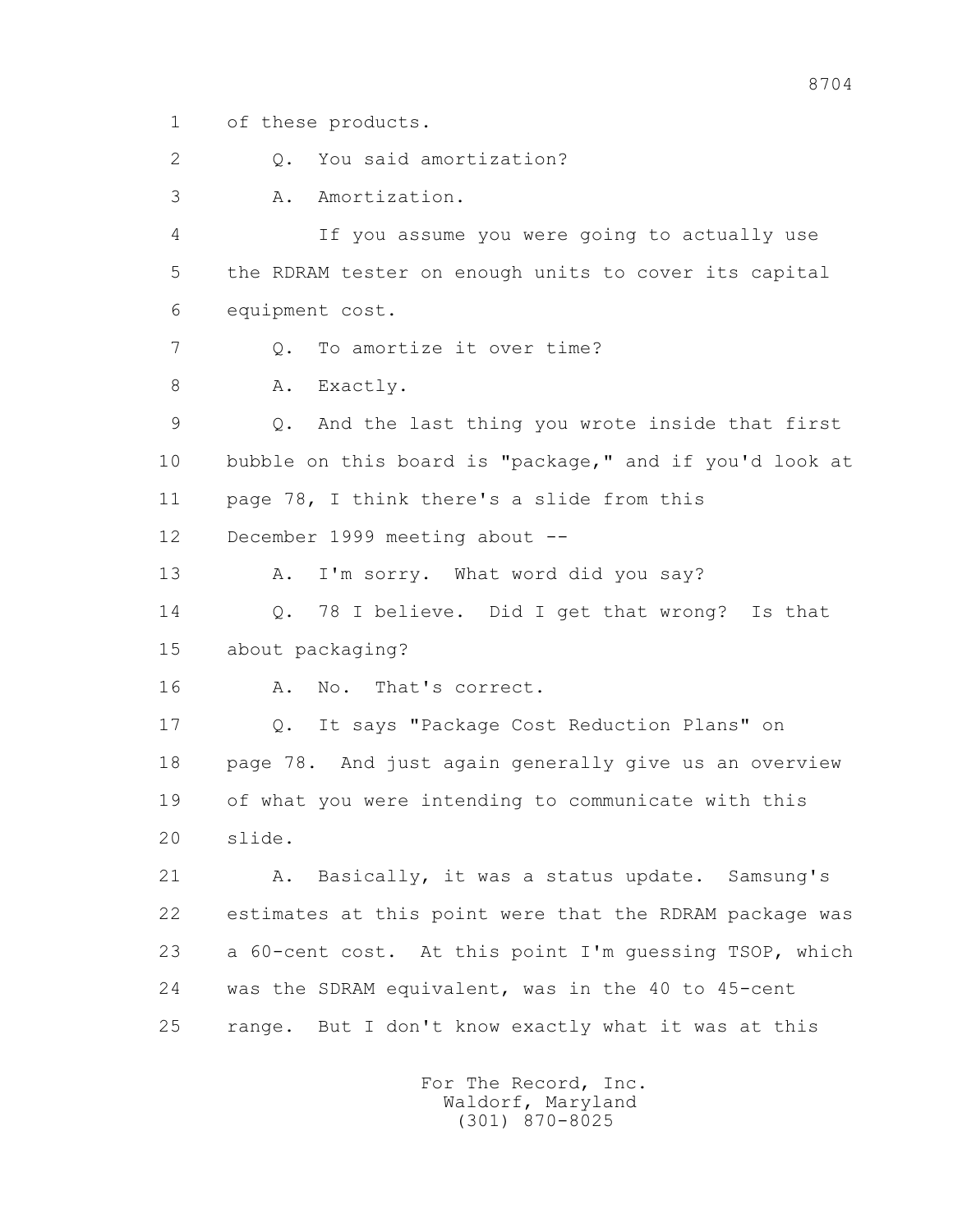1 of these products.

2 Q. You said amortization?

3 A. Amortization.

4 If you assume you were going to actually use

5 the RDRAM tester on enough units to cover its capital

6 equipment cost.

7 Q. To amortize it over time?

8 A. Exactly.

9 Q. And the last thing you wrote inside that first

10 bubble on this board is "package," and if you'd look at

11 page 78, I think there's a slide from this

12 December 1999 meeting about --

13 A. I'm sorry. What word did you say?

14 Q. 78 I believe. Did I get that wrong? Is that

15 about packaging?

16 A. No. That's correct.

17 Q. It says "Package Cost Reduction Plans" on

18 page 78. And just again generally give us an overview

19 of what you were intending to communicate with this

20 slide.

21 A. Basically, it was a status update. Samsung's

22 estimates at this point were that the RDRAM package was

23 a 60-cent cost. At this point I'm guessing TSOP, which

24 was the SDRAM equivalent, was in the 40 to 45-cent

25 range. But I don't know exactly what it was at this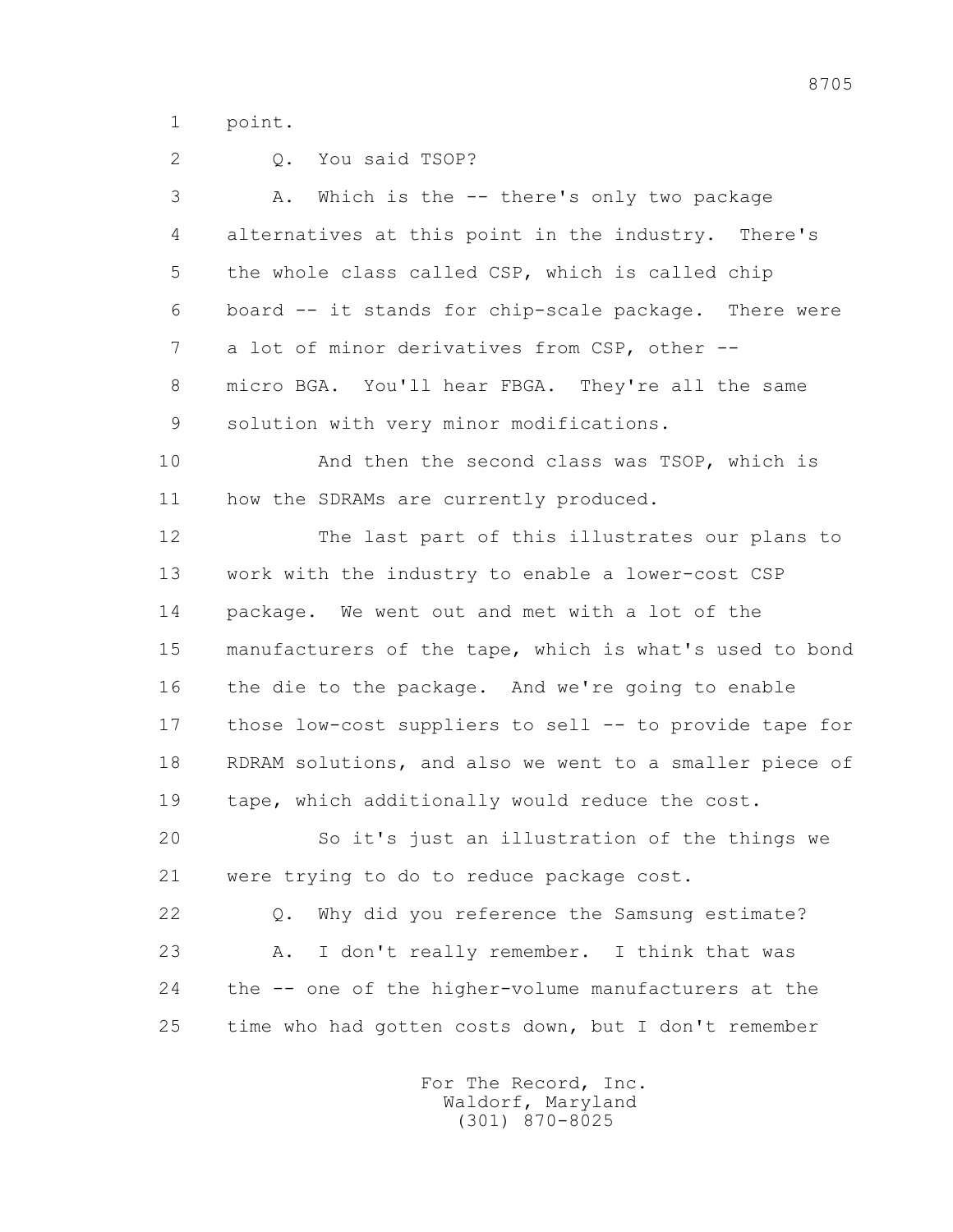1 point.

2 Q. You said TSOP?

3 A. Which is the -- there's only two package

4 alternatives at this point in the industry. There's

5 the whole class called CSP, which is called chip

6 board -- it stands for chip-scale package. There were

7 a lot of minor derivatives from CSP, other --

8 micro BGA. You'll hear FBGA. They're all the same

9 solution with very minor modifications.

10 And then the second class was TSOP, which is

11 how the SDRAMs are currently produced.

12 The last part of this illustrates our plans to

13 work with the industry to enable a lower-cost CSP

14 package. We went out and met with a lot of the

15 manufacturers of the tape, which is what's used to bond

16 the die to the package. And we're going to enable

17 those low-cost suppliers to sell -- to provide tape for

18 RDRAM solutions, and also we went to a smaller piece of

19 tape, which additionally would reduce the cost.

20 So it's just an illustration of the things we

21 were trying to do to reduce package cost.

22 Q. Why did you reference the Samsung estimate?

23 A. I don't really remember. I think that was

24 the -- one of the higher-volume manufacturers at the

25 time who had gotten costs down, but I don't remember

For The Record, Inc.
Waldorf, Maryland
(301) 870-8025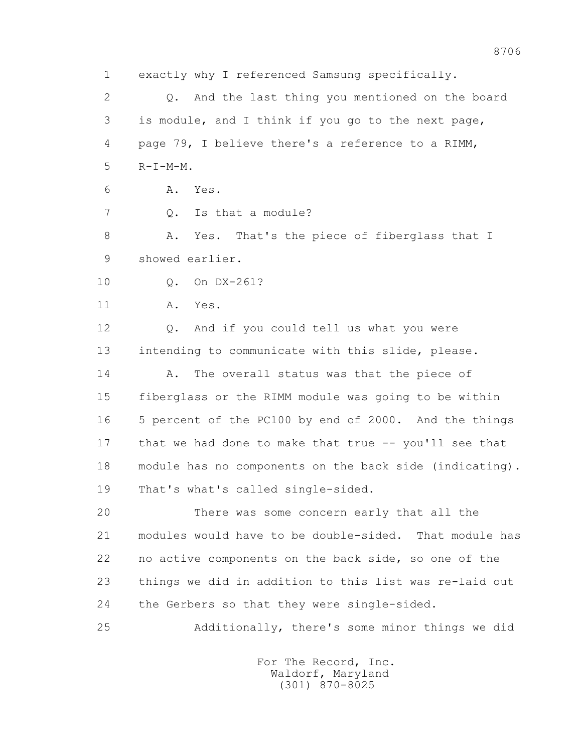1 exactly why I referenced Samsung specifically.

2 Q. And the last thing you mentioned on the board

3 is module, and I think if you go to the next page,

4 page 79, I believe there's a reference to a RIMM,

5 R-I-M-M.

6 A. Yes.

7 Q. Is that a module?

8 A. Yes. That's the piece of fiberglass that I

9 showed earlier.

10 Q. On DX-261?

11 A. Yes.

12 Q. And if you could tell us what you were

13 intending to communicate with this slide, please.

14 A. The overall status was that the piece of

15 fiberglass or the RIMM module was going to be within

16 5 percent of the PC100 by end of 2000. And the things

17 that we had done to make that true -- you'll see that

18 module has no components on the back side (indicating).

19 That's what's called single-sided.

20 There was some concern early that all the

21 modules would have to be double-sided. That module has

22 no active components on the back side, so one of the

23 things we did in addition to this list was re-laid out

24 the Gerbers so that they were single-sided.

25 Additionally, there's some minor things we did

For The Record, Inc.
Waldorf, Maryland
(301) 870-8025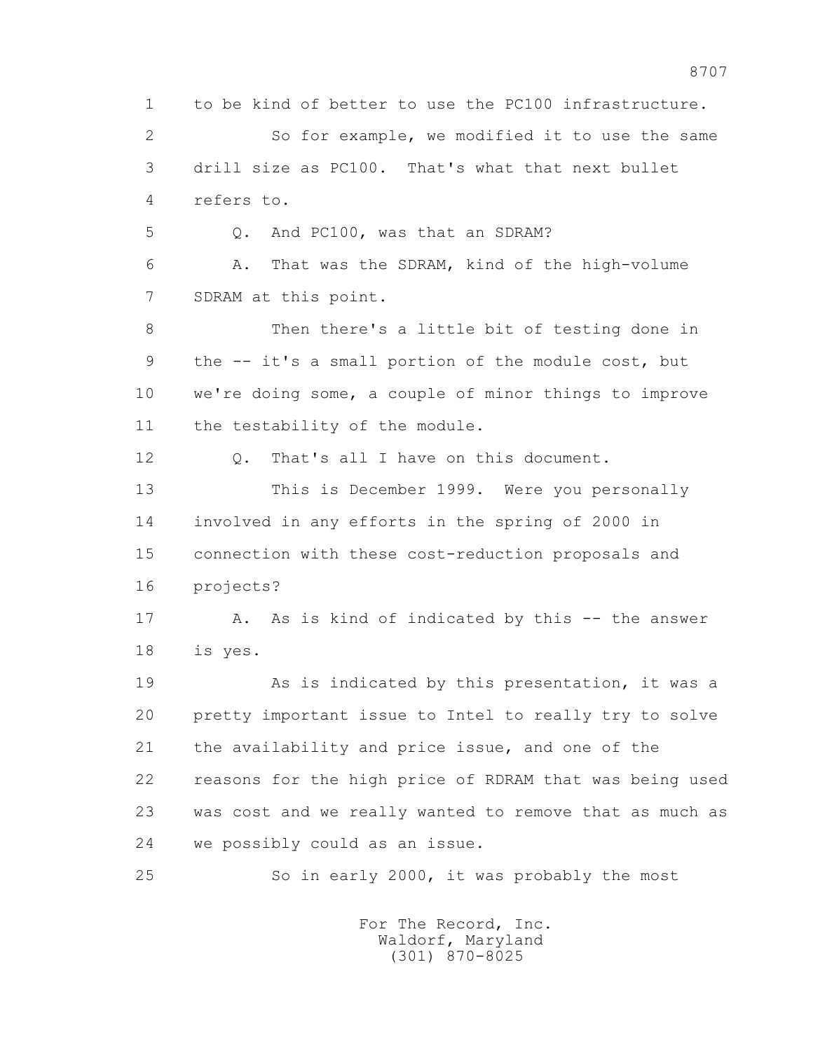to be kind of better to use the PC100 infrastructure.

So for example, we modified it to use the same drill size as PC100. That's what that next bullet refers to.

Q. And PC100, was that an SDRAM?

A. That was the SDRAM, kind of the high-volume SDRAM at this point.

Then there's a little bit of testing done in the -- it's a small portion of the module cost, but we're doing some, a couple of minor things to improve the testability of the module.

Q. That's all I have on this document.

This is December 1999. Were you personally involved in any efforts in the spring of 2000 in connection with these cost-reduction proposals and projects?

A. As is kind of indicated by this -- the answer is yes.

As is indicated by this presentation, it was a pretty important issue to Intel to really try to solve the availability and price issue, and one of the reasons for the high price of RDRAM that was being used was cost and we really wanted to remove that as much as we possibly could as an issue.

So in early 2000, it was probably the most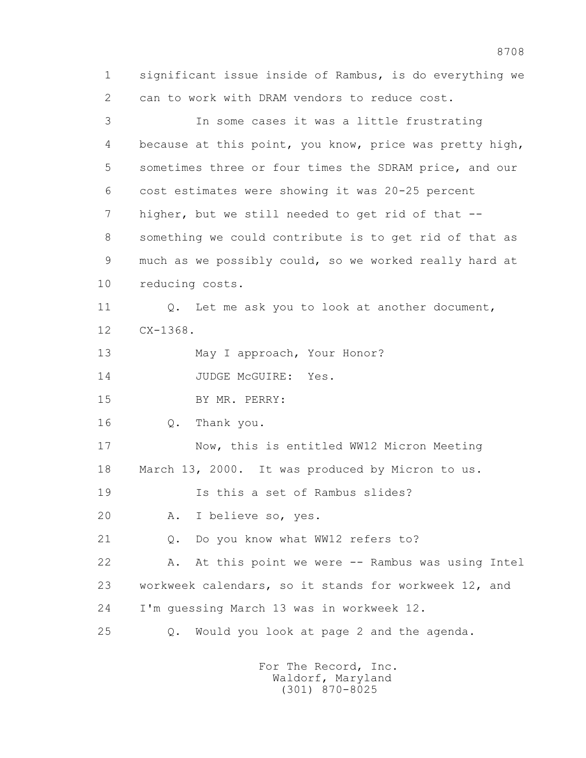significant issue inside of Rambus, is do everything we can to work with DRAM vendors to reduce cost.

In some cases it was a little frustrating because at this point, you know, price was pretty high, sometimes three or four times the SDRAM price, and our cost estimates were showing it was 20-25 percent higher, but we still needed to get rid of that -- something we could contribute is to get rid of that as much as we possibly could, so we worked really hard at reducing costs.

Q. Let me ask you to look at another document, CX-1368.

May I approach, Your Honor?

JUDGE McGUIRE: Yes.

BY MR. PERRY:

Q. Thank you.

Now, this is entitled WW12 Micron Meeting March 13, 2000. It was produced by Micron to us.

Is this a set of Rambus slides?

A. I believe so, yes.

Q. Do you know what WW12 refers to?

A. At this point we were -- Rambus was using Intel workweek calendars, so it stands for workweek 12, and I'm guessing March 13 was in workweek 12.

Q. Would you look at page 2 and the agenda.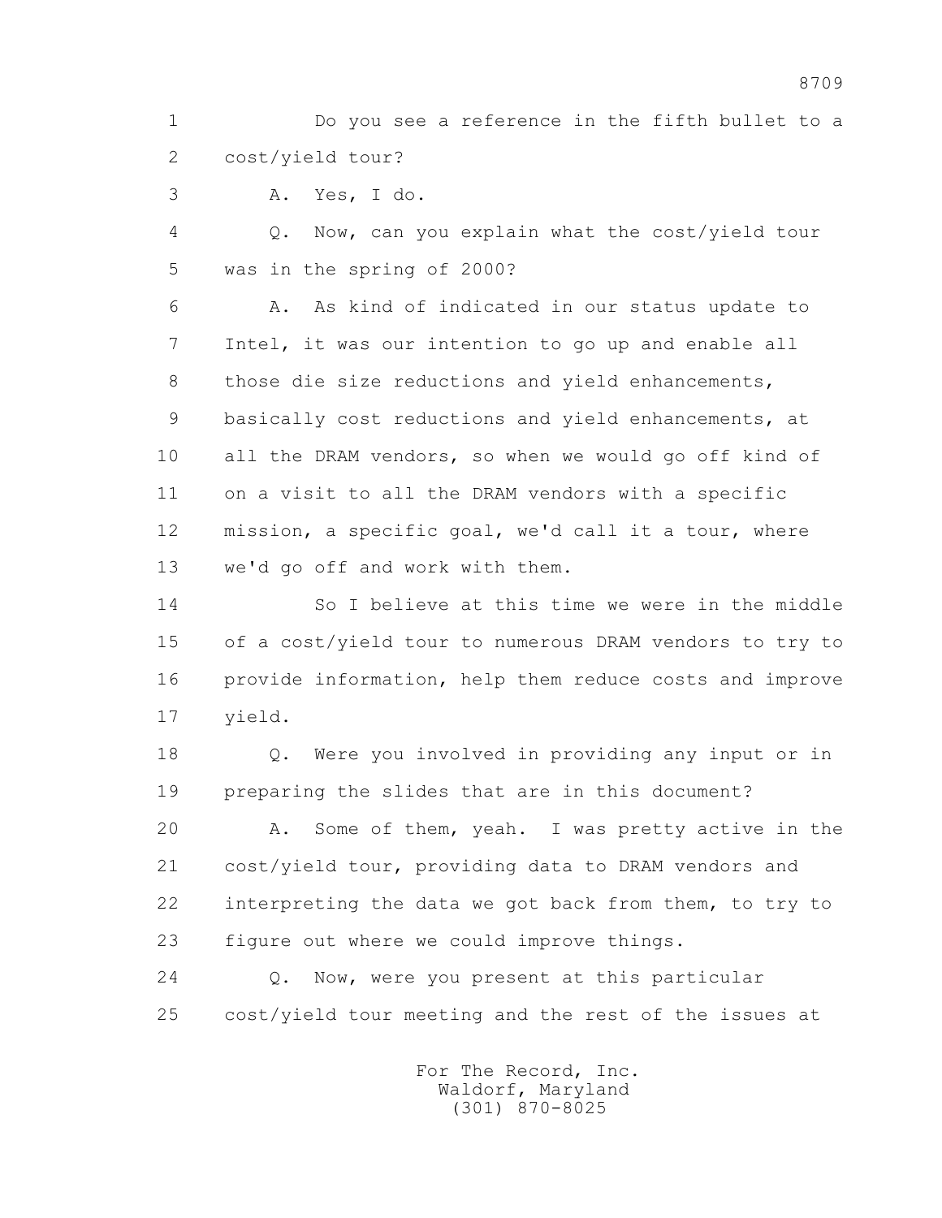1 Do you see a reference in the fifth bullet to a
2 cost/yield tour?

3 A. Yes, I do.

4 Q. Now, can you explain what the cost/yield tour
5 was in the spring of 2000?

6 A. As kind of indicated in our status update to
7 Intel, it was our intention to go up and enable all
8 those die size reductions and yield enhancements,
9 basically cost reductions and yield enhancements, at
10 all the DRAM vendors, so when we would go off kind of
11 on a visit to all the DRAM vendors with a specific
12 mission, a specific goal, we'd call it a tour, where
13 we'd go off and work with them.

14 So I believe at this time we were in the middle
15 of a cost/yield tour to numerous DRAM vendors to try to
16 provide information, help them reduce costs and improve
17 yield.

18 Q. Were you involved in providing any input or in
19 preparing the slides that are in this document?

20 A. Some of them, yeah. I was pretty active in the
21 cost/yield tour, providing data to DRAM vendors and
22 interpreting the data we got back from them, to try to
23 figure out where we could improve things.

24 Q. Now, were you present at this particular
25 cost/yield tour meeting and the rest of the issues at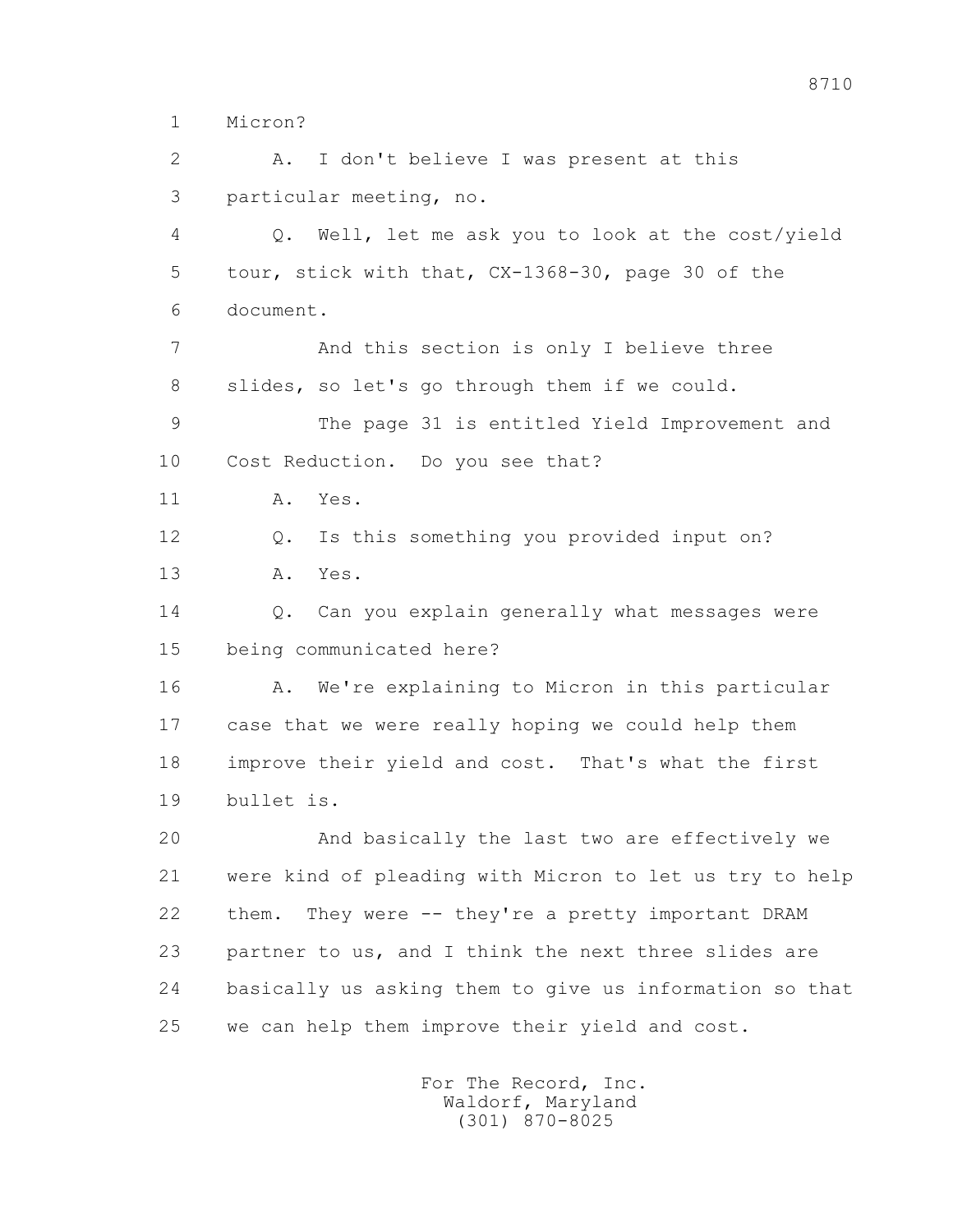Micron?

A. I don't believe I was present at this particular meeting, no.

Q. Well, let me ask you to look at the cost/yield tour, stick with that, CX-1368-30, page 30 of the document.

And this section is only I believe three slides, so let's go through them if we could.

The page 31 is entitled Yield Improvement and Cost Reduction. Do you see that?

A. Yes.

Q. Is this something you provided input on?

A. Yes.

Q. Can you explain generally what messages were being communicated here?

A. We're explaining to Micron in this particular case that we were really hoping we could help them improve their yield and cost. That's what the first bullet is.

And basically the last two are effectively we were kind of pleading with Micron to let us try to help them. They were -- they're a pretty important DRAM partner to us, and I think the next three slides are basically us asking them to give us information so that we can help them improve their yield and cost.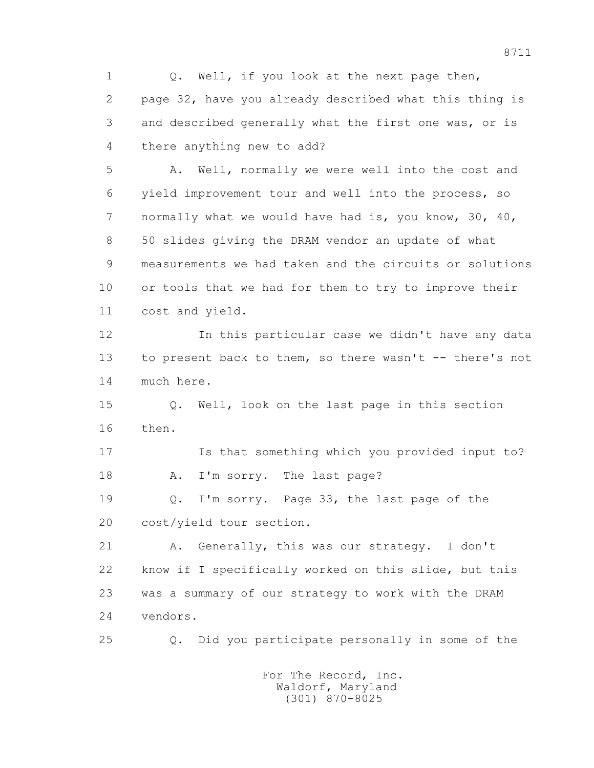1 Q. Well, if you look at the next page then,
2 page 32, have you already described what this thing is
3 and described generally what the first one was, or is
4 there anything new to add?

5 A. Well, normally we were well into the cost and
6 yield improvement tour and well into the process, so
7 normally what we would have had is, you know, 30, 40,
8 50 slides giving the DRAM vendor an update of what
9 measurements we had taken and the circuits or solutions
10 or tools that we had for them to try to improve their
11 cost and yield.

12 In this particular case we didn't have any data
13 to present back to them, so there wasn't -- there's not
14 much here.

15 Q. Well, look on the last page in this section
16 then.

17 Is that something which you provided input to?

18 A. I'm sorry. The last page?

19 Q. I'm sorry. Page 33, the last page of the
20 cost/yield tour section.

21 A. Generally, this was our strategy. I don't
22 know if I specifically worked on this slide, but this
23 was a summary of our strategy to work with the DRAM
24 vendors.

25 Q. Did you participate personally in some of the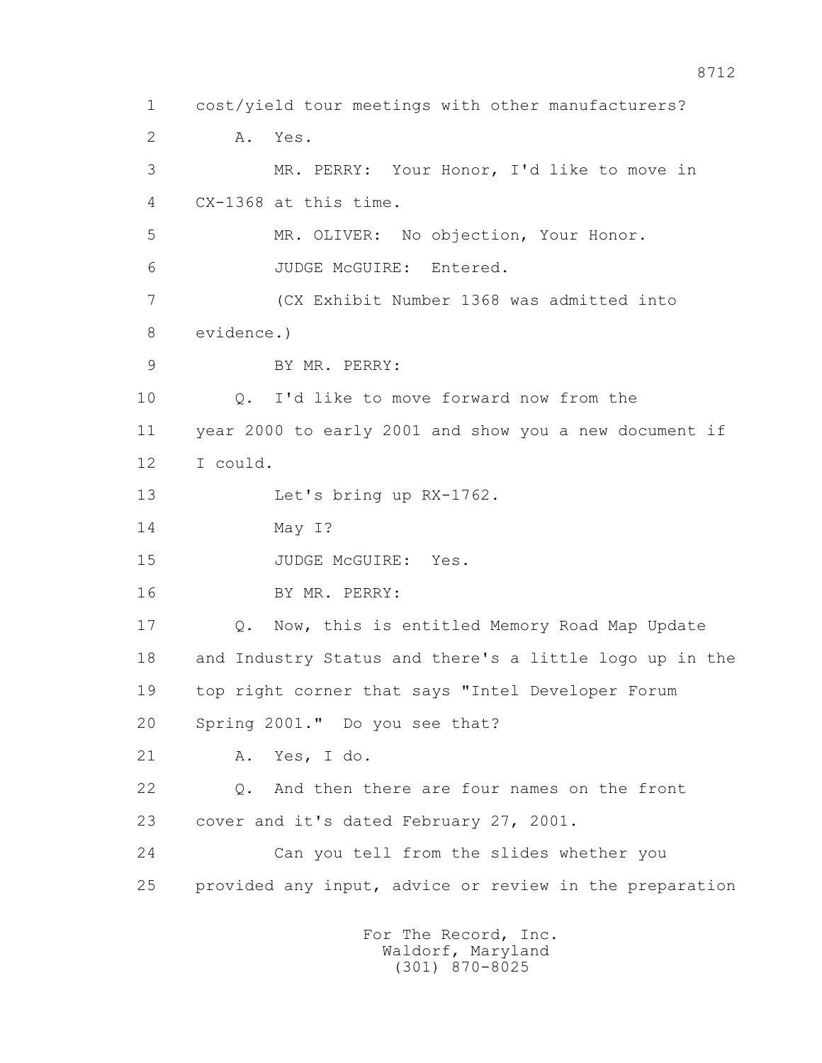1 cost/yield tour meetings with other manufacturers?

2 A. Yes.

3 MR. PERRY: Your Honor, I'd like to move in

4 CX-1368 at this time.

5 MR. OLIVER: No objection, Your Honor.

6 JUDGE McGUIRE: Entered.

7 (CX Exhibit Number 1368 was admitted into

8 evidence.)

9 BY MR. PERRY:

10 Q. I'd like to move forward now from the

11 year 2000 to early 2001 and show you a new document if

12 I could.

13 Let's bring up RX-1762.

14 May I?

15 JUDGE McGUIRE: Yes.

16 BY MR. PERRY:

17 Q. Now, this is entitled Memory Road Map Update

18 and Industry Status and there's a little logo up in the

19 top right corner that says "Intel Developer Forum

20 Spring 2001." Do you see that?

21 A. Yes, I do.

22 Q. And then there are four names on the front

23 cover and it's dated February 27, 2001.

24 Can you tell from the slides whether you

25 provided any input, advice or review in the preparation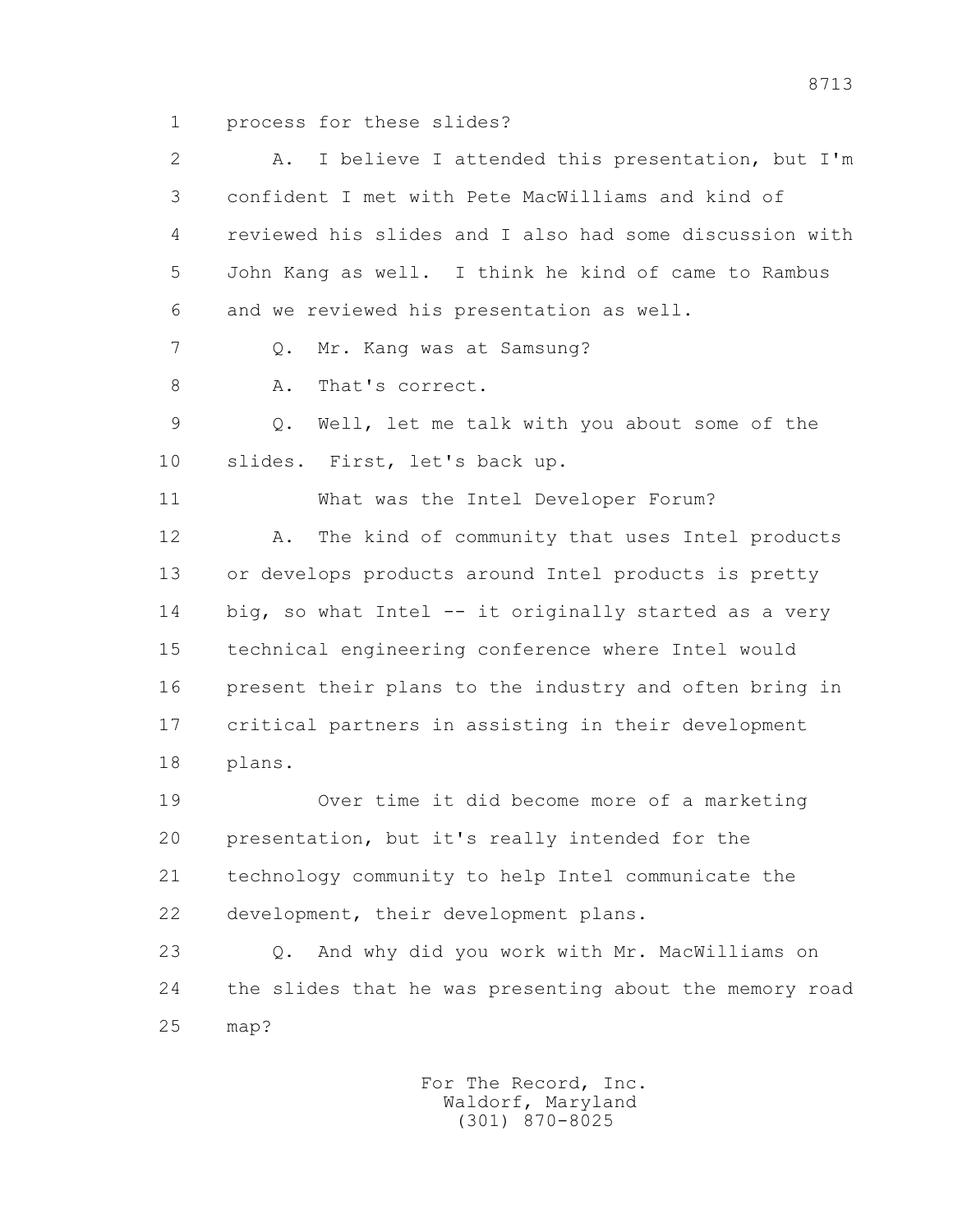1 process for these slides?

2 A. I believe I attended this presentation, but I'm

3 confident I met with Pete MacWilliams and kind of

4 reviewed his slides and I also had some discussion with

5 John Kang as well. I think he kind of came to Rambus

6 and we reviewed his presentation as well.

7 Q. Mr. Kang was at Samsung?

8 A. That's correct.

9 Q. Well, let me talk with you about some of the

10 slides. First, let's back up.

11 What was the Intel Developer Forum?

12 A. The kind of community that uses Intel products

13 or develops products around Intel products is pretty

14 big, so what Intel -- it originally started as a very

15 technical engineering conference where Intel would

16 present their plans to the industry and often bring in

17 critical partners in assisting in their development

18 plans.

19 Over time it did become more of a marketing

20 presentation, but it's really intended for the

21 technology community to help Intel communicate the

22 development, their development plans.

23 Q. And why did you work with Mr. MacWilliams on

24 the slides that he was presenting about the memory road

25 map?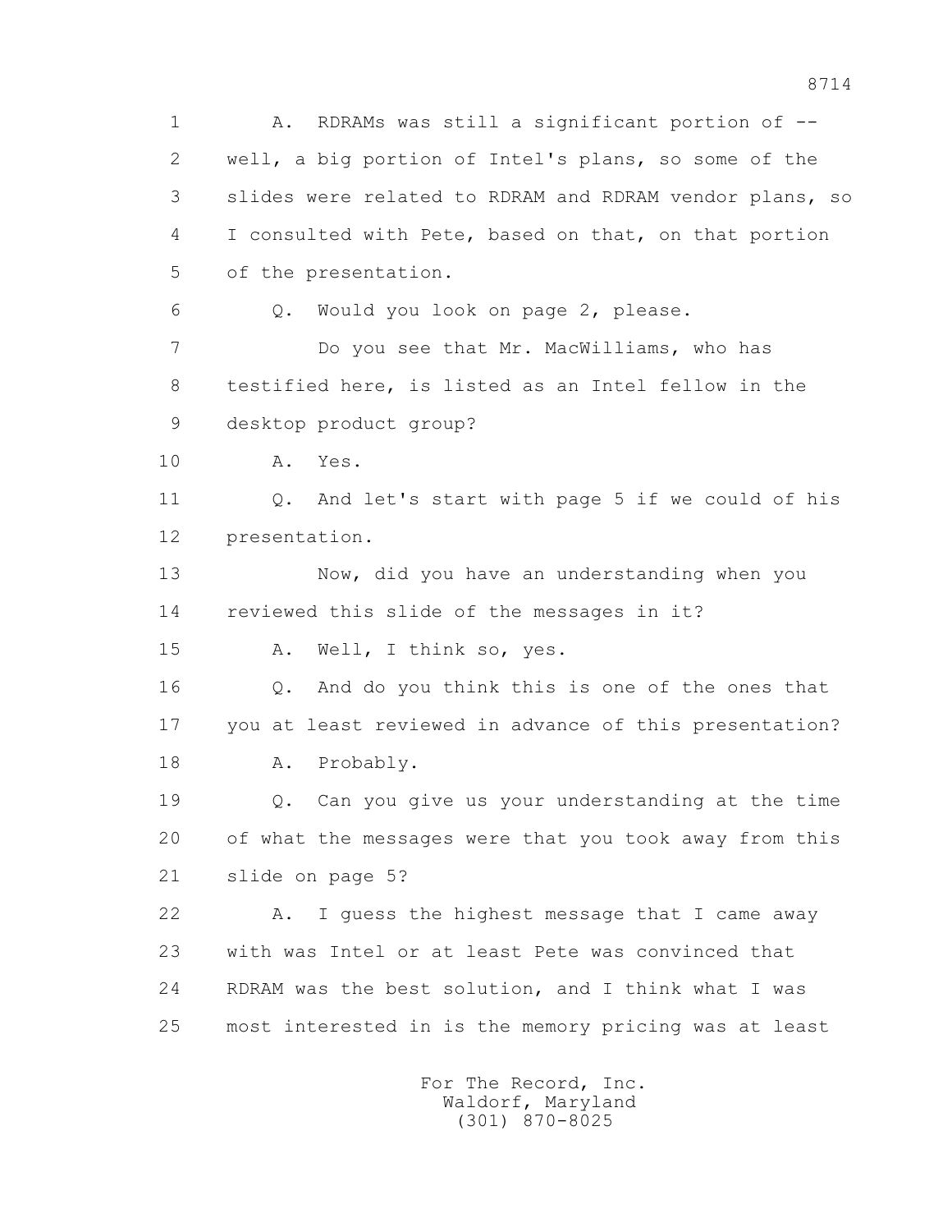1 A. RDRAMs was still a significant portion of --
2 well, a big portion of Intel's plans, so some of the
3 slides were related to RDRAM and RDRAM vendor plans, so
4 I consulted with Pete, based on that, on that portion
5 of the presentation.
6 Q. Would you look on page 2, please.
7 Do you see that Mr. MacWilliams, who has
8 testified here, is listed as an Intel fellow in the
9 desktop product group?
10 A. Yes.
11 Q. And let's start with page 5 if we could of his
12 presentation.
13 Now, did you have an understanding when you
14 reviewed this slide of the messages in it?
15 A. Well, I think so, yes.
16 Q. And do you think this is one of the ones that
17 you at least reviewed in advance of this presentation?
18 A. Probably.
19 Q. Can you give us your understanding at the time
20 of what the messages were that you took away from this
21 slide on page 5?
22 A. I guess the highest message that I came away
23 with was Intel or at least Pete was convinced that
24 RDRAM was the best solution, and I think what I was
25 most interested in is the memory pricing was at least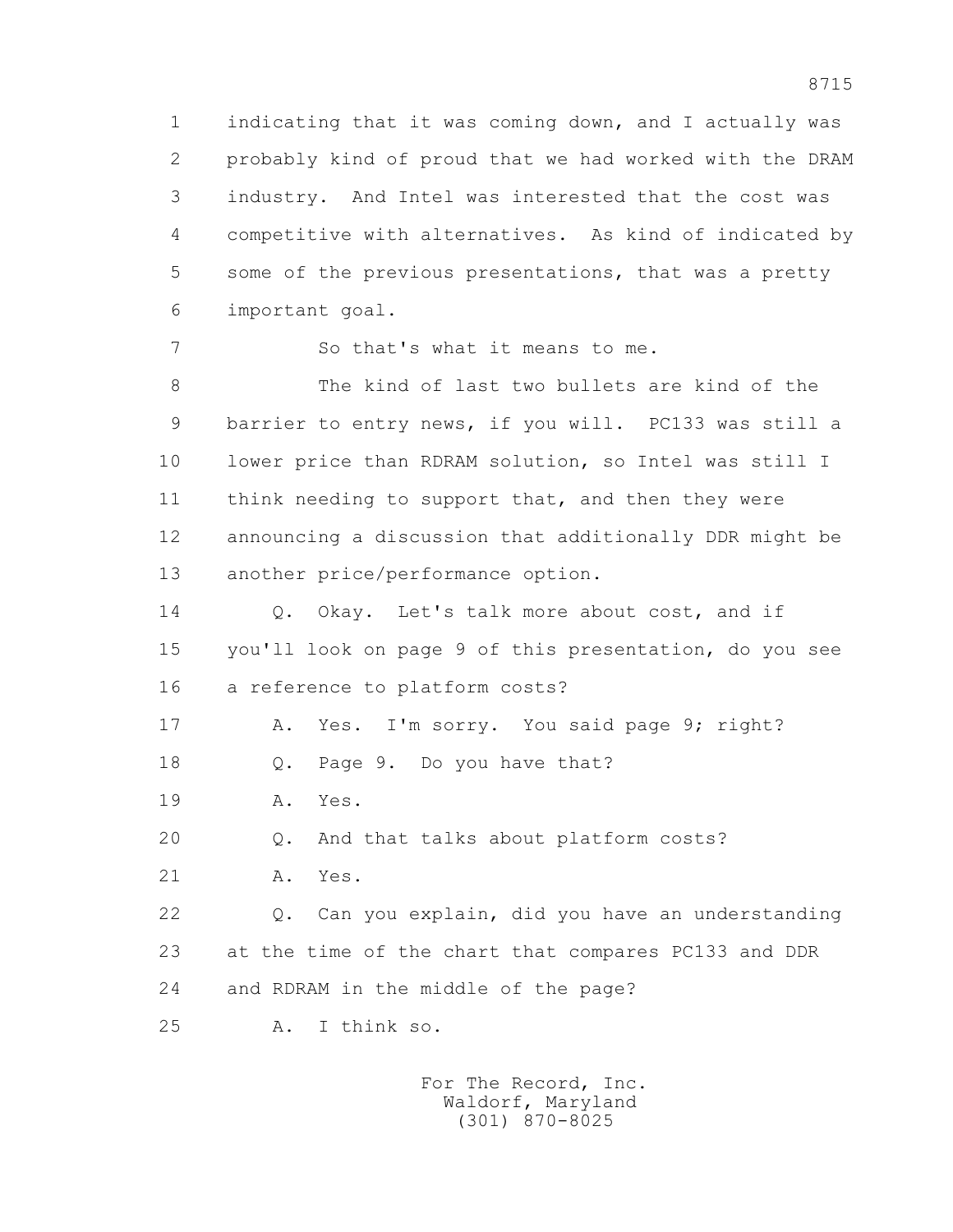1 indicating that it was coming down, and I actually was
2 probably kind of proud that we had worked with the DRAM
3 industry. And Intel was interested that the cost was
4 competitive with alternatives. As kind of indicated by
5 some of the previous presentations, that was a pretty
6 important goal.

7 So that's what it means to me.

8 The kind of last two bullets are kind of the
9 barrier to entry news, if you will. PC133 was still a
10 lower price than RDRAM solution, so Intel was still I
11 think needing to support that, and then they were
12 announcing a discussion that additionally DDR might be
13 another price/performance option.

14 Q. Okay. Let's talk more about cost, and if
15 you'll look on page 9 of this presentation, do you see
16 a reference to platform costs?

17 A. Yes. I'm sorry. You said page 9; right?

18 Q. Page 9. Do you have that?

19 A. Yes.

20 Q. And that talks about platform costs?

21 A. Yes.

22 Q. Can you explain, did you have an understanding
23 at the time of the chart that compares PC133 and DDR
24 and RDRAM in the middle of the page?

25 A. I think so.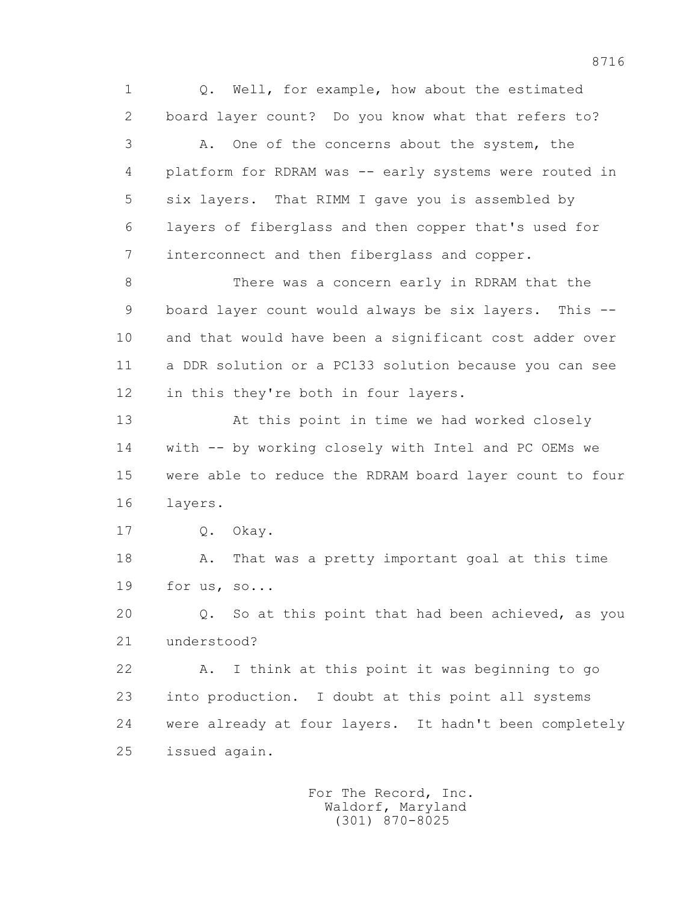Q. Well, for example, how about the estimated board layer count? Do you know what that refers to?

A. One of the concerns about the system, the platform for RDRAM was -- early systems were routed in six layers. That RIMM I gave you is assembled by layers of fiberglass and then copper that's used for interconnect and then fiberglass and copper.

There was a concern early in RDRAM that the board layer count would always be six layers. This -- and that would have been a significant cost adder over a DDR solution or a PC133 solution because you can see in this they're both in four layers.

At this point in time we had worked closely with -- by working closely with Intel and PC OEMs we were able to reduce the RDRAM board layer count to four layers.

Q. Okay.

A. That was a pretty important goal at this time for us, so...

Q. So at this point that had been achieved, as you understood?

A. I think at this point it was beginning to go into production. I doubt at this point all systems were already at four layers. It hadn't been completely issued again.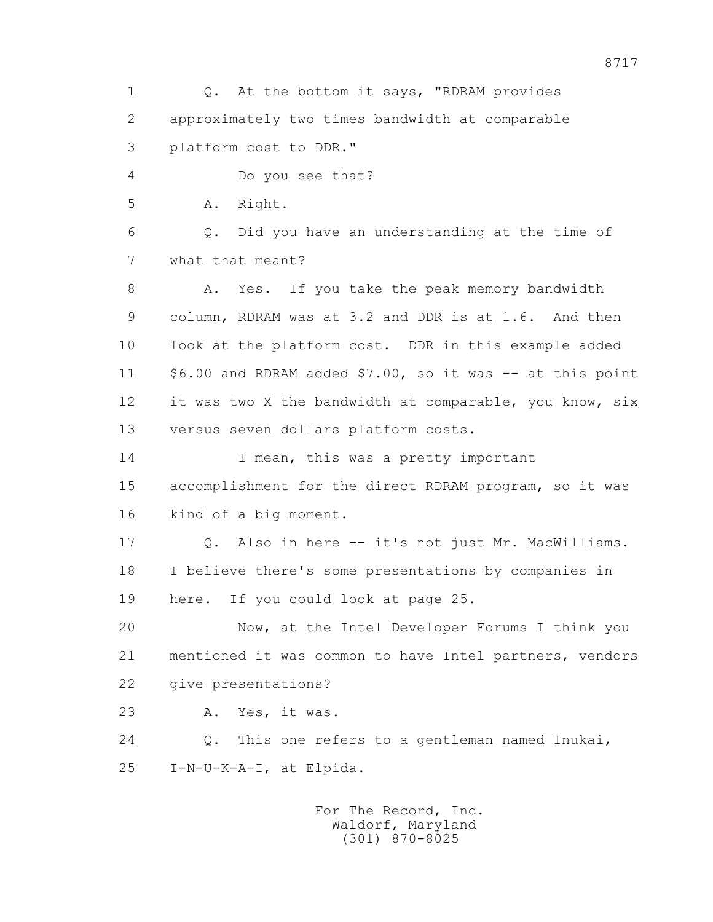1 Q. At the bottom it says, "RDRAM provides
2 approximately two times bandwidth at comparable
3 platform cost to DDR."
4 Do you see that?
5 A. Right.
6 Q. Did you have an understanding at the time of
7 what that meant?
8 A. Yes. If you take the peak memory bandwidth
9 column, RDRAM was at 3.2 and DDR is at 1.6. And then
10 look at the platform cost. DDR in this example added
11 $6.00 and RDRAM added $7.00, so it was -- at this point
12 it was two X the bandwidth at comparable, you know, six
13 versus seven dollars platform costs.
14 I mean, this was a pretty important
15 accomplishment for the direct RDRAM program, so it was
16 kind of a big moment.
17 Q. Also in here -- it's not just Mr. MacWilliams.
18 I believe there's some presentations by companies in
19 here. If you could look at page 25.
20 Now, at the Intel Developer Forums I think you
21 mentioned it was common to have Intel partners, vendors
22 give presentations?
23 A. Yes, it was.
24 Q. This one refers to a gentleman named Inukai,
25 I-N-U-K-A-I, at Elpida.

For The Record, Inc.
Waldorf, Maryland
(301) 870-8025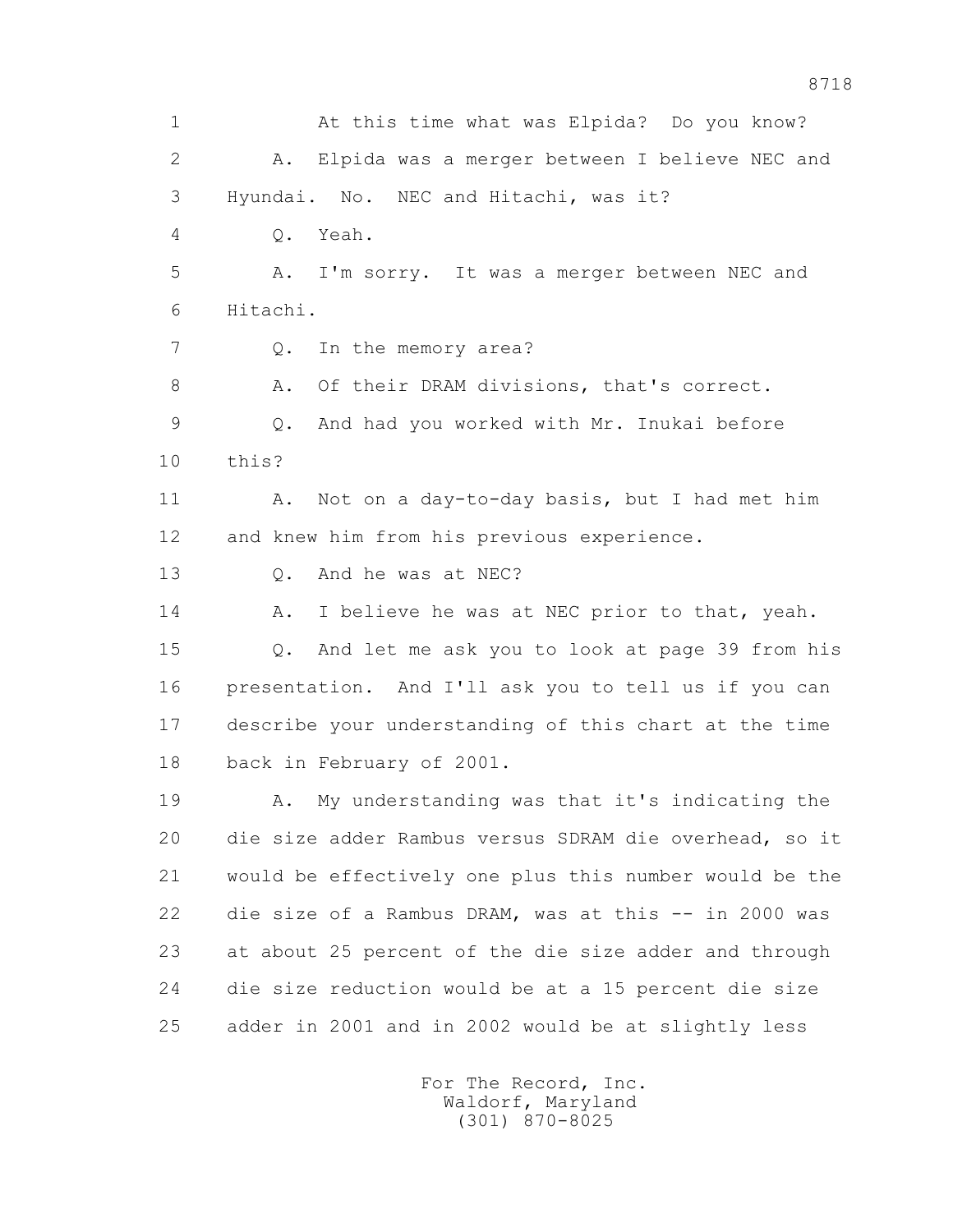1 At this time what was Elpida? Do you know?

2 A. Elpida was a merger between I believe NEC and

3 Hyundai. No. NEC and Hitachi, was it?

4 Q. Yeah.

5 A. I'm sorry. It was a merger between NEC and

6 Hitachi.

7 Q. In the memory area?

8 A. Of their DRAM divisions, that's correct.

9 Q. And had you worked with Mr. Inukai before

10 this?

11 A. Not on a day-to-day basis, but I had met him

12 and knew him from his previous experience.

13 Q. And he was at NEC?

14 A. I believe he was at NEC prior to that, yeah.

15 Q. And let me ask you to look at page 39 from his

16 presentation. And I'll ask you to tell us if you can

17 describe your understanding of this chart at the time

18 back in February of 2001.

19 A. My understanding was that it's indicating the

20 die size adder Rambus versus SDRAM die overhead, so it

21 would be effectively one plus this number would be the

22 die size of a Rambus DRAM, was at this -- in 2000 was

23 at about 25 percent of the die size adder and through

24 die size reduction would be at a 15 percent die size

25 adder in 2001 and in 2002 would be at slightly less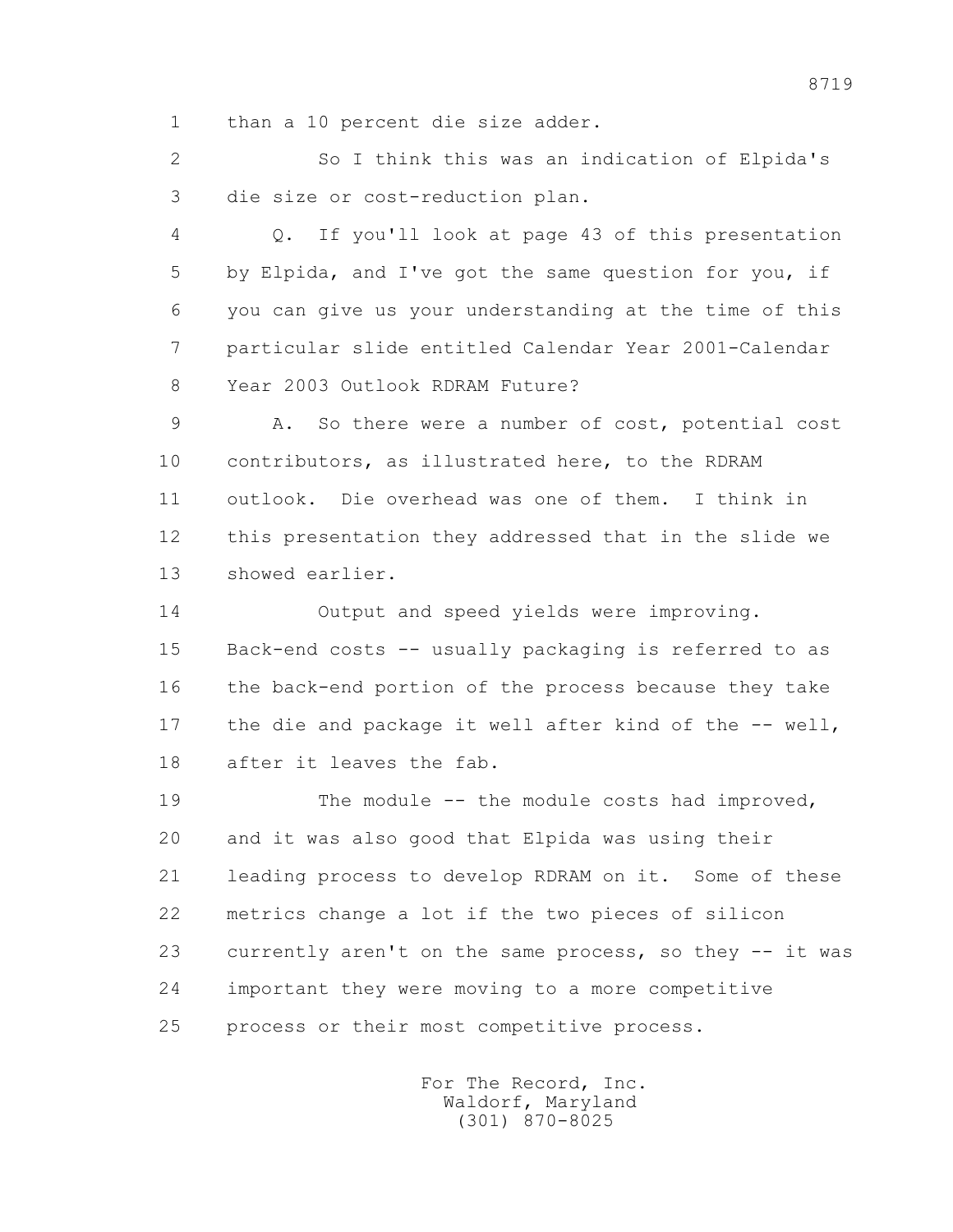1 than a 10 percent die size adder.

2 So I think this was an indication of Elpida's

3 die size or cost-reduction plan.

4 Q. If you'll look at page 43 of this presentation

5 by Elpida, and I've got the same question for you, if

6 you can give us your understanding at the time of this

7 particular slide entitled Calendar Year 2001-Calendar

8 Year 2003 Outlook RDRAM Future?

9 A. So there were a number of cost, potential cost

10 contributors, as illustrated here, to the RDRAM

11 outlook. Die overhead was one of them. I think in

12 this presentation they addressed that in the slide we

13 showed earlier.

14 Output and speed yields were improving.

15 Back-end costs -- usually packaging is referred to as

16 the back-end portion of the process because they take

17 the die and package it well after kind of the -- well,

18 after it leaves the fab.

19 The module -- the module costs had improved,

20 and it was also good that Elpida was using their

21 leading process to develop RDRAM on it. Some of these

22 metrics change a lot if the two pieces of silicon

23 currently aren't on the same process, so they -- it was

24 important they were moving to a more competitive

25 process or their most competitive process.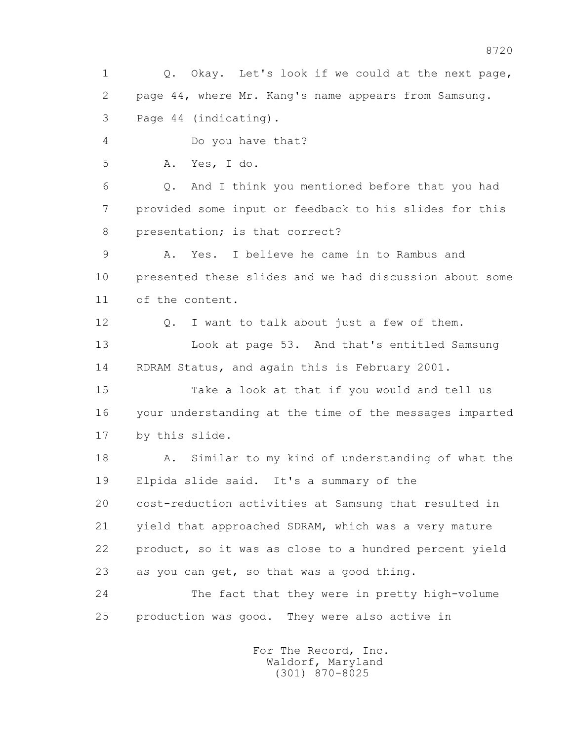1 Q. Okay. Let's look if we could at the next page,
2 page 44, where Mr. Kang's name appears from Samsung.
3 Page 44 (indicating).
4 Do you have that?
5 A. Yes, I do.
6 Q. And I think you mentioned before that you had
7 provided some input or feedback to his slides for this
8 presentation; is that correct?
9 A. Yes. I believe he came in to Rambus and
10 presented these slides and we had discussion about some
11 of the content.
12 Q. I want to talk about just a few of them.
13 Look at page 53. And that's entitled Samsung
14 RDRAM Status, and again this is February 2001.
15 Take a look at that if you would and tell us
16 your understanding at the time of the messages imparted
17 by this slide.
18 A. Similar to my kind of understanding of what the
19 Elpida slide said. It's a summary of the
20 cost-reduction activities at Samsung that resulted in
21 yield that approached SDRAM, which was a very mature
22 product, so it was as close to a hundred percent yield
23 as you can get, so that was a good thing.
24 The fact that they were in pretty high-volume
25 production was good. They were also active in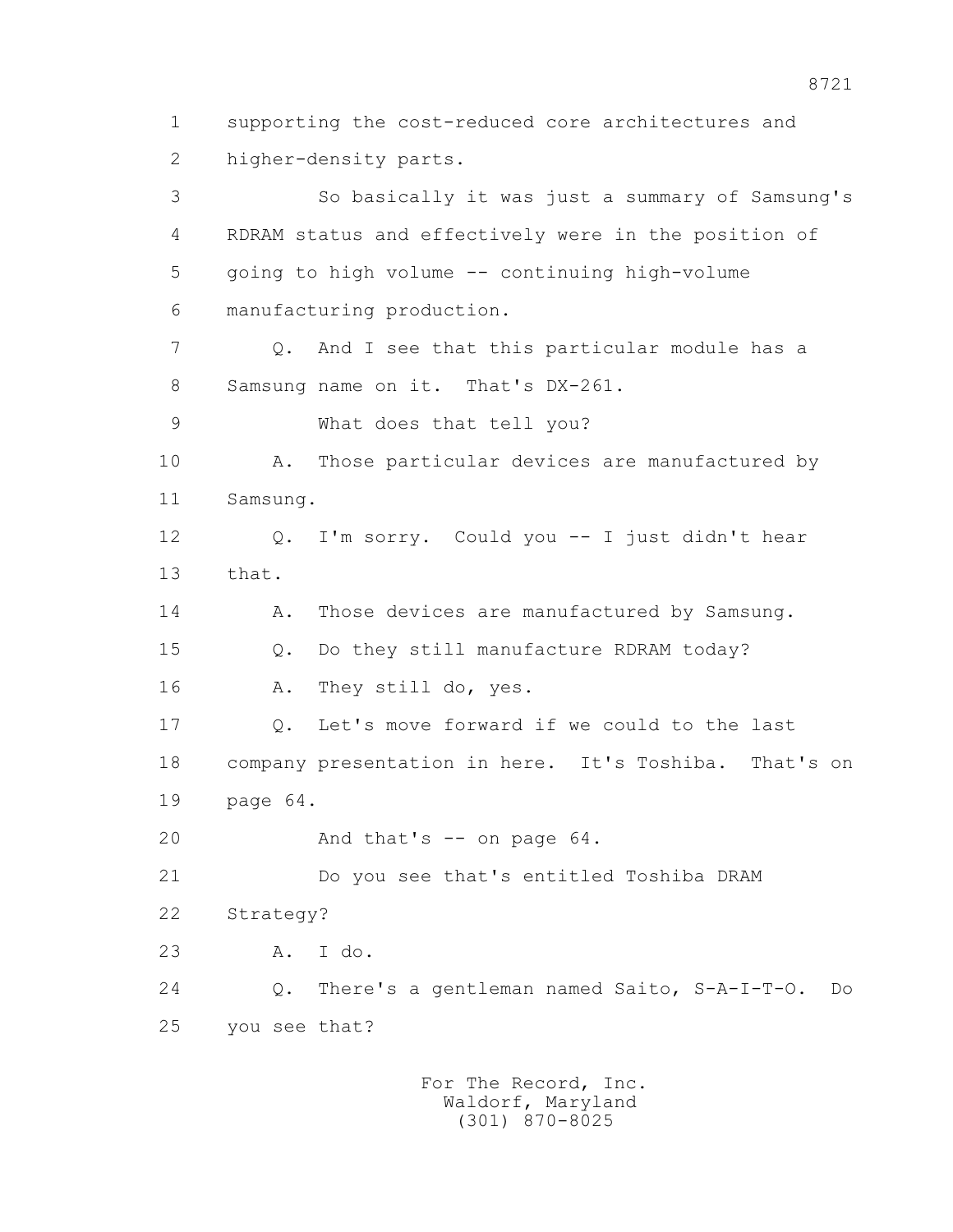supporting the cost-reduced core architectures and higher-density parts.

So basically it was just a summary of Samsung's RDRAM status and effectively were in the position of going to high volume -- continuing high-volume manufacturing production.

Q. And I see that this particular module has a Samsung name on it. That's DX-261.

What does that tell you?

A. Those particular devices are manufactured by Samsung.

Q. I'm sorry. Could you -- I just didn't hear that.

A. Those devices are manufactured by Samsung.

Q. Do they still manufacture RDRAM today?

A. They still do, yes.

Q. Let's move forward if we could to the last company presentation in here. It's Toshiba. That's on page 64.

And that's -- on page 64.

Do you see that's entitled Toshiba DRAM Strategy?

A. I do.

Q. There's a gentleman named Saito, S-A-I-T-O. Do you see that?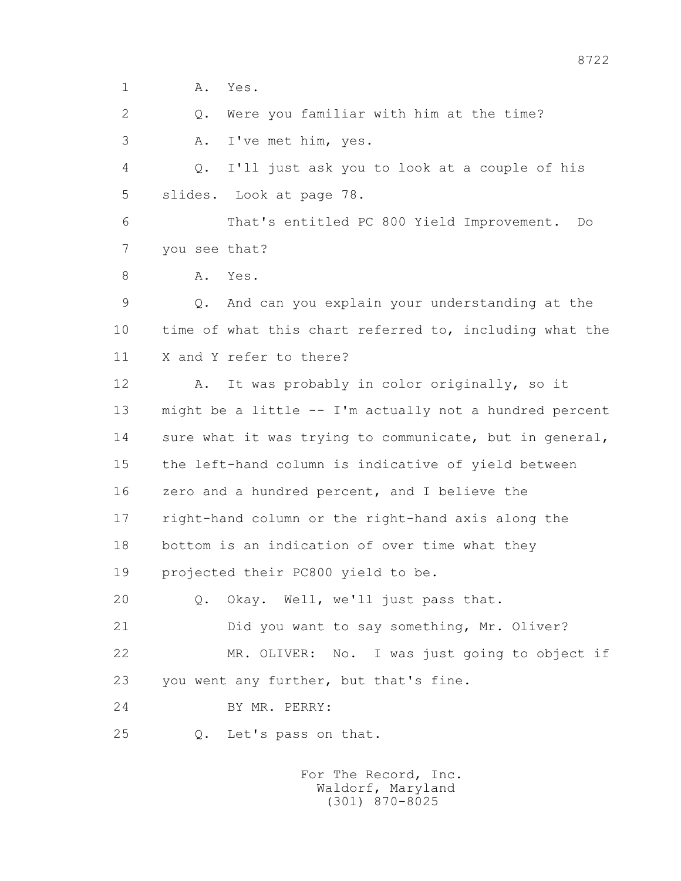1 A. Yes.

2 Q. Were you familiar with him at the time?

3 A. I've met him, yes.

4 Q. I'll just ask you to look at a couple of his

5 slides. Look at page 78.

6 That's entitled PC 800 Yield Improvement. Do

7 you see that?

8 A. Yes.

9 Q. And can you explain your understanding at the

10 time of what this chart referred to, including what the

11 X and Y refer to there?

12 A. It was probably in color originally, so it

13 might be a little -- I'm actually not a hundred percent

14 sure what it was trying to communicate, but in general,

15 the left-hand column is indicative of yield between

16 zero and a hundred percent, and I believe the

17 right-hand column or the right-hand axis along the

18 bottom is an indication of over time what they

19 projected their PC800 yield to be.

20 Q. Okay. Well, we'll just pass that.

21 Did you want to say something, Mr. Oliver?

22 MR. OLIVER: No. I was just going to object if

23 you went any further, but that's fine.

24 BY MR. PERRY:

25 Q. Let's pass on that.

For The Record, Inc.
Waldorf, Maryland
(301) 870-8025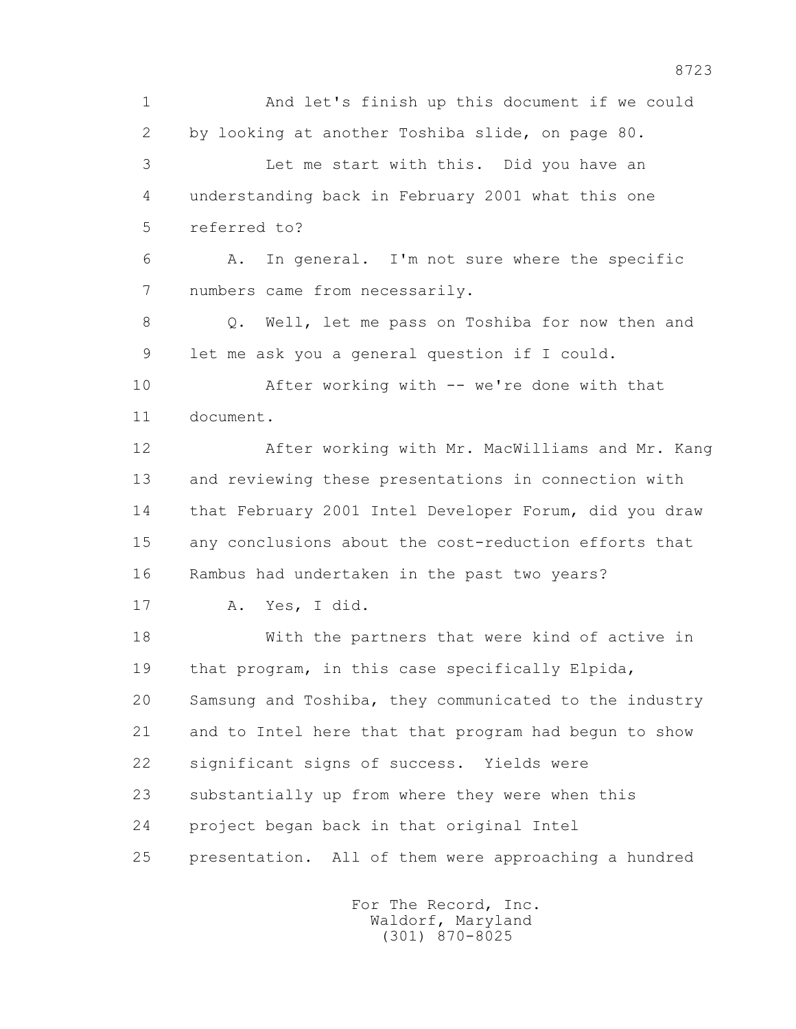1 And let's finish up this document if we could
2 by looking at another Toshiba slide, on page 80.
3 Let me start with this. Did you have an
4 understanding back in February 2001 what this one
5 referred to?
6 A. In general. I'm not sure where the specific
7 numbers came from necessarily.
8 Q. Well, let me pass on Toshiba for now then and
9 let me ask you a general question if I could.
10 After working with -- we're done with that
11 document.
12 After working with Mr. MacWilliams and Mr. Kang
13 and reviewing these presentations in connection with
14 that February 2001 Intel Developer Forum, did you draw
15 any conclusions about the cost-reduction efforts that
16 Rambus had undertaken in the past two years?
17 A. Yes, I did.
18 With the partners that were kind of active in
19 that program, in this case specifically Elpida,
20 Samsung and Toshiba, they communicated to the industry
21 and to Intel here that that program had begun to show
22 significant signs of success. Yields were
23 substantially up from where they were when this
24 project began back in that original Intel
25 presentation. All of them were approaching a hundred

For The Record, Inc.
Waldorf, Maryland
(301) 870-8025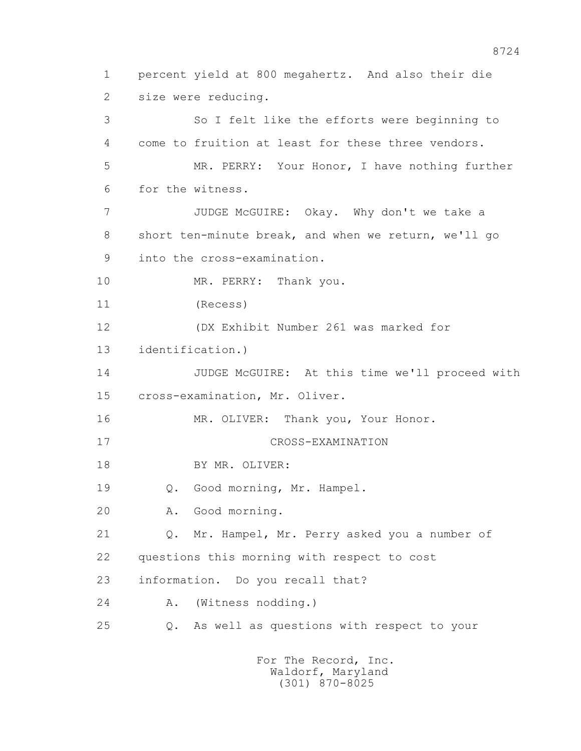1 percent yield at 800 megahertz. And also their die
2 size were reducing.

3 So I felt like the efforts were beginning to
4 come to fruition at least for these three vendors.

5 MR. PERRY: Your Honor, I have nothing further
6 for the witness.

7 JUDGE McGUIRE: Okay. Why don't we take a
8 short ten-minute break, and when we return, we'll go
9 into the cross-examination.

10 MR. PERRY: Thank you.

11 (Recess)

12 (DX Exhibit Number 261 was marked for
13 identification.)

14 JUDGE McGUIRE: At this time we'll proceed with
15 cross-examination, Mr. Oliver.

16 MR. OLIVER: Thank you, Your Honor.

17 CROSS-EXAMINATION

18 BY MR. OLIVER:

19 Q. Good morning, Mr. Hampel.

20 A. Good morning.

21 Q. Mr. Hampel, Mr. Perry asked you a number of
22 questions this morning with respect to cost
23 information. Do you recall that?

24 A. (Witness nodding.)

25 Q. As well as questions with respect to your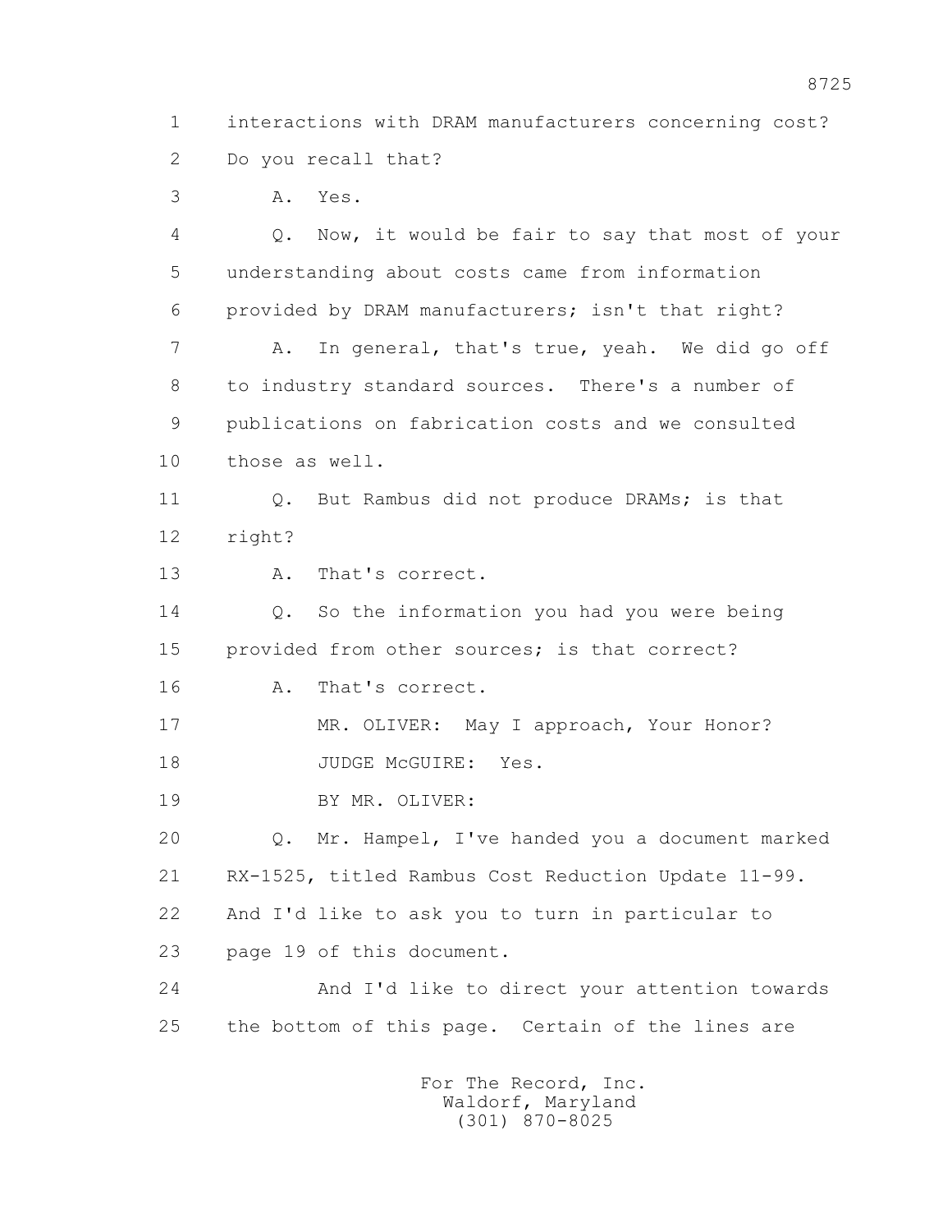1 interactions with DRAM manufacturers concerning cost?
2 Do you recall that?
3 A. Yes.
4 Q. Now, it would be fair to say that most of your
5 understanding about costs came from information
6 provided by DRAM manufacturers; isn't that right?
7 A. In general, that's true, yeah. We did go off
8 to industry standard sources. There's a number of
9 publications on fabrication costs and we consulted
10 those as well.
11 Q. But Rambus did not produce DRAMs; is that
12 right?
13 A. That's correct.
14 Q. So the information you had you were being
15 provided from other sources; is that correct?
16 A. That's correct.
17 MR. OLIVER: May I approach, Your Honor?
18 JUDGE McGUIRE: Yes.
19 BY MR. OLIVER:
20 Q. Mr. Hampel, I've handed you a document marked
21 RX-1525, titled Rambus Cost Reduction Update 11-99.
22 And I'd like to ask you to turn in particular to
23 page 19 of this document.
24 And I'd like to direct your attention towards
25 the bottom of this page. Certain of the lines are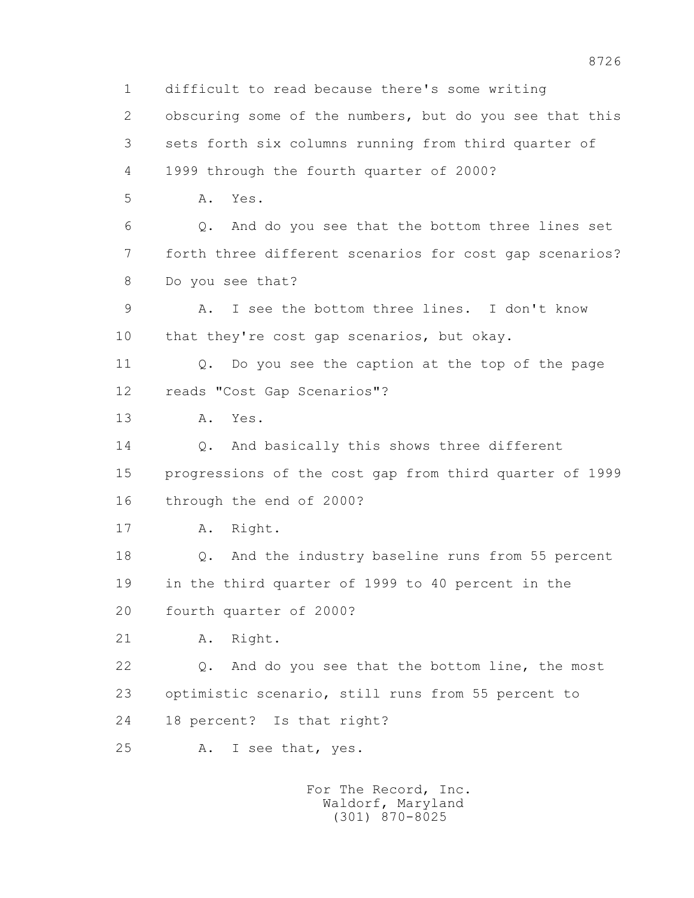1 difficult to read because there's some writing
2 obscuring some of the numbers, but do you see that this
3 sets forth six columns running from third quarter of
4 1999 through the fourth quarter of 2000?
5 A. Yes.
6 Q. And do you see that the bottom three lines set
7 forth three different scenarios for cost gap scenarios?
8 Do you see that?
9 A. I see the bottom three lines. I don't know
10 that they're cost gap scenarios, but okay.
11 Q. Do you see the caption at the top of the page
12 reads "Cost Gap Scenarios"?
13 A. Yes.
14 Q. And basically this shows three different
15 progressions of the cost gap from third quarter of 1999
16 through the end of 2000?
17 A. Right.
18 Q. And the industry baseline runs from 55 percent
19 in the third quarter of 1999 to 40 percent in the
20 fourth quarter of 2000?
21 A. Right.
22 Q. And do you see that the bottom line, the most
23 optimistic scenario, still runs from 55 percent to
24 18 percent? Is that right?
25 A. I see that, yes.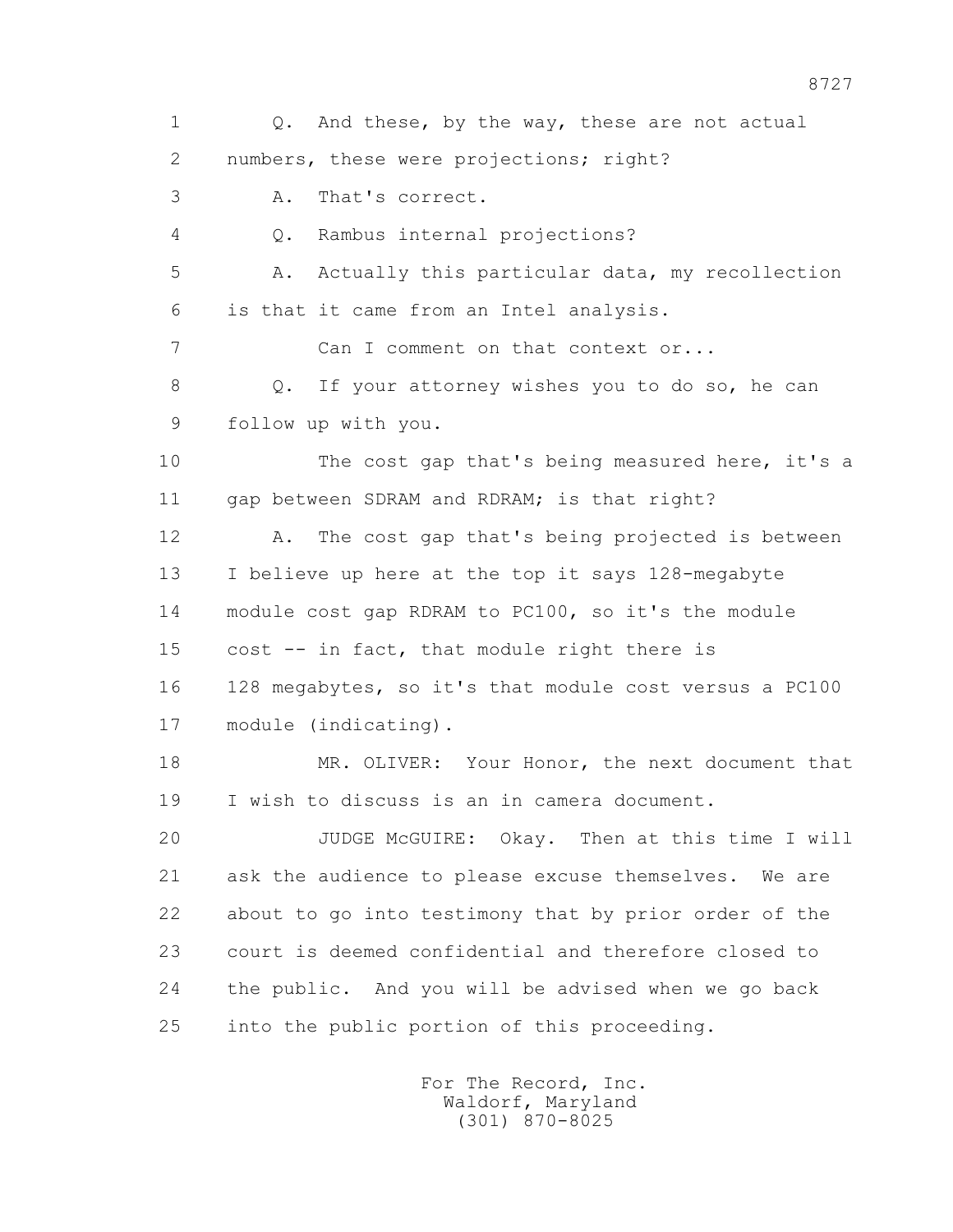1 Q. And these, by the way, these are not actual
2 numbers, these were projections; right?
3 A. That's correct.
4 Q. Rambus internal projections?
5 A. Actually this particular data, my recollection
6 is that it came from an Intel analysis.
7 Can I comment on that context or...
8 Q. If your attorney wishes you to do so, he can
9 follow up with you.
10 The cost gap that's being measured here, it's a
11 gap between SDRAM and RDRAM; is that right?
12 A. The cost gap that's being projected is between
13 I believe up here at the top it says 128-megabyte
14 module cost gap RDRAM to PC100, so it's the module
15 cost -- in fact, that module right there is
16 128 megabytes, so it's that module cost versus a PC100
17 module (indicating).
18 MR. OLIVER: Your Honor, the next document that
19 I wish to discuss is an in camera document.
20 JUDGE McGUIRE: Okay. Then at this time I will
21 ask the audience to please excuse themselves. We are
22 about to go into testimony that by prior order of the
23 court is deemed confidential and therefore closed to
24 the public. And you will be advised when we go back
25 into the public portion of this proceeding.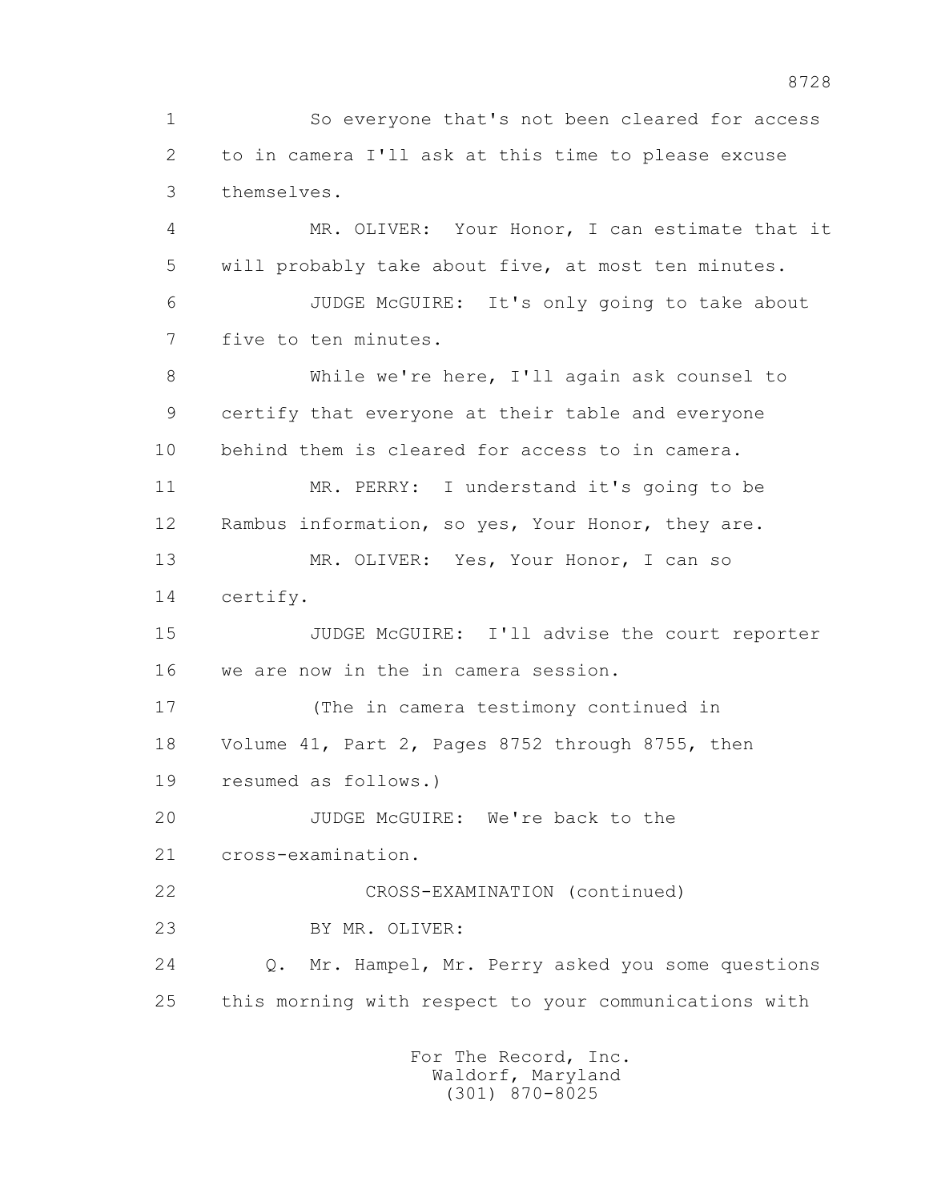1 So everyone that's not been cleared for access
2 to in camera I'll ask at this time to please excuse
3 themselves.

4 MR. OLIVER: Your Honor, I can estimate that it
5 will probably take about five, at most ten minutes.

6 JUDGE McGUIRE: It's only going to take about
7 five to ten minutes.

8 While we're here, I'll again ask counsel to
9 certify that everyone at their table and everyone
10 behind them is cleared for access to in camera.

11 MR. PERRY: I understand it's going to be
12 Rambus information, so yes, Your Honor, they are.

13 MR. OLIVER: Yes, Your Honor, I can so
14 certify.

15 JUDGE McGUIRE: I'll advise the court reporter
16 we are now in the in camera session.

17 (The in camera testimony continued in
18 Volume 41, Part 2, Pages 8752 through 8755, then
19 resumed as follows.)

20 JUDGE McGUIRE: We're back to the
21 cross-examination.

22 CROSS-EXAMINATION (continued)

23 BY MR. OLIVER:

24 Q. Mr. Hampel, Mr. Perry asked you some questions
25 this morning with respect to your communications with

For The Record, Inc.
Waldorf, Maryland
(301) 870-8025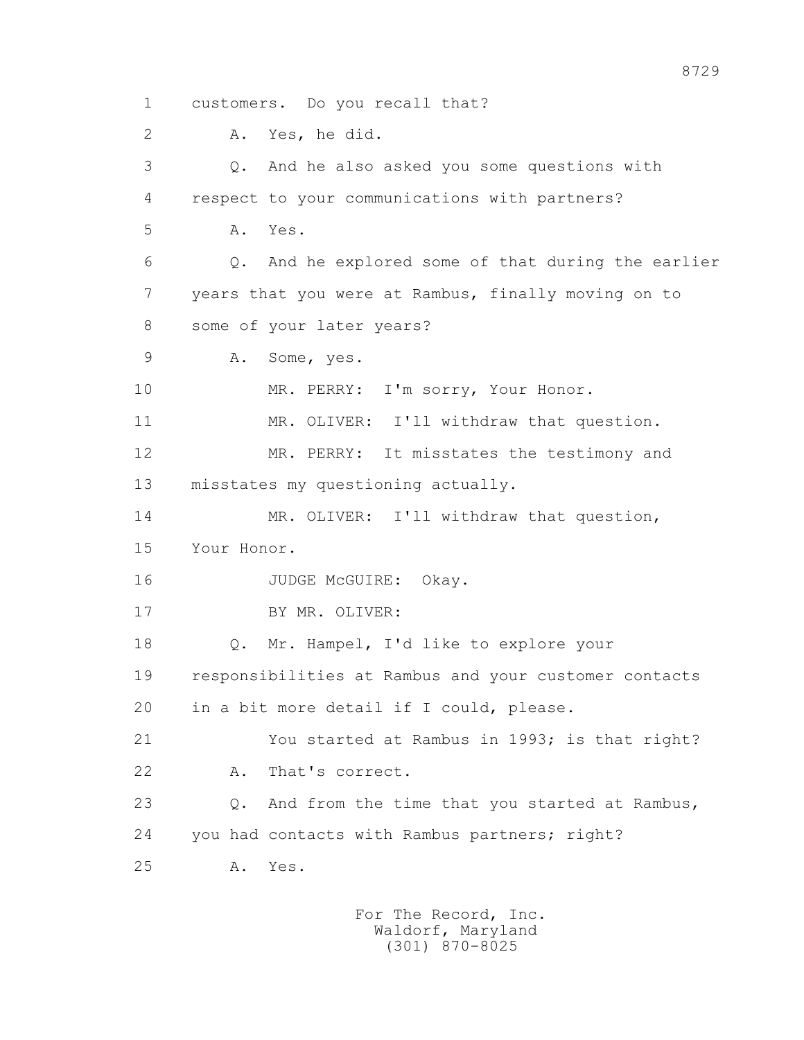customers. Do you recall that?

A. Yes, he did.

Q. And he also asked you some questions with respect to your communications with partners?

A. Yes.

Q. And he explored some of that during the earlier years that you were at Rambus, finally moving on to some of your later years?

A. Some, yes.

MR. PERRY: I'm sorry, Your Honor.

MR. OLIVER: I'll withdraw that question.

MR. PERRY: It misstates the testimony and misstates my questioning actually.

MR. OLIVER: I'll withdraw that question, Your Honor.

JUDGE McGUIRE: Okay.

BY MR. OLIVER:

Q. Mr. Hampel, I'd like to explore your responsibilities at Rambus and your customer contacts in a bit more detail if I could, please.

You started at Rambus in 1993; is that right?

A. That's correct.

Q. And from the time that you started at Rambus, you had contacts with Rambus partners; right?

A. Yes.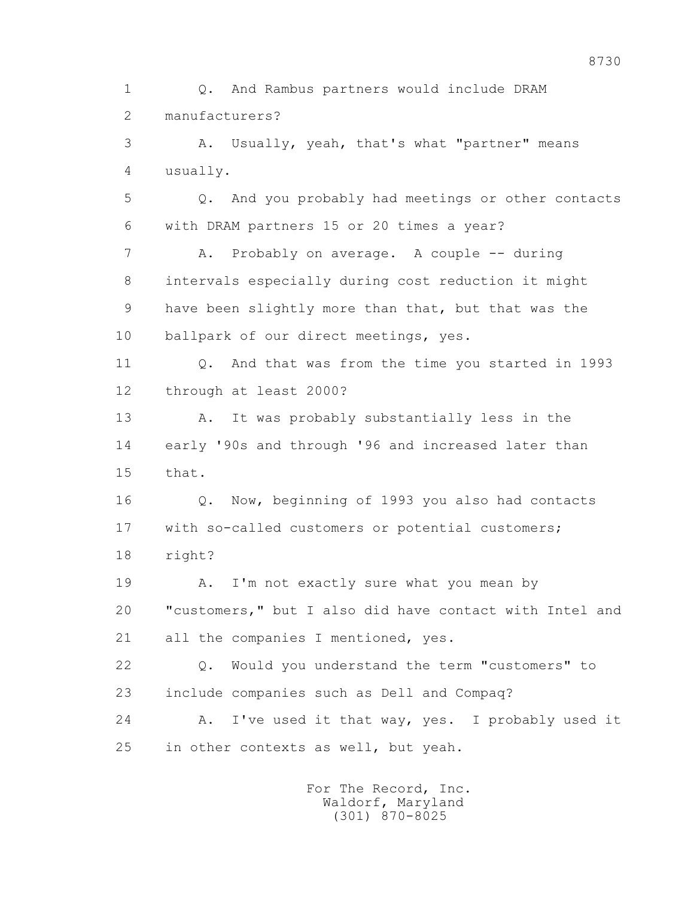1 Q. And Rambus partners would include DRAM
2 manufacturers?
3 A. Usually, yeah, that's what "partner" means
4 usually.
5 Q. And you probably had meetings or other contacts
6 with DRAM partners 15 or 20 times a year?
7 A. Probably on average. A couple -- during
8 intervals especially during cost reduction it might
9 have been slightly more than that, but that was the
10 ballpark of our direct meetings, yes.
11 Q. And that was from the time you started in 1993
12 through at least 2000?
13 A. It was probably substantially less in the
14 early '90s and through '96 and increased later than
15 that.
16 Q. Now, beginning of 1993 you also had contacts
17 with so-called customers or potential customers;
18 right?
19 A. I'm not exactly sure what you mean by
20 "customers," but I also did have contact with Intel and
21 all the companies I mentioned, yes.
22 Q. Would you understand the term "customers" to
23 include companies such as Dell and Compaq?
24 A. I've used it that way, yes. I probably used it
25 in other contexts as well, but yeah.

For The Record, Inc.
Waldorf, Maryland
(301) 870-8025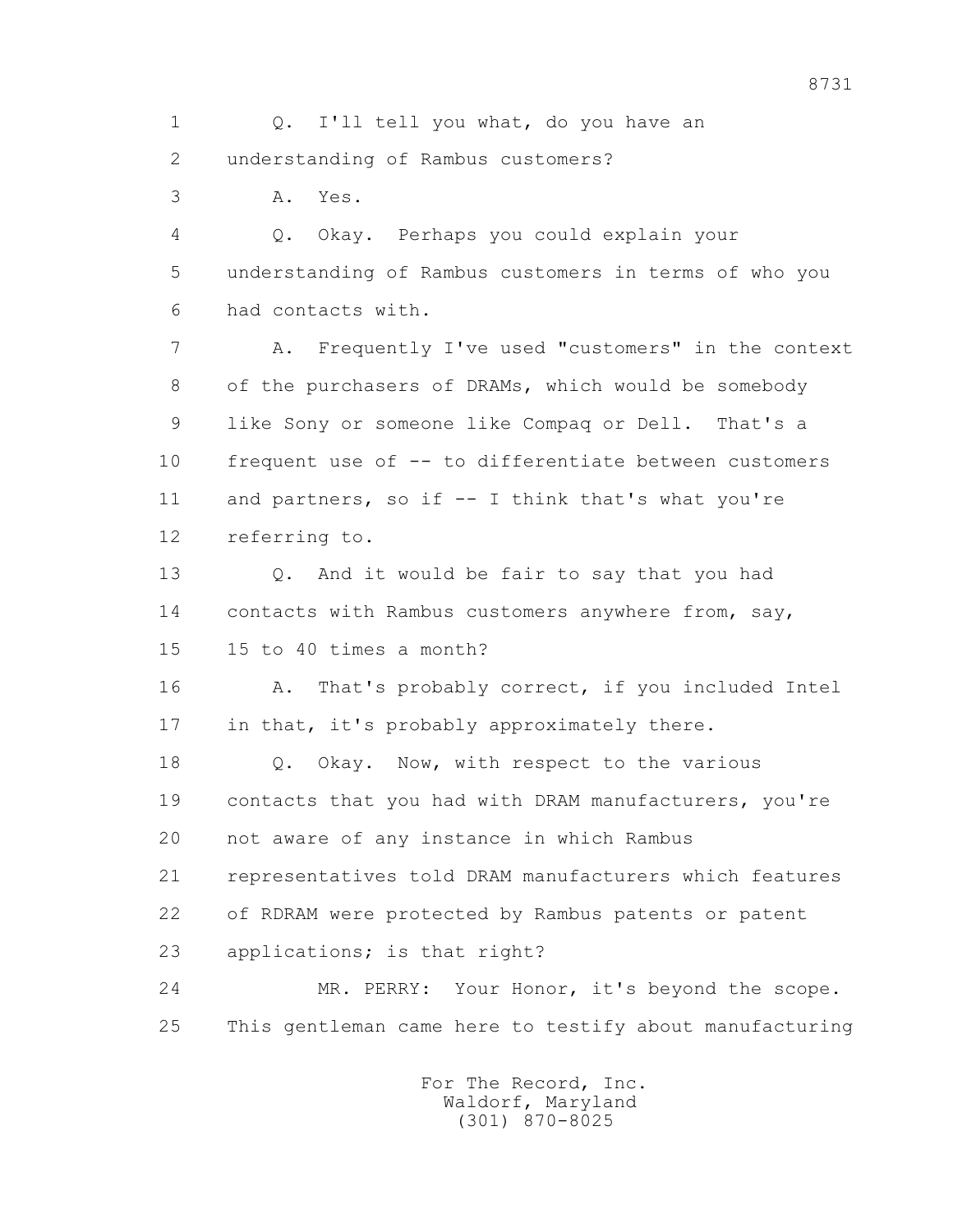1 Q. I'll tell you what, do you have an
2 understanding of Rambus customers?
3 A. Yes.
4 Q. Okay. Perhaps you could explain your
5 understanding of Rambus customers in terms of who you
6 had contacts with.
7 A. Frequently I've used "customers" in the context
8 of the purchasers of DRAMs, which would be somebody
9 like Sony or someone like Compaq or Dell. That's a
10 frequent use of -- to differentiate between customers
11 and partners, so if -- I think that's what you're
12 referring to.
13 Q. And it would be fair to say that you had
14 contacts with Rambus customers anywhere from, say,
15 15 to 40 times a month?
16 A. That's probably correct, if you included Intel
17 in that, it's probably approximately there.
18 Q. Okay. Now, with respect to the various
19 contacts that you had with DRAM manufacturers, you're
20 not aware of any instance in which Rambus
21 representatives told DRAM manufacturers which features
22 of RDRAM were protected by Rambus patents or patent
23 applications; is that right?
24 MR. PERRY: Your Honor, it's beyond the scope.
25 This gentleman came here to testify about manufacturing

For The Record, Inc.
Waldorf, Maryland
(301) 870-8025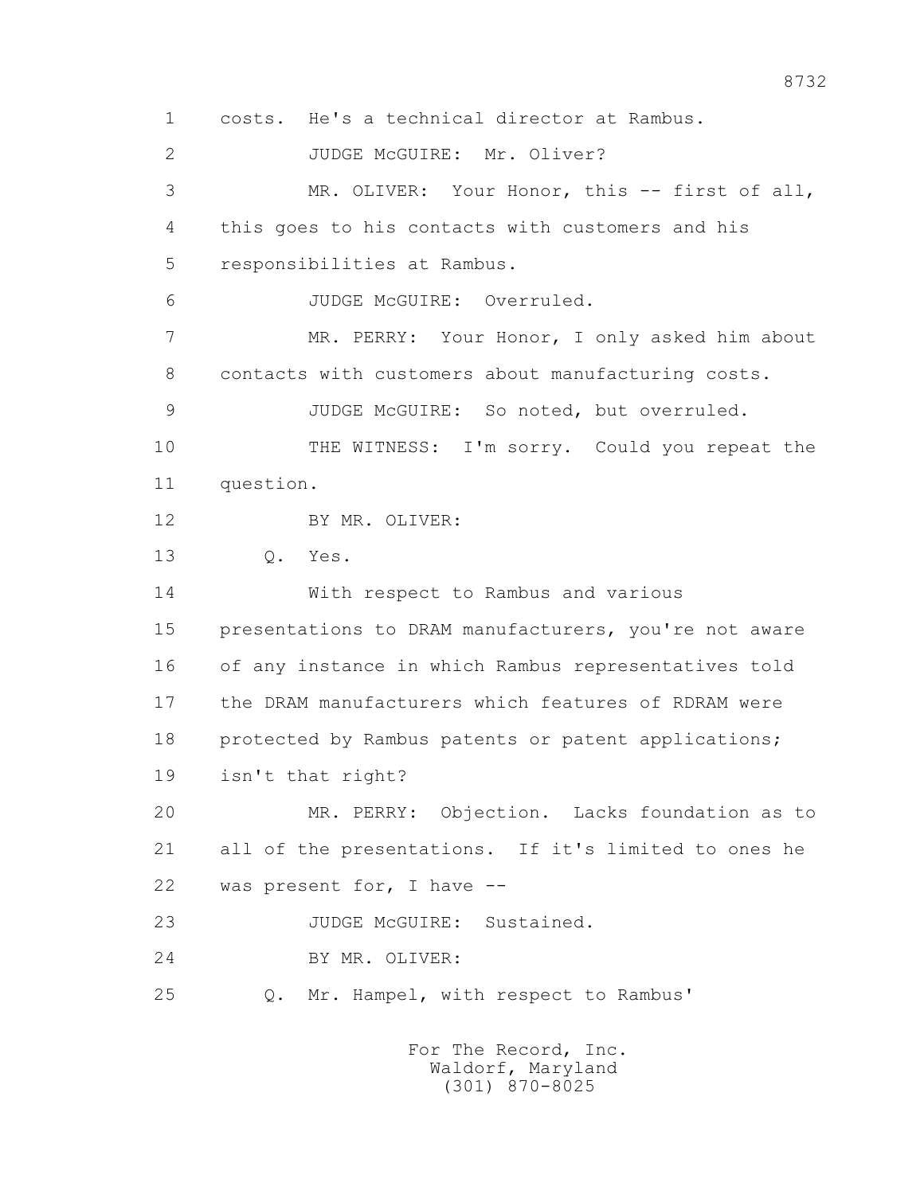1 costs. He's a technical director at Rambus.

2 JUDGE McGUIRE: Mr. Oliver?

3 MR. OLIVER: Your Honor, this -- first of all,

4 this goes to his contacts with customers and his

5 responsibilities at Rambus.

6 JUDGE McGUIRE: Overruled.

7 MR. PERRY: Your Honor, I only asked him about

8 contacts with customers about manufacturing costs.

9 JUDGE McGUIRE: So noted, but overruled.

10 THE WITNESS: I'm sorry. Could you repeat the

11 question.

12 BY MR. OLIVER:

13 Q. Yes.

14 With respect to Rambus and various

15 presentations to DRAM manufacturers, you're not aware

16 of any instance in which Rambus representatives told

17 the DRAM manufacturers which features of RDRAM were

18 protected by Rambus patents or patent applications;

19 isn't that right?

20 MR. PERRY: Objection. Lacks foundation as to

21 all of the presentations. If it's limited to ones he

22 was present for, I have --

23 JUDGE McGUIRE: Sustained.

24 BY MR. OLIVER:

25 Q. Mr. Hampel, with respect to Rambus'

For The Record, Inc.
Waldorf, Maryland
(301) 870-8025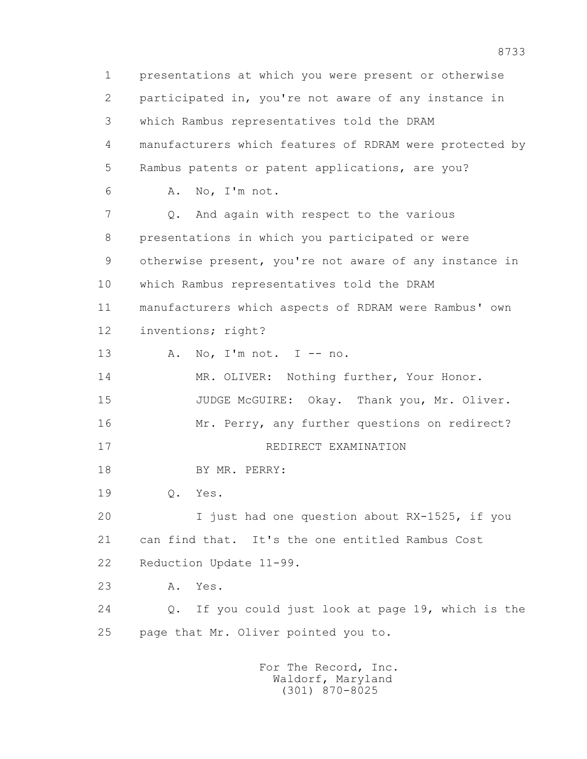presentations at which you were present or otherwise participated in, you're not aware of any instance in which Rambus representatives told the DRAM manufacturers which features of RDRAM were protected by Rambus patents or patent applications, are you?

A. No, I'm not.

Q. And again with respect to the various presentations in which you participated or were otherwise present, you're not aware of any instance in which Rambus representatives told the DRAM manufacturers which aspects of RDRAM were Rambus' own inventions; right?

A. No, I'm not. I -- no.

MR. OLIVER: Nothing further, Your Honor.

JUDGE McGUIRE: Okay. Thank you, Mr. Oliver.

Mr. Perry, any further questions on redirect?

REDIRECT EXAMINATION

BY MR. PERRY:

Q. Yes.

I just had one question about RX-1525, if you can find that. It's the one entitled Rambus Cost Reduction Update 11-99.

A. Yes.

Q. If you could just look at page 19, which is the page that Mr. Oliver pointed you to.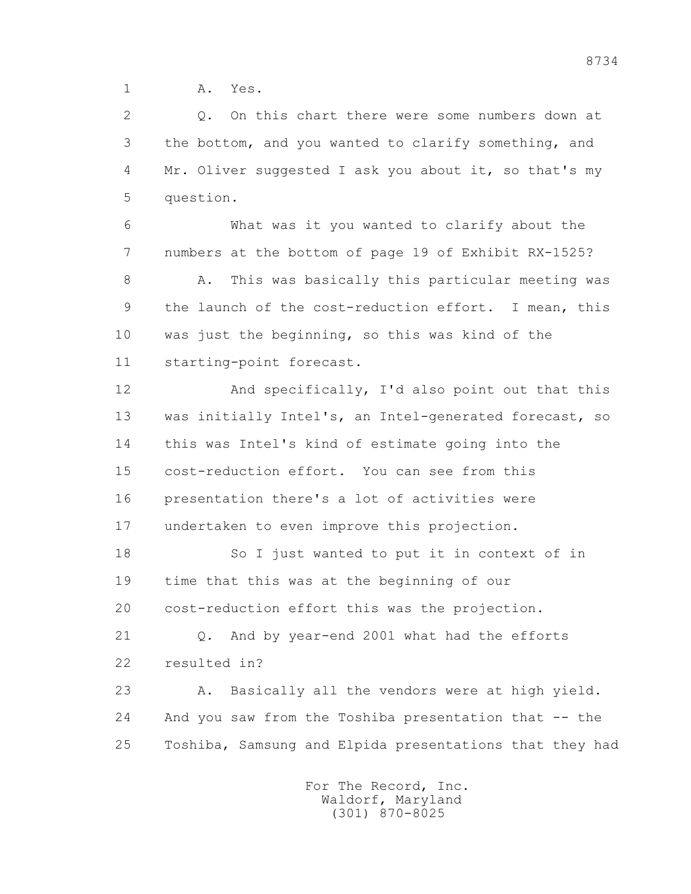1 A. Yes.

2 Q. On this chart there were some numbers down at
3 the bottom, and you wanted to clarify something, and
4 Mr. Oliver suggested I ask you about it, so that's my
5 question.

6 What was it you wanted to clarify about the
7 numbers at the bottom of page 19 of Exhibit RX-1525?

8 A. This was basically this particular meeting was
9 the launch of the cost-reduction effort. I mean, this
10 was just the beginning, so this was kind of the
11 starting-point forecast.

12 And specifically, I'd also point out that this
13 was initially Intel's, an Intel-generated forecast, so
14 this was Intel's kind of estimate going into the
15 cost-reduction effort. You can see from this
16 presentation there's a lot of activities were
17 undertaken to even improve this projection.

18 So I just wanted to put it in context of in
19 time that this was at the beginning of our
20 cost-reduction effort this was the projection.

21 Q. And by year-end 2001 what had the efforts
22 resulted in?

23 A. Basically all the vendors were at high yield.
24 And you saw from the Toshiba presentation that -- the
25 Toshiba, Samsung and Elpida presentations that they had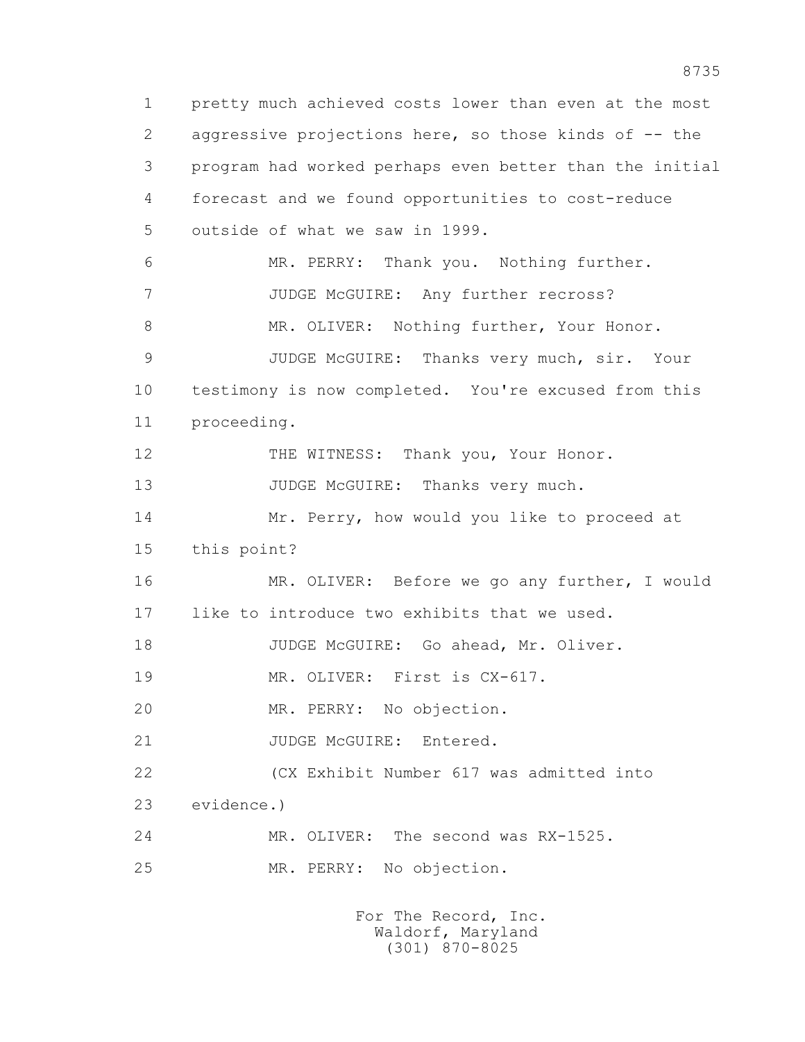1 pretty much achieved costs lower than even at the most
2 aggressive projections here, so those kinds of -- the
3 program had worked perhaps even better than the initial
4 forecast and we found opportunities to cost-reduce
5 outside of what we saw in 1999.

6 MR. PERRY: Thank you. Nothing further.

7 JUDGE McGUIRE: Any further recross?

8 MR. OLIVER: Nothing further, Your Honor.

9 JUDGE McGUIRE: Thanks very much, sir. Your
10 testimony is now completed. You're excused from this
11 proceeding.

12 THE WITNESS: Thank you, Your Honor.

13 JUDGE McGUIRE: Thanks very much.

14 Mr. Perry, how would you like to proceed at
15 this point?

16 MR. OLIVER: Before we go any further, I would
17 like to introduce two exhibits that we used.

18 JUDGE McGUIRE: Go ahead, Mr. Oliver.

19 MR. OLIVER: First is CX-617.

20 MR. PERRY: No objection.

21 JUDGE McGUIRE: Entered.

22 (CX Exhibit Number 617 was admitted into
23 evidence.)

24 MR. OLIVER: The second was RX-1525.

25 MR. PERRY: No objection.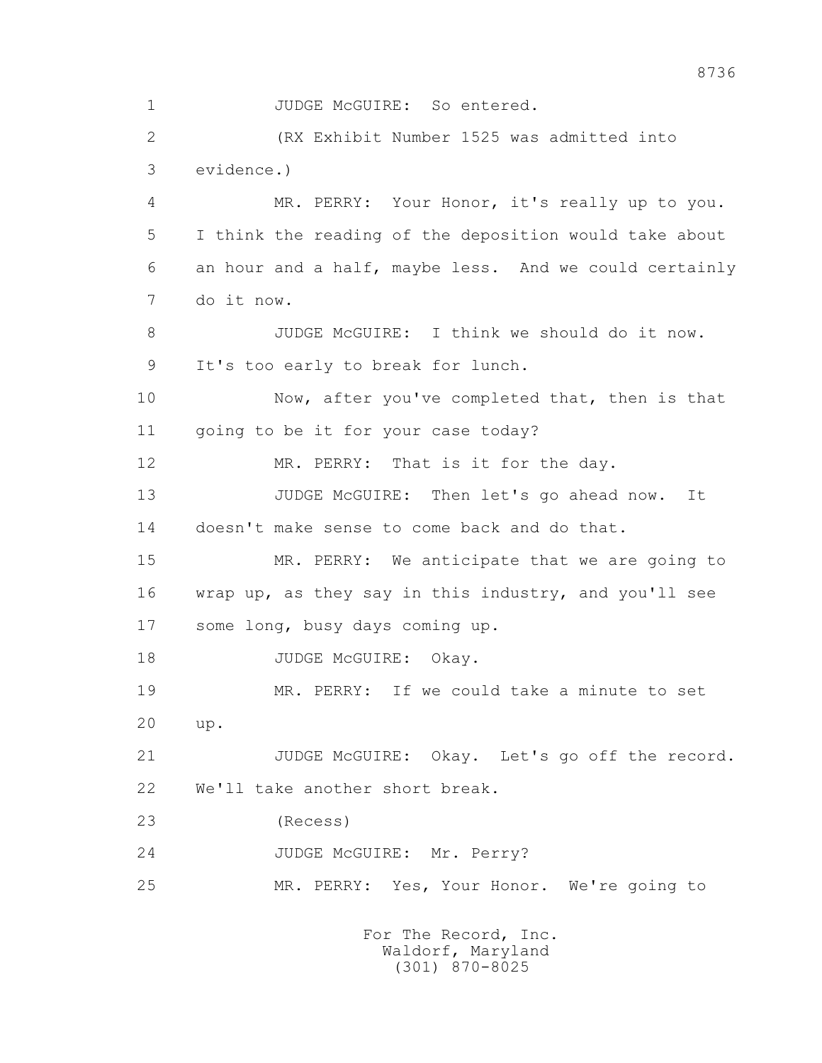1 JUDGE McGUIRE: So entered.

2 (RX Exhibit Number 1525 was admitted into

3 evidence.)

4 MR. PERRY: Your Honor, it's really up to you.

5 I think the reading of the deposition would take about

6 an hour and a half, maybe less. And we could certainly

7 do it now.

8 JUDGE McGUIRE: I think we should do it now.

9 It's too early to break for lunch.

10 Now, after you've completed that, then is that

11 going to be it for your case today?

12 MR. PERRY: That is it for the day.

13 JUDGE McGUIRE: Then let's go ahead now. It

14 doesn't make sense to come back and do that.

15 MR. PERRY: We anticipate that we are going to

16 wrap up, as they say in this industry, and you'll see

17 some long, busy days coming up.

18 JUDGE McGUIRE: Okay.

19 MR. PERRY: If we could take a minute to set

20 up.

21 JUDGE McGUIRE: Okay. Let's go off the record.

22 We'll take another short break.

23 (Recess)

24 JUDGE McGUIRE: Mr. Perry?

25 MR. PERRY: Yes, Your Honor. We're going to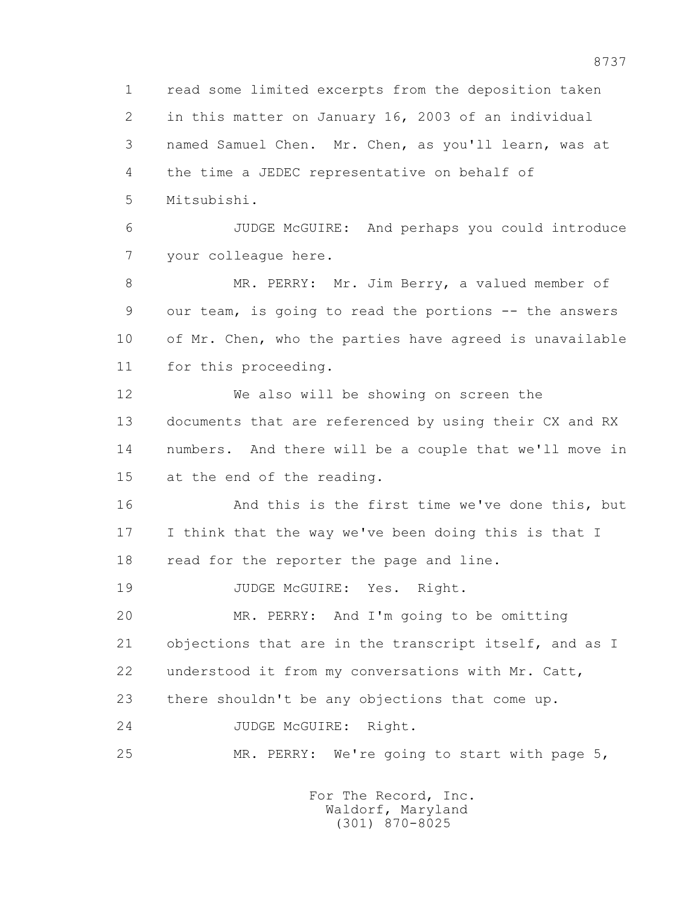1 read some limited excerpts from the deposition taken
2 in this matter on January 16, 2003 of an individual
3 named Samuel Chen. Mr. Chen, as you'll learn, was at
4 the time a JEDEC representative on behalf of
5 Mitsubishi.

6 JUDGE McGUIRE: And perhaps you could introduce
7 your colleague here.

8 MR. PERRY: Mr. Jim Berry, a valued member of
9 our team, is going to read the portions -- the answers
10 of Mr. Chen, who the parties have agreed is unavailable
11 for this proceeding.

12 We also will be showing on screen the
13 documents that are referenced by using their CX and RX
14 numbers. And there will be a couple that we'll move in
15 at the end of the reading.

16 And this is the first time we've done this, but
17 I think that the way we've been doing this is that I
18 read for the reporter the page and line.

19 JUDGE McGUIRE: Yes. Right.

20 MR. PERRY: And I'm going to be omitting
21 objections that are in the transcript itself, and as I
22 understood it from my conversations with Mr. Catt,
23 there shouldn't be any objections that come up.

24 JUDGE McGUIRE: Right.

25 MR. PERRY: We're going to start with page 5,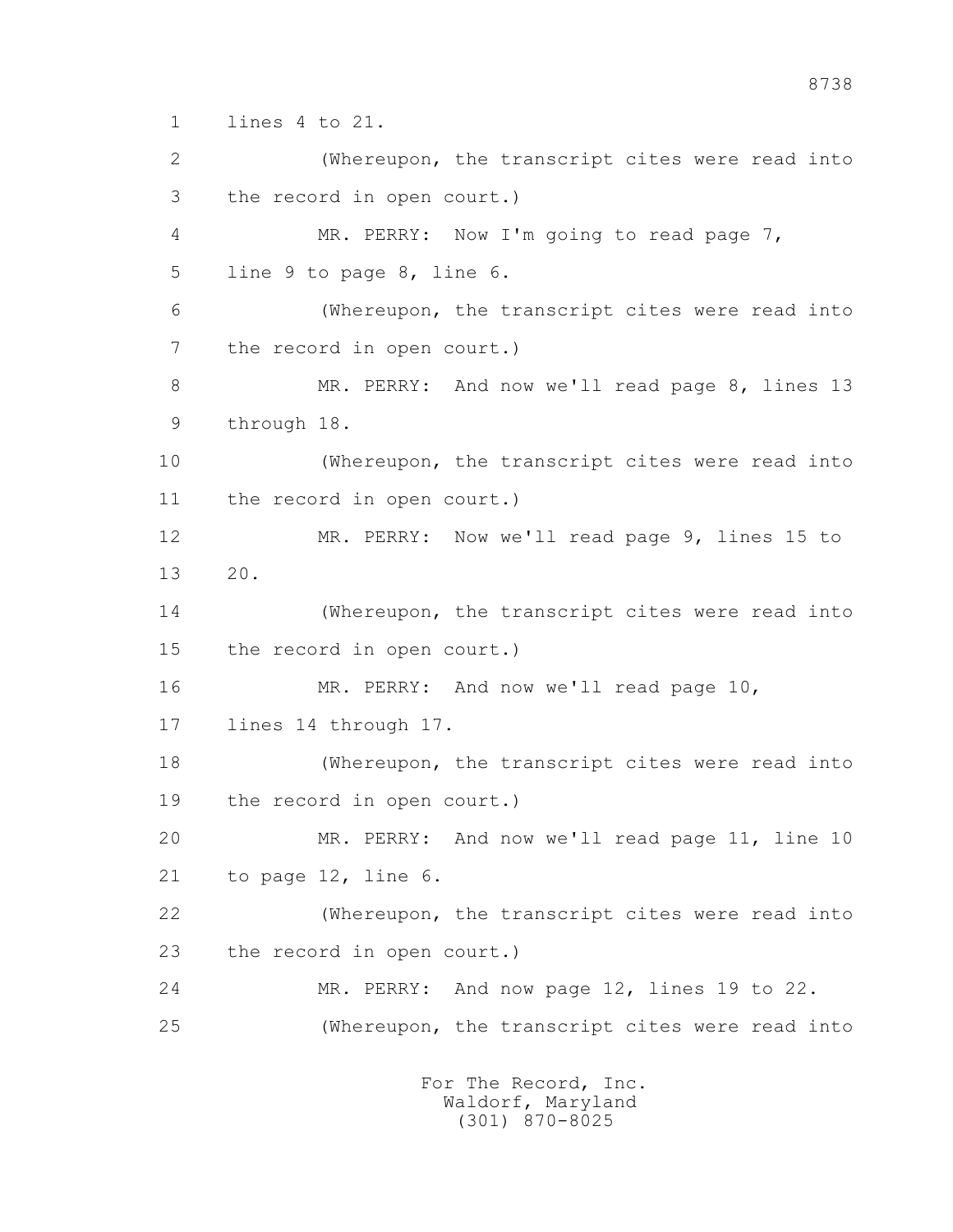1 lines 4 to 21.

2 (Whereupon, the transcript cites were read into

3 the record in open court.)

4 MR. PERRY: Now I'm going to read page 7,

5 line 9 to page 8, line 6.

6 (Whereupon, the transcript cites were read into

7 the record in open court.)

8 MR. PERRY: And now we'll read page 8, lines 13

9 through 18.

10 (Whereupon, the transcript cites were read into

11 the record in open court.)

12 MR. PERRY: Now we'll read page 9, lines 15 to

13 20.

14 (Whereupon, the transcript cites were read into

15 the record in open court.)

16 MR. PERRY: And now we'll read page 10,

17 lines 14 through 17.

18 (Whereupon, the transcript cites were read into

19 the record in open court.)

20 MR. PERRY: And now we'll read page 11, line 10

21 to page 12, line 6.

22 (Whereupon, the transcript cites were read into

23 the record in open court.)

24 MR. PERRY: And now page 12, lines 19 to 22.

25 (Whereupon, the transcript cites were read into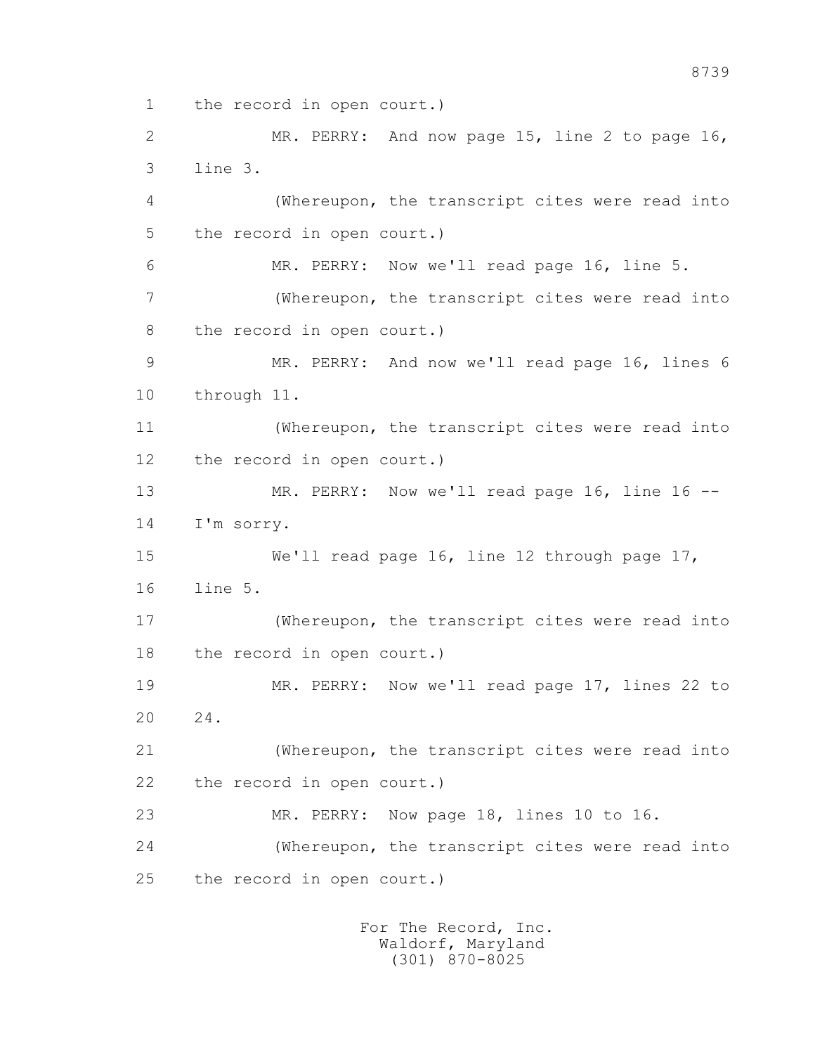the record in open court.)

MR. PERRY: And now page 15, line 2 to page 16, line 3.

(Whereupon, the transcript cites were read into the record in open court.)

MR. PERRY: Now we'll read page 16, line 5.

(Whereupon, the transcript cites were read into the record in open court.)

MR. PERRY: And now we'll read page 16, lines 6 through 11.

(Whereupon, the transcript cites were read into the record in open court.)

MR. PERRY: Now we'll read page 16, line 16 -- I'm sorry.

We'll read page 16, line 12 through page 17, line 5.

(Whereupon, the transcript cites were read into the record in open court.)

MR. PERRY: Now we'll read page 17, lines 22 to 24.

(Whereupon, the transcript cites were read into the record in open court.)

MR. PERRY: Now page 18, lines 10 to 16.

(Whereupon, the transcript cites were read into the record in open court.)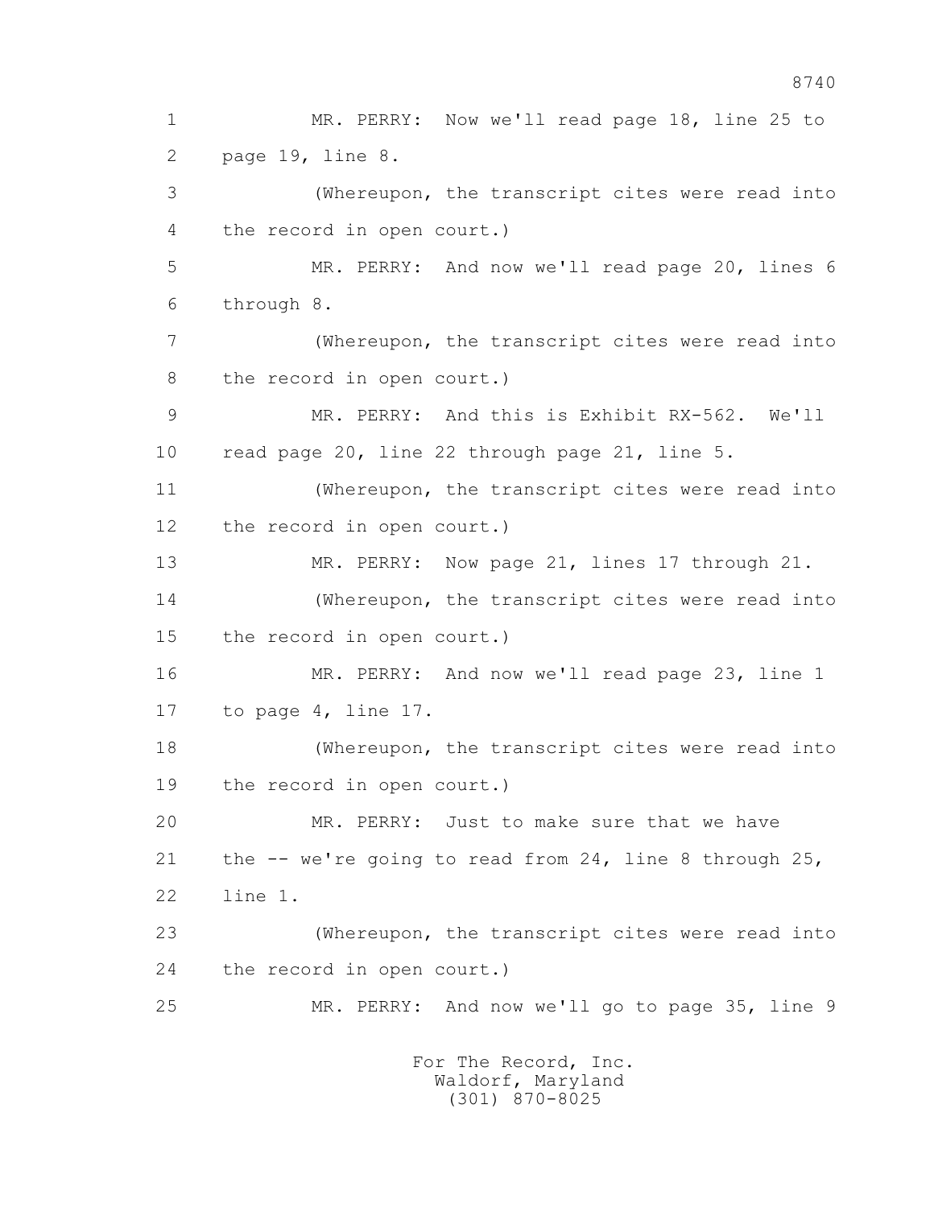1 MR. PERRY: Now we'll read page 18, line 25 to
2 page 19, line 8.
3 (Whereupon, the transcript cites were read into
4 the record in open court.)
5 MR. PERRY: And now we'll read page 20, lines 6
6 through 8.
7 (Whereupon, the transcript cites were read into
8 the record in open court.)
9 MR. PERRY: And this is Exhibit RX-562. We'll
10 read page 20, line 22 through page 21, line 5.
11 (Whereupon, the transcript cites were read into
12 the record in open court.)
13 MR. PERRY: Now page 21, lines 17 through 21.
14 (Whereupon, the transcript cites were read into
15 the record in open court.)
16 MR. PERRY: And now we'll read page 23, line 1
17 to page 4, line 17.
18 (Whereupon, the transcript cites were read into
19 the record in open court.)
20 MR. PERRY: Just to make sure that we have
21 the -- we're going to read from 24, line 8 through 25,
22 line 1.
23 (Whereupon, the transcript cites were read into
24 the record in open court.)
25 MR. PERRY: And now we'll go to page 35, line 9

For The Record, Inc.
Waldorf, Maryland
(301) 870-8025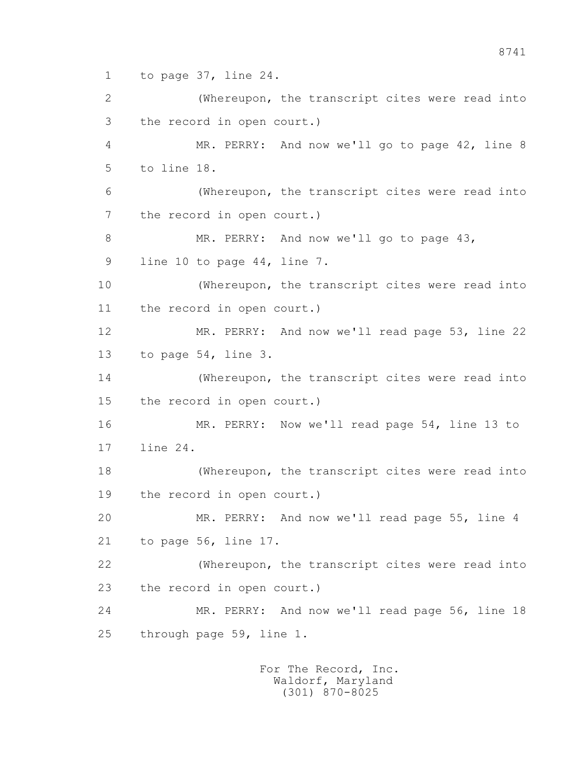to page 37, line 24.

(Whereupon, the transcript cites were read into the record in open court.)

MR. PERRY: And now we'll go to page 42, line 8 to line 18.

(Whereupon, the transcript cites were read into the record in open court.)

MR. PERRY: And now we'll go to page 43, line 10 to page 44, line 7.

(Whereupon, the transcript cites were read into the record in open court.)

MR. PERRY: And now we'll read page 53, line 22 to page 54, line 3.

(Whereupon, the transcript cites were read into the record in open court.)

MR. PERRY: Now we'll read page 54, line 13 to line 24.

(Whereupon, the transcript cites were read into the record in open court.)

MR. PERRY: And now we'll read page 55, line 4 to page 56, line 17.

(Whereupon, the transcript cites were read into the record in open court.)

MR. PERRY: And now we'll read page 56, line 18 through page 59, line 1.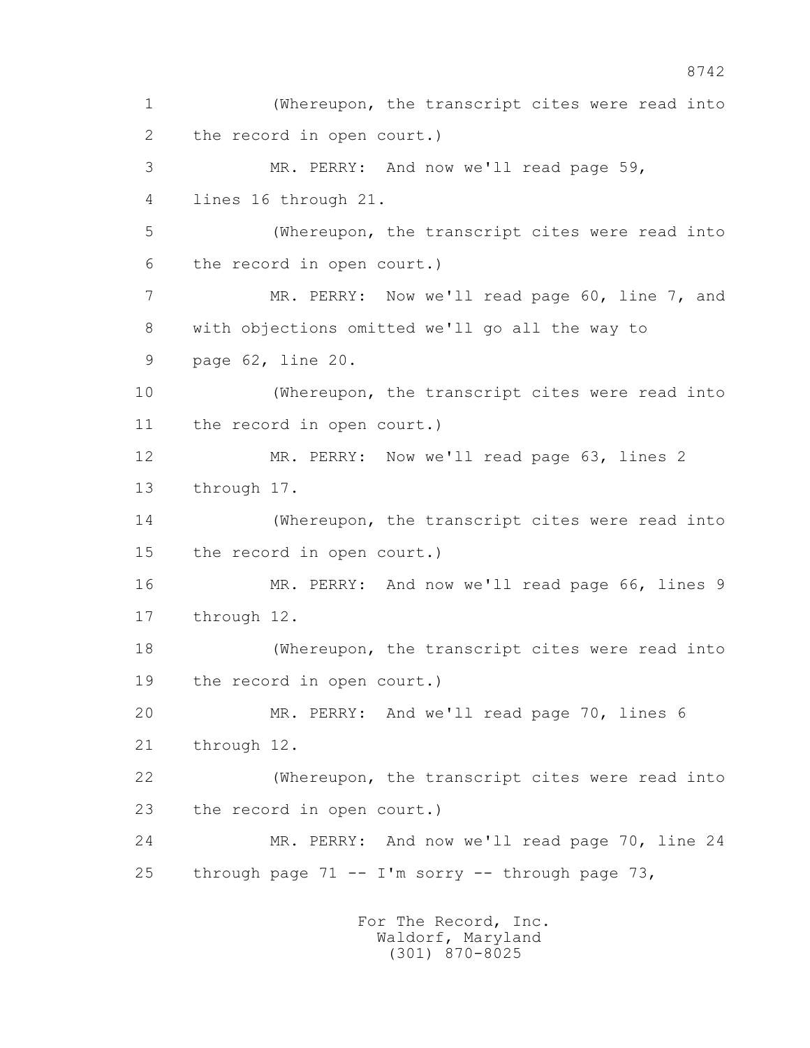1 (Whereupon, the transcript cites were read into
2 the record in open court.)
3 MR. PERRY: And now we'll read page 59,
4 lines 16 through 21.
5 (Whereupon, the transcript cites were read into
6 the record in open court.)
7 MR. PERRY: Now we'll read page 60, line 7, and
8 with objections omitted we'll go all the way to
9 page 62, line 20.
10 (Whereupon, the transcript cites were read into
11 the record in open court.)
12 MR. PERRY: Now we'll read page 63, lines 2
13 through 17.
14 (Whereupon, the transcript cites were read into
15 the record in open court.)
16 MR. PERRY: And now we'll read page 66, lines 9
17 through 12.
18 (Whereupon, the transcript cites were read into
19 the record in open court.)
20 MR. PERRY: And we'll read page 70, lines 6
21 through 12.
22 (Whereupon, the transcript cites were read into
23 the record in open court.)
24 MR. PERRY: And now we'll read page 70, line 24
25 through page 71 -- I'm sorry -- through page 73,

For The Record, Inc.
Waldorf, Maryland
(301) 870-8025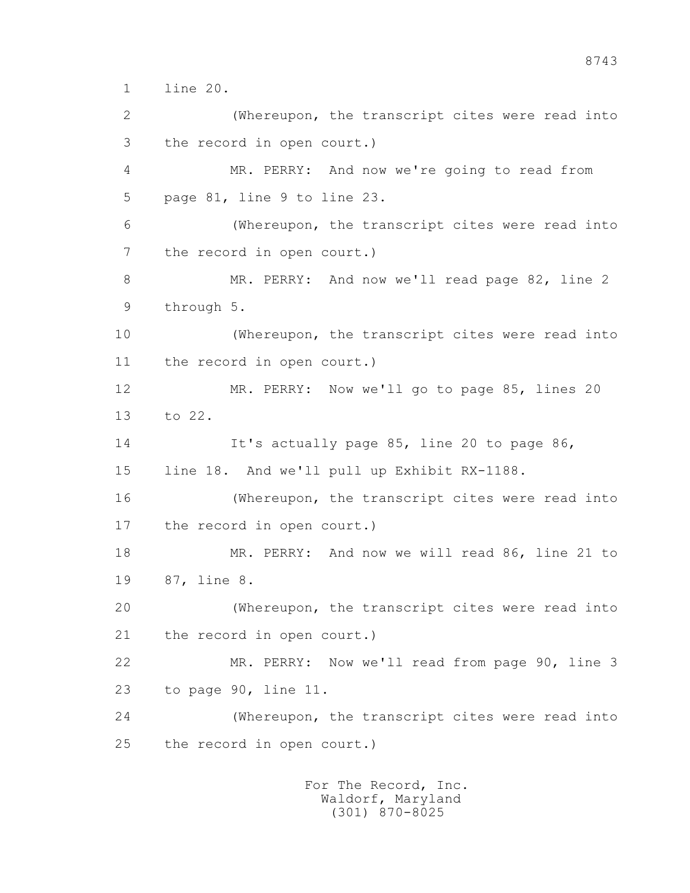line 20.

(Whereupon, the transcript cites were read into the record in open court.)

MR. PERRY: And now we're going to read from page 81, line 9 to line 23.

(Whereupon, the transcript cites were read into the record in open court.)

MR. PERRY: And now we'll read page 82, line 2 through 5.

(Whereupon, the transcript cites were read into the record in open court.)

MR. PERRY: Now we'll go to page 85, lines 20 to 22.

It's actually page 85, line 20 to page 86, line 18. And we'll pull up Exhibit RX-1188.

(Whereupon, the transcript cites were read into the record in open court.)

MR. PERRY: And now we will read 86, line 21 to 87, line 8.

(Whereupon, the transcript cites were read into the record in open court.)

MR. PERRY: Now we'll read from page 90, line 3 to page 90, line 11.

(Whereupon, the transcript cites were read into the record in open court.)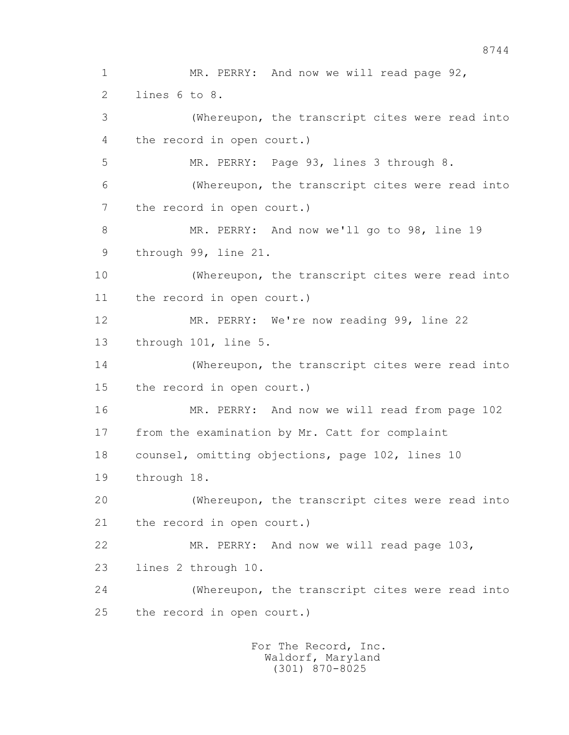1 MR. PERRY: And now we will read page 92,
2 lines 6 to 8.
3 (Whereupon, the transcript cites were read into
4 the record in open court.)
5 MR. PERRY: Page 93, lines 3 through 8.
6 (Whereupon, the transcript cites were read into
7 the record in open court.)
8 MR. PERRY: And now we'll go to 98, line 19
9 through 99, line 21.
10 (Whereupon, the transcript cites were read into
11 the record in open court.)
12 MR. PERRY: We're now reading 99, line 22
13 through 101, line 5.
14 (Whereupon, the transcript cites were read into
15 the record in open court.)
16 MR. PERRY: And now we will read from page 102
17 from the examination by Mr. Catt for complaint
18 counsel, omitting objections, page 102, lines 10
19 through 18.
20 (Whereupon, the transcript cites were read into
21 the record in open court.)
22 MR. PERRY: And now we will read page 103,
23 lines 2 through 10.
24 (Whereupon, the transcript cites were read into
25 the record in open court.)

For The Record, Inc.
Waldorf, Maryland
(301) 870-8025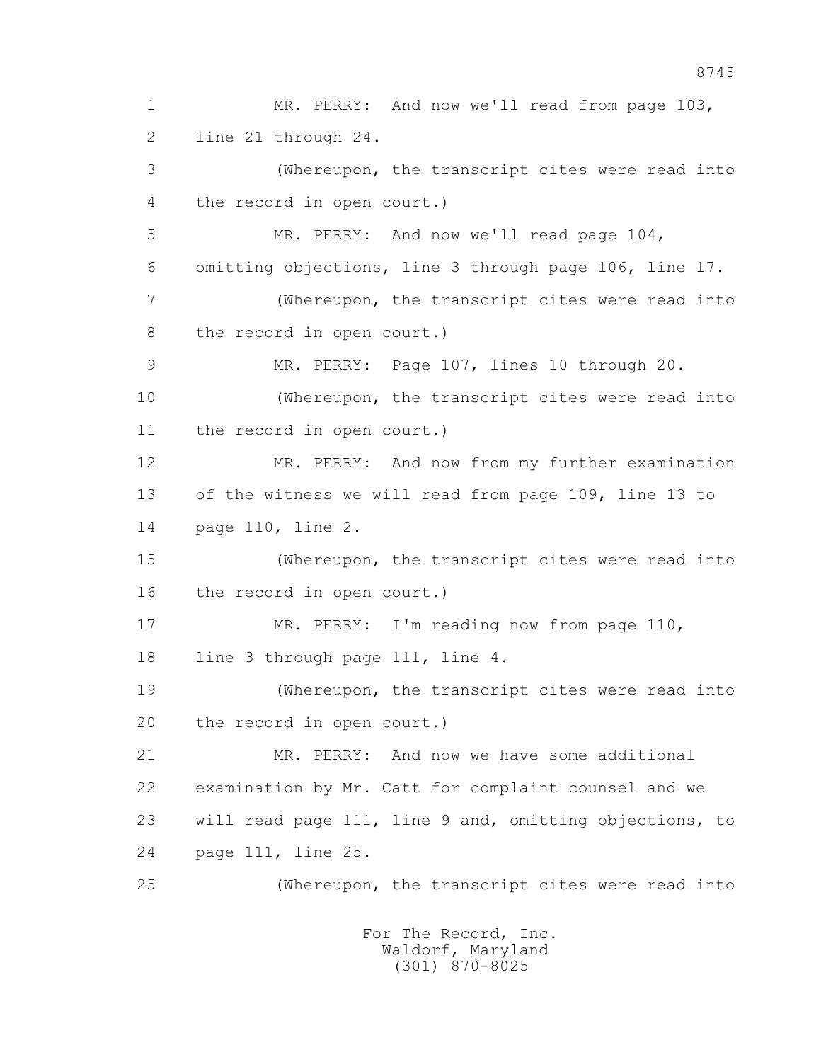1 MR. PERRY: And now we'll read from page 103,
2 line 21 through 24.
3 (Whereupon, the transcript cites were read into
4 the record in open court.)
5 MR. PERRY: And now we'll read page 104,
6 omitting objections, line 3 through page 106, line 17.
7 (Whereupon, the transcript cites were read into
8 the record in open court.)
9 MR. PERRY: Page 107, lines 10 through 20.
10 (Whereupon, the transcript cites were read into
11 the record in open court.)
12 MR. PERRY: And now from my further examination
13 of the witness we will read from page 109, line 13 to
14 page 110, line 2.
15 (Whereupon, the transcript cites were read into
16 the record in open court.)
17 MR. PERRY: I'm reading now from page 110,
18 line 3 through page 111, line 4.
19 (Whereupon, the transcript cites were read into
20 the record in open court.)
21 MR. PERRY: And now we have some additional
22 examination by Mr. Catt for complaint counsel and we
23 will read page 111, line 9 and, omitting objections, to
24 page 111, line 25.
25 (Whereupon, the transcript cites were read into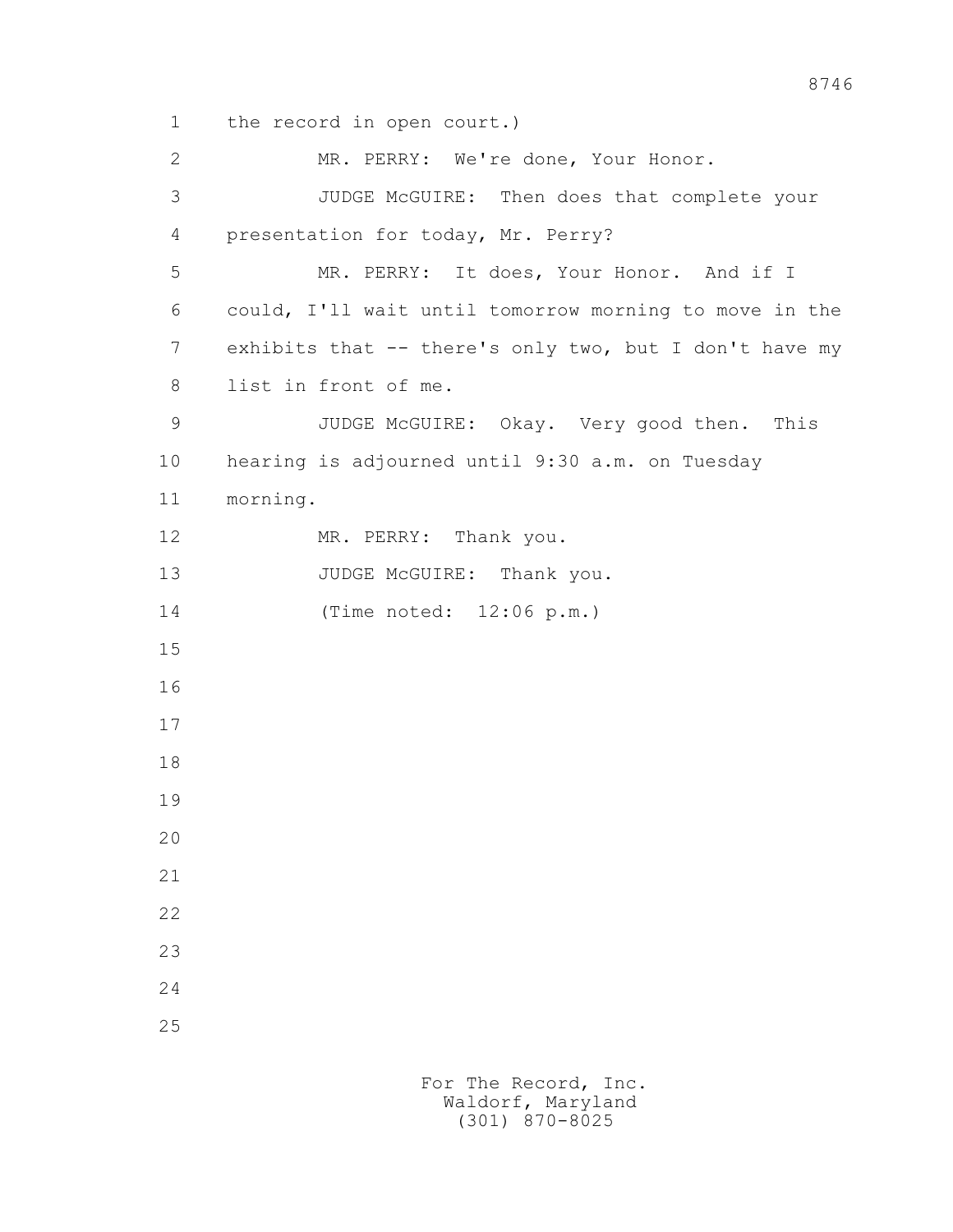the record in open court.)

MR. PERRY: We're done, Your Honor.

JUDGE McGUIRE: Then does that complete your presentation for today, Mr. Perry?

MR. PERRY: It does, Your Honor. And if I could, I'll wait until tomorrow morning to move in the exhibits that -- there's only two, but I don't have my list in front of me.

JUDGE McGUIRE: Okay. Very good then. This hearing is adjourned until 9:30 a.m. on Tuesday morning.

MR. PERRY: Thank you.

JUDGE McGUIRE: Thank you.

(Time noted: 12:06 p.m.)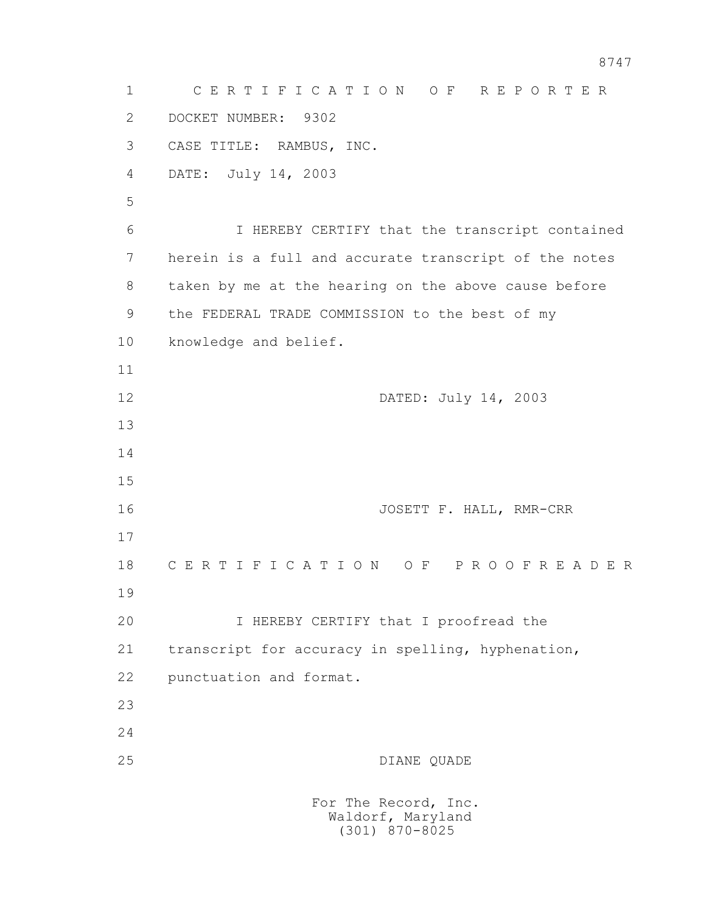# CERTIFICATION OF REPORTER

DOCKET NUMBER: 9302

CASE TITLE: RAMBUS, INC.

DATE: July 14, 2003

I HEREBY CERTIFY that the transcript contained herein is a full and accurate transcript of the notes taken by me at the hearing on the above cause before the FEDERAL TRADE COMMISSION to the best of my knowledge and belief.

DATED: July 14, 2003

JOSETT F. HALL, RMR-CRR

# CERTIFICATION OF PROOFREADER

I HEREBY CERTIFY that I proofread the transcript for accuracy in spelling, hyphenation, punctuation and format.

DIANE QUADE